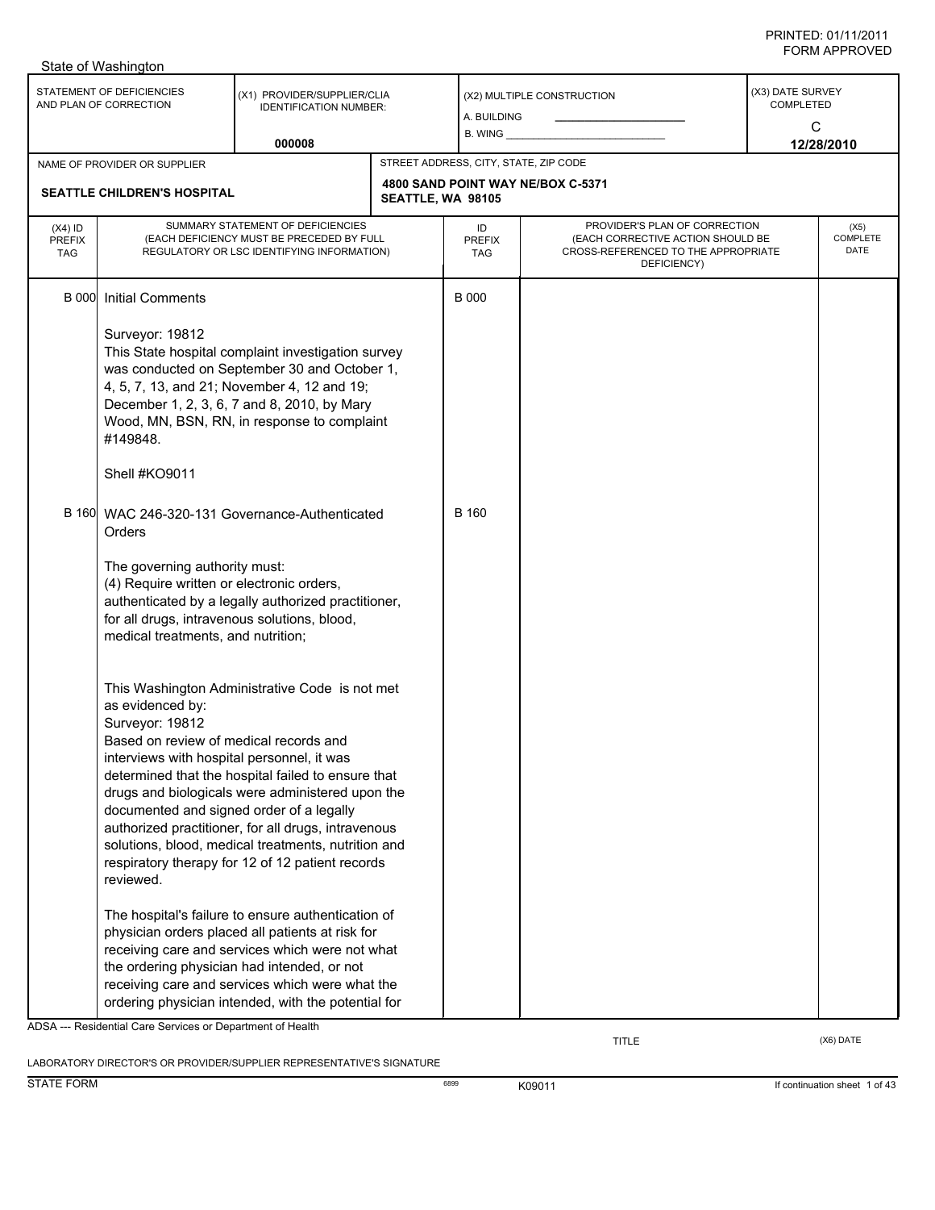PRINTED: 01/11/2011
FORM APPROVED

State of Washington

| STATEMENT OF DEFICIENCIES AND PLAN OF CORRECTION | (X1) PROVIDER/SUPPLIER/CLIA IDENTIFICATION NUMBER: | (X2) MULTIPLE CONSTRUCTION | (X3) DATE SURVEY COMPLETED |
|---|---|---|---|
| | 000008 | A. BUILDING ______ B. WING ______ | C 12/28/2010 |

| NAME OF PROVIDER OR SUPPLIER | STREET ADDRESS, CITY, STATE, ZIP CODE |
|---|---|
| SEATTLE CHILDREN'S HOSPITAL | 4800 SAND POINT WAY NE/BOX C-5371 SEATTLE, WA 98105 |

| (X4) ID PREFIX TAG | SUMMARY STATEMENT OF DEFICIENCIES (EACH DEFICIENCY MUST BE PRECEDED BY FULL REGULATORY OR LSC IDENTIFYING INFORMATION) | ID PREFIX TAG | PROVIDER'S PLAN OF CORRECTION (EACH CORRECTIVE ACTION SHOULD BE CROSS-REFERENCED TO THE APPROPRIATE DEFICIENCY) | (X5) COMPLETE DATE |
|---|---|---|---|---|
| B 000 | Initial Comments<br><br>Surveyor: 19812<br>This State hospital complaint investigation survey was conducted on September 30 and October 1, 4, 5, 7, 13, and 21; November 4, 12 and 19; December 1, 2, 3, 6, 7 and 8, 2010, by Mary Wood, MN, BSN, RN, in response to complaint #149848.<br><br>Shell #KO9011 | B 000 | | |
| B 160 | WAC 246-320-131 Governance-Authenticated Orders<br><br>The governing authority must:<br>(4) Require written or electronic orders, authenticated by a legally authorized practitioner, for all drugs, intravenous solutions, blood, medical treatments, and nutrition;<br><br>This Washington Administrative Code is not met as evidenced by:<br>Surveyor: 19812<br>Based on review of medical records and interviews with hospital personnel, it was determined that the hospital failed to ensure that drugs and biologicals were administered upon the documented and signed order of a legally authorized practitioner, for all drugs, intravenous solutions, blood, medical treatments, nutrition and respiratory therapy for 12 of 12 patient records reviewed.<br><br>The hospital's failure to ensure authentication of physician orders placed all patients at risk for receiving care and services which were not what the ordering physician had intended, or not receiving care and services which were what the ordering physician intended, with the potential for | B 160 | | |

ADSA --- Residential Care Services or Department of Health

LABORATORY DIRECTOR'S OR PROVIDER/SUPPLIER REPRESENTATIVE'S SIGNATURE | TITLE | (X6) DATE

STATE FORM 6899 K09011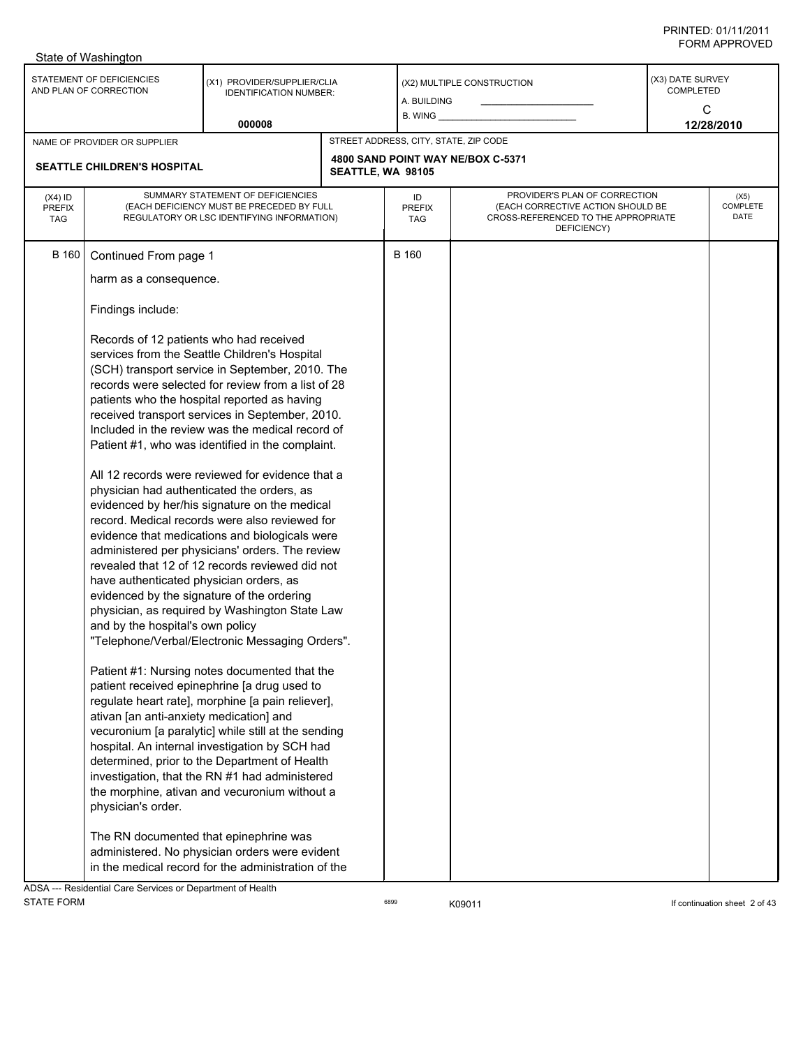State of Washington

| STATEMENT OF DEFICIENCIES AND PLAN OF CORRECTION | (X1) PROVIDER/SUPPLIER/CLIA IDENTIFICATION NUMBER: 000008 | (X2) MULTIPLE CONSTRUCTION A. BUILDING B. WING | (X3) DATE SURVEY COMPLETED C 12/28/2010 |
|---|---|---|---|

| NAME OF PROVIDER OR SUPPLIER | STREET ADDRESS, CITY, STATE, ZIP CODE |
|---|---|
| SEATTLE CHILDREN'S HOSPITAL | 4800 SAND POINT WAY NE/BOX C-5371 SEATTLE, WA 98105 |

| (X4) ID PREFIX TAG | SUMMARY STATEMENT OF DEFICIENCIES (EACH DEFICIENCY MUST BE PRECEDED BY FULL REGULATORY OR LSC IDENTIFYING INFORMATION) | ID PREFIX TAG | PROVIDER'S PLAN OF CORRECTION (EACH CORRECTIVE ACTION SHOULD BE CROSS-REFERENCED TO THE APPROPRIATE DEFICIENCY) | (X5) COMPLETE DATE |
|---|---|---|---|---|
| B 160 | Continued From page 1 | B 160 | | |

harm as a consequence.

Findings include:

Records of 12 patients who had received services from the Seattle Children's Hospital (SCH) transport service in September, 2010. The records were selected for review from a list of 28 patients who the hospital reported as having received transport services in September, 2010. Included in the review was the medical record of Patient #1, who was identified in the complaint.

All 12 records were reviewed for evidence that a physician had authenticated the orders, as evidenced by her/his signature on the medical record. Medical records were also reviewed for evidence that medications and biologicals were administered per physicians' orders. The review revealed that 12 of 12 records reviewed did not have authenticated physician orders, as evidenced by the signature of the ordering physician, as required by Washington State Law and by the hospital's own policy "Telephone/Verbal/Electronic Messaging Orders".

Patient #1: Nursing notes documented that the patient received epinephrine [a drug used to regulate heart rate], morphine [a pain reliever], ativan [an anti-anxiety medication] and vecuronium [a paralytic] while still at the sending hospital. An internal investigation by SCH had determined, prior to the Department of Health investigation, that the RN #1 had administered the morphine, ativan and vecuronium without a physician's order.

The RN documented that epinephrine was administered. No physician orders were evident in the medical record for the administration of the

ADSA --- Residential Care Services or Department of Health
STATE FORM 6899 K09011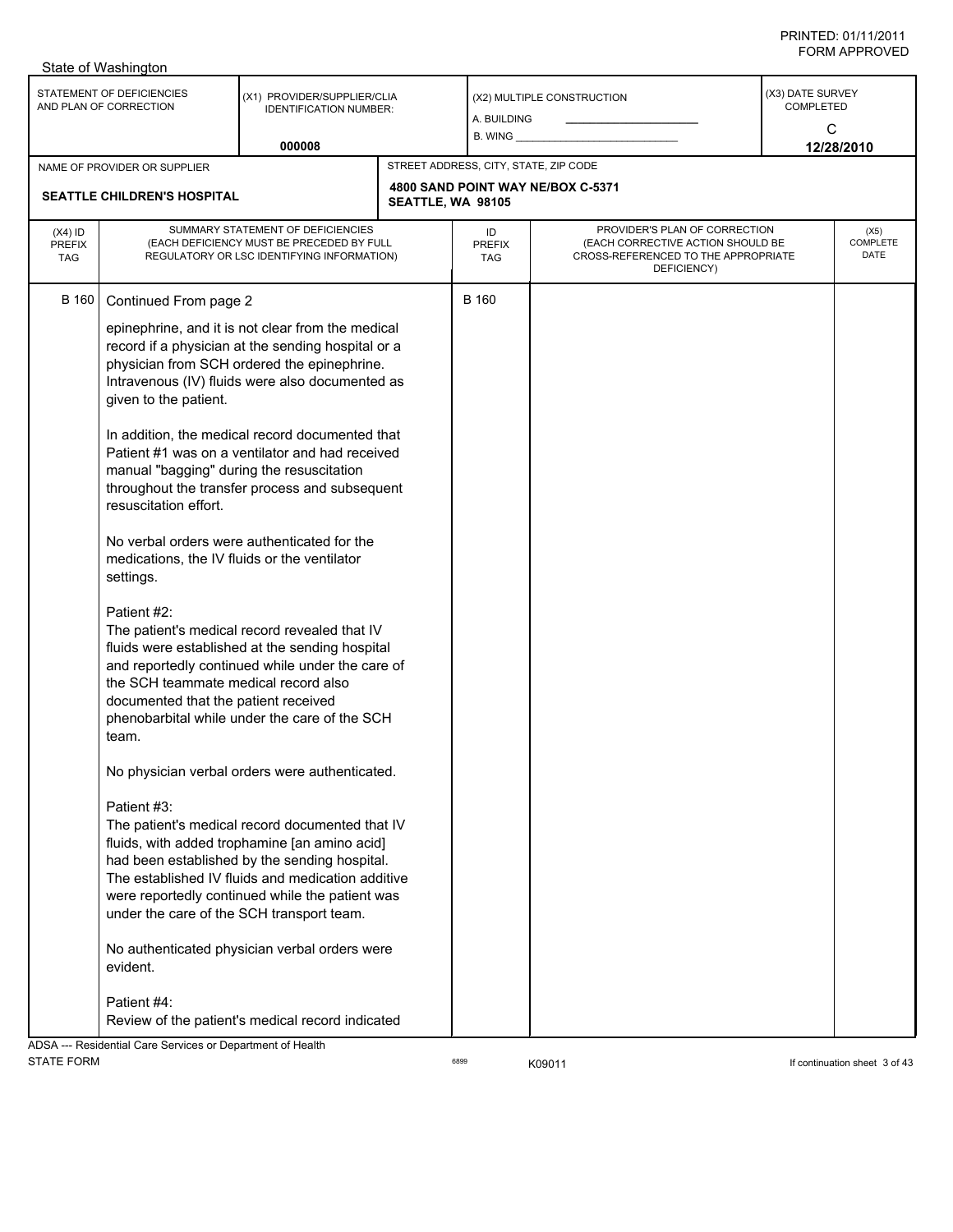PRINTED: 01/11/2011
FORM APPROVED

State of Washington

| STATEMENT OF DEFICIENCIES AND PLAN OF CORRECTION | (X1) PROVIDER/SUPPLIER/CLIA IDENTIFICATION NUMBER: 000008 | (X2) MULTIPLE CONSTRUCTION A. BUILDING B. WING | (X3) DATE SURVEY COMPLETED C 12/28/2010 |
|---|---|---|---|

| NAME OF PROVIDER OR SUPPLIER | STREET ADDRESS, CITY, STATE, ZIP CODE |
|---|---|
| SEATTLE CHILDREN'S HOSPITAL | 4800 SAND POINT WAY NE/BOX C-5371 SEATTLE, WA 98105 |

| (X4) ID PREFIX TAG | SUMMARY STATEMENT OF DEFICIENCIES (EACH DEFICIENCY MUST BE PRECEDED BY FULL REGULATORY OR LSC IDENTIFYING INFORMATION) | ID PREFIX TAG | PROVIDER'S PLAN OF CORRECTION (EACH CORRECTIVE ACTION SHOULD BE CROSS-REFERENCED TO THE APPROPRIATE DEFICIENCY) | (X5) COMPLETE DATE |
|---|---|---|---|---|
| B 160 | Continued From page 2 | B 160 | | |

epinephrine, and it is not clear from the medical record if a physician at the sending hospital or a physician from SCH ordered the epinephrine. Intravenous (IV) fluids were also documented as given to the patient.

In addition, the medical record documented that Patient #1 was on a ventilator and had received manual "bagging" during the resuscitation throughout the transfer process and subsequent resuscitation effort.

No verbal orders were authenticated for the medications, the IV fluids or the ventilator settings.

Patient #2:
The patient's medical record revealed that IV fluids were established at the sending hospital and reportedly continued while under the care of the SCH teammate medical record also documented that the patient received phenobarbital while under the care of the SCH team.

No physician verbal orders were authenticated.

Patient #3:
The patient's medical record documented that IV fluids, with added trophamine [an amino acid] had been established by the sending hospital. The established IV fluids and medication additive were reportedly continued while the patient was under the care of the SCH transport team.

No authenticated physician verbal orders were evident.

Patient #4:
Review of the patient's medical record indicated

ADSA --- Residential Care Services or Department of Health
STATE FORM 6899 K09011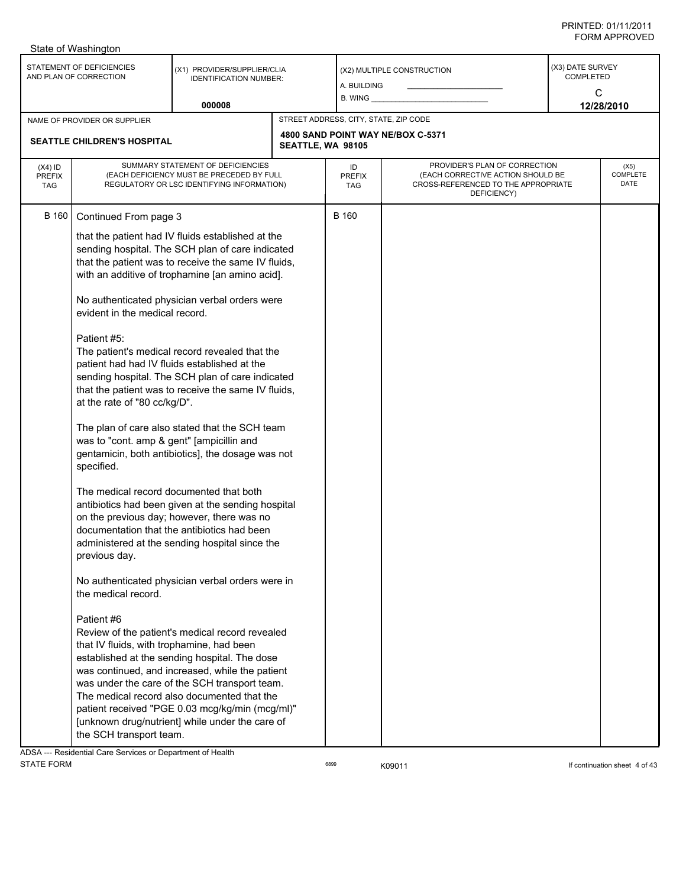State of Washington

| STATEMENT OF DEFICIENCIES AND PLAN OF CORRECTION | (X1) PROVIDER/SUPPLIER/CLIA IDENTIFICATION NUMBER: 000008 | (X2) MULTIPLE CONSTRUCTION A. BUILDING B. WING | (X3) DATE SURVEY COMPLETED C 12/28/2010 |
|---|---|---|---|

| NAME OF PROVIDER OR SUPPLIER | STREET ADDRESS, CITY, STATE, ZIP CODE |
|---|---|
| SEATTLE CHILDREN'S HOSPITAL | 4800 SAND POINT WAY NE/BOX C-5371 SEATTLE, WA 98105 |

| (X4) ID PREFIX TAG | SUMMARY STATEMENT OF DEFICIENCIES (EACH DEFICIENCY MUST BE PRECEDED BY FULL REGULATORY OR LSC IDENTIFYING INFORMATION) | ID PREFIX TAG | PROVIDER'S PLAN OF CORRECTION (EACH CORRECTIVE ACTION SHOULD BE CROSS-REFERENCED TO THE APPROPRIATE DEFICIENCY) | (X5) COMPLETE DATE |
|---|---|---|---|---|
| B 160 | Continued From page 3 | B 160 | | |

that the patient had IV fluids established at the sending hospital. The SCH plan of care indicated that the patient was to receive the same IV fluids, with an additive of trophamine [an amino acid].

No authenticated physician verbal orders were evident in the medical record.

Patient #5:
The patient's medical record revealed that the patient had had IV fluids established at the sending hospital. The SCH plan of care indicated that the patient was to receive the same IV fluids, at the rate of "80 cc/kg/D".

The plan of care also stated that the SCH team was to "cont. amp & gent" [ampicillin and gentamicin, both antibiotics], the dosage was not specified.

The medical record documented that both antibiotics had been given at the sending hospital on the previous day; however, there was no documentation that the antibiotics had been administered at the sending hospital since the previous day.

No authenticated physician verbal orders were in the medical record.

Patient #6
Review of the patient's medical record revealed that IV fluids, with trophamine, had been established at the sending hospital. The dose was continued, and increased, while the patient was under the care of the SCH transport team. The medical record also documented that the patient received "PGE 0.03 mcg/kg/min (mcg/ml)" [unknown drug/nutrient] while under the care of the SCH transport team.

ADSA --- Residential Care Services or Department of Health
STATE FORM 6899 K09011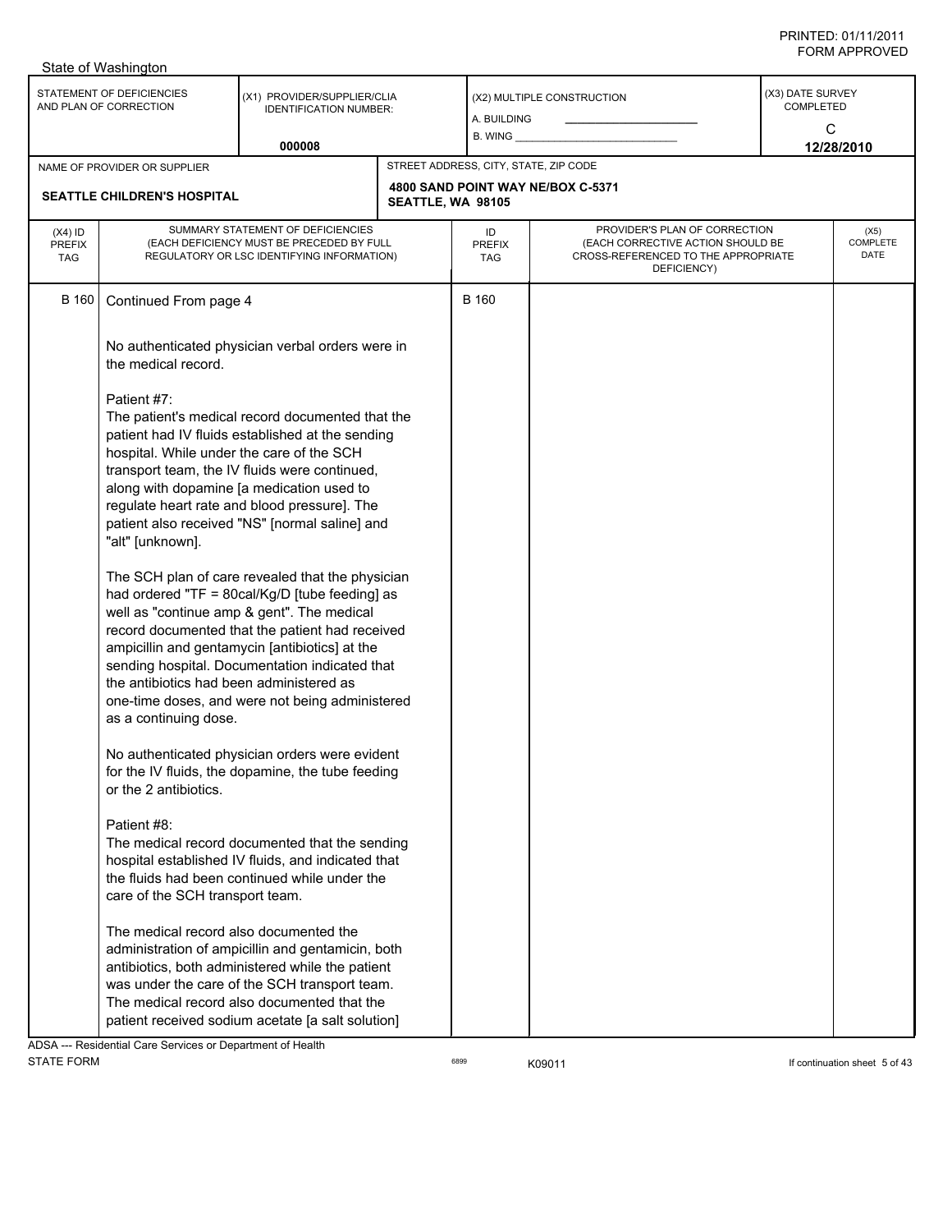State of Washington

| STATEMENT OF DEFICIENCIES AND PLAN OF CORRECTION | (X1) PROVIDER/SUPPLIER/CLIA IDENTIFICATION NUMBER: | (X2) MULTIPLE CONSTRUCTION | (X3) DATE SURVEY COMPLETED |
|---|---|---|---|
| | 000008 | A. BUILDING<br>B. WING | C<br>12/28/2010 |

| NAME OF PROVIDER OR SUPPLIER | STREET ADDRESS, CITY, STATE, ZIP CODE |
|---|---|
| SEATTLE CHILDREN'S HOSPITAL | 4800 SAND POINT WAY NE/BOX C-5371<br>SEATTLE, WA 98105 |

| (X4) ID PREFIX TAG | SUMMARY STATEMENT OF DEFICIENCIES (EACH DEFICIENCY MUST BE PRECEDED BY FULL REGULATORY OR LSC IDENTIFYING INFORMATION) | ID PREFIX TAG | PROVIDER'S PLAN OF CORRECTION (EACH CORRECTIVE ACTION SHOULD BE CROSS-REFERENCED TO THE APPROPRIATE DEFICIENCY) | (X5) COMPLETE DATE |
|---|---|---|---|---|
| B 160 | Continued From page 4 | B 160 | | |

No authenticated physician verbal orders were in the medical record.

Patient #7:
The patient's medical record documented that the patient had IV fluids established at the sending hospital. While under the care of the SCH transport team, the IV fluids were continued, along with dopamine [a medication used to regulate heart rate and blood pressure]. The patient also received "NS" [normal saline] and "alt" [unknown].

The SCH plan of care revealed that the physician had ordered "TF = 80cal/Kg/D [tube feeding] as well as "continue amp & gent". The medical record documented that the patient had received ampicillin and gentamycin [antibiotics] at the sending hospital. Documentation indicated that the antibiotics had been administered as one-time doses, and were not being administered as a continuing dose.

No authenticated physician orders were evident for the IV fluids, the dopamine, the tube feeding or the 2 antibiotics.

Patient #8:
The medical record documented that the sending hospital established IV fluids, and indicated that the fluids had been continued while under the care of the SCH transport team.

The medical record also documented the administration of ampicillin and gentamicin, both antibiotics, both administered while the patient was under the care of the SCH transport team. The medical record also documented that the patient received sodium acetate [a salt solution]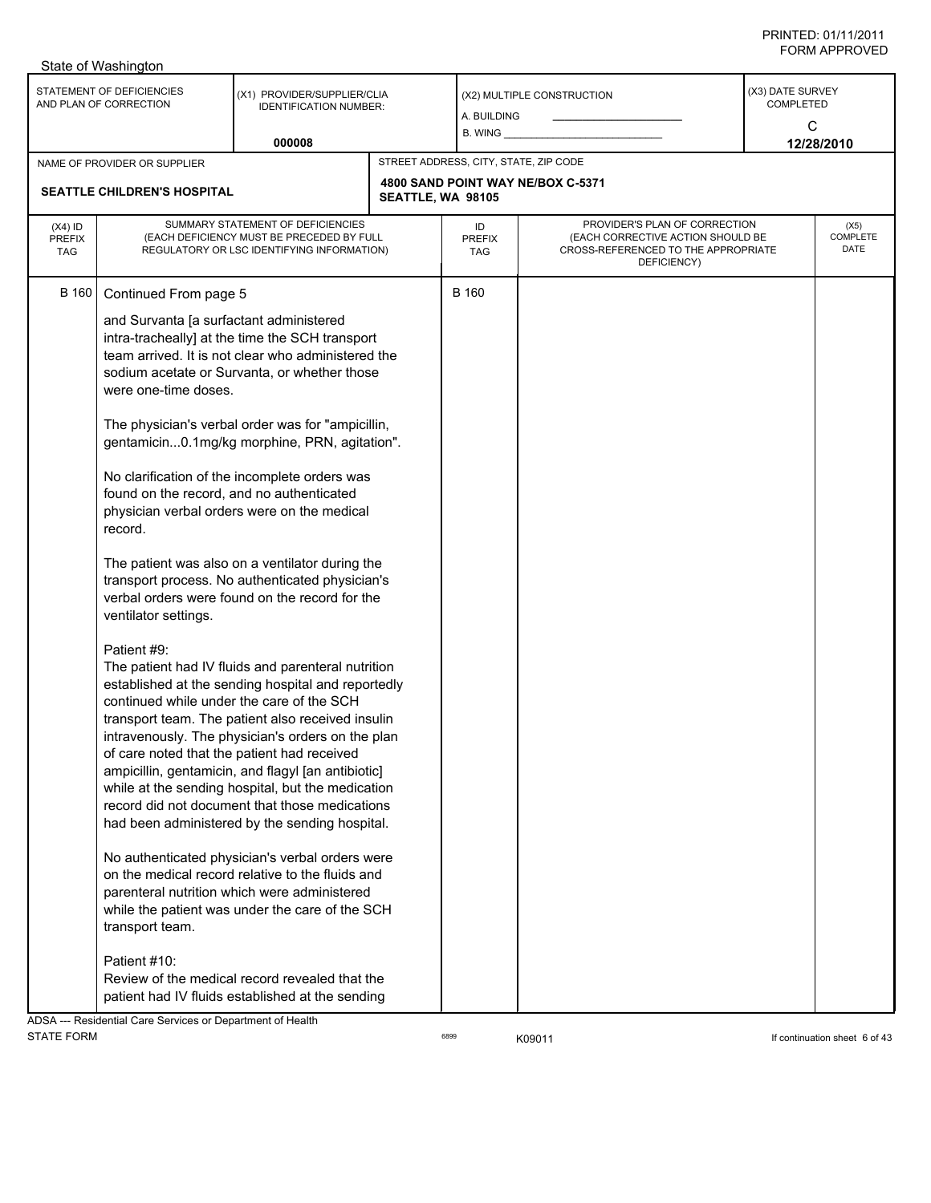State of Washington

| STATEMENT OF DEFICIENCIES AND PLAN OF CORRECTION | (X1) PROVIDER/SUPPLIER/CLIA IDENTIFICATION NUMBER: | (X2) MULTIPLE CONSTRUCTION | (X3) DATE SURVEY COMPLETED |
|---|---|---|---|
| | 000008 | A. BUILDING B. WING | C 12/28/2010 |

| NAME OF PROVIDER OR SUPPLIER | STREET ADDRESS, CITY, STATE, ZIP CODE |
|---|---|
| SEATTLE CHILDREN'S HOSPITAL | 4800 SAND POINT WAY NE/BOX C-5371 SEATTLE, WA 98105 |

| (X4) ID PREFIX TAG | SUMMARY STATEMENT OF DEFICIENCIES (EACH DEFICIENCY MUST BE PRECEDED BY FULL REGULATORY OR LSC IDENTIFYING INFORMATION) | ID PREFIX TAG | PROVIDER'S PLAN OF CORRECTION (EACH CORRECTIVE ACTION SHOULD BE CROSS-REFERENCED TO THE APPROPRIATE DEFICIENCY) | (X5) COMPLETE DATE |
|---|---|---|---|---|
| B 160 | Continued From page 5 | B 160 | | |

and Survanta [a surfactant administered intra-tracheally] at the time the SCH transport team arrived. It is not clear who administered the sodium acetate or Survanta, or whether those were one-time doses.

The physician's verbal order was for "ampicillin, gentamicin...0.1mg/kg morphine, PRN, agitation".

No clarification of the incomplete orders was found on the record, and no authenticated physician verbal orders were on the medical record.

The patient was also on a ventilator during the transport process. No authenticated physician's verbal orders were found on the record for the ventilator settings.

Patient #9:
The patient had IV fluids and parenteral nutrition established at the sending hospital and reportedly continued while under the care of the SCH transport team. The patient also received insulin intravenously. The physician's orders on the plan of care noted that the patient had received ampicillin, gentamicin, and flagyl [an antibiotic] while at the sending hospital, but the medication record did not document that those medications had been administered by the sending hospital.

No authenticated physician's verbal orders were on the medical record relative to the fluids and parenteral nutrition which were administered while the patient was under the care of the SCH transport team.

Patient #10:
Review of the medical record revealed that the patient had IV fluids established at the sending

ADSA --- Residential Care Services or Department of Health
STATE FORM 6899 K09011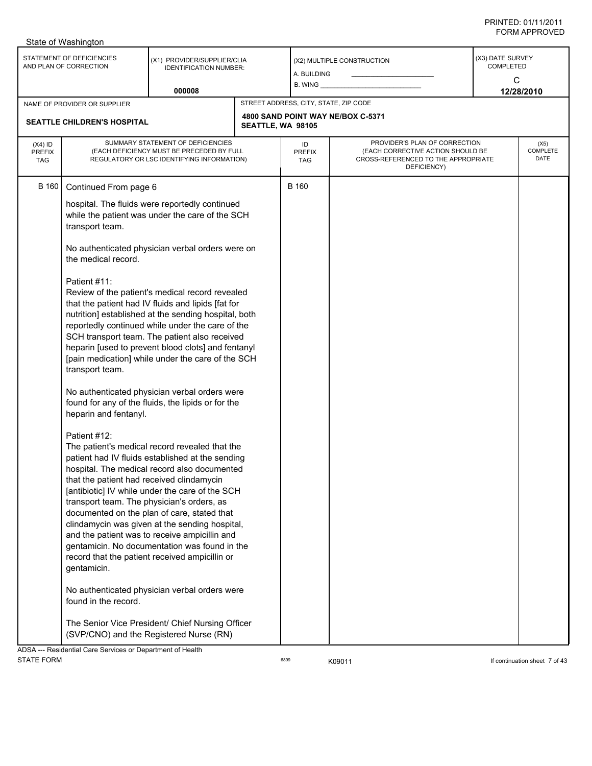PRINTED: 01/11/2011
FORM APPROVED

State of Washington

| STATEMENT OF DEFICIENCIES AND PLAN OF CORRECTION | (X1) PROVIDER/SUPPLIER/CLIA IDENTIFICATION NUMBER: 000008 | (X2) MULTIPLE CONSTRUCTION A. BUILDING B. WING | (X3) DATE SURVEY COMPLETED C 12/28/2010 |
|---|---|---|---|

| NAME OF PROVIDER OR SUPPLIER | STREET ADDRESS, CITY, STATE, ZIP CODE |
|---|---|
| SEATTLE CHILDREN'S HOSPITAL | 4800 SAND POINT WAY NE/BOX C-5371 SEATTLE, WA 98105 |

| (X4) ID PREFIX TAG | SUMMARY STATEMENT OF DEFICIENCIES (EACH DEFICIENCY MUST BE PRECEDED BY FULL REGULATORY OR LSC IDENTIFYING INFORMATION) | ID PREFIX TAG | PROVIDER'S PLAN OF CORRECTION (EACH CORRECTIVE ACTION SHOULD BE CROSS-REFERENCED TO THE APPROPRIATE DEFICIENCY) | (X5) COMPLETE DATE |
|---|---|---|---|---|
| B 160 | Continued From page 6 | B 160 | | |

hospital. The fluids were reportedly continued while the patient was under the care of the SCH transport team.

No authenticated physician verbal orders were on the medical record.

Patient #11:
Review of the patient's medical record revealed that the patient had IV fluids and lipids [fat for nutrition] established at the sending hospital, both reportedly continued while under the care of the SCH transport team. The patient also received heparin [used to prevent blood clots] and fentanyl [pain medication] while under the care of the SCH transport team.

No authenticated physician verbal orders were found for any of the fluids, the lipids or for the heparin and fentanyl.

Patient #12:
The patient's medical record revealed that the patient had IV fluids established at the sending hospital. The medical record also documented that the patient had received clindamycin [antibiotic] IV while under the care of the SCH transport team. The physician's orders, as documented on the plan of care, stated that clindamycin was given at the sending hospital, and the patient was to receive ampicillin and gentamicin. No documentation was found in the record that the patient received ampicillin or gentamicin.

No authenticated physician verbal orders were found in the record.

The Senior Vice President/ Chief Nursing Officer (SVP/CNO) and the Registered Nurse (RN)

ADSA --- Residential Care Services or Department of Health
STATE FORM 6899 K09011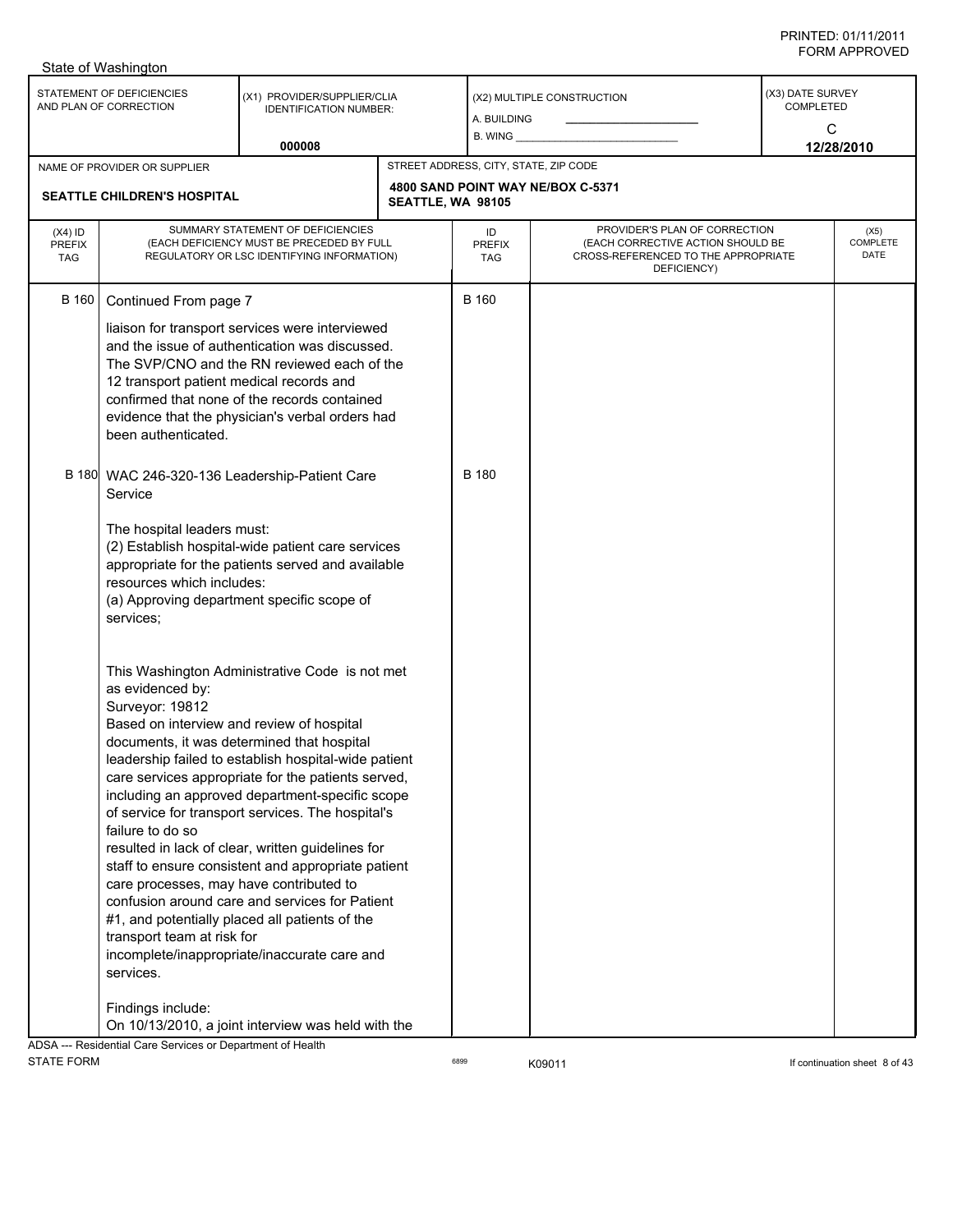State of Washington

| STATEMENT OF DEFICIENCIES AND PLAN OF CORRECTION | (X1) PROVIDER/SUPPLIER/CLIA IDENTIFICATION NUMBER: | (X2) MULTIPLE CONSTRUCTION | (X3) DATE SURVEY COMPLETED |
|---|---|---|---|
| | 000008 | A. BUILDING ___ B. WING ___ | C 12/28/2010 |

| NAME OF PROVIDER OR SUPPLIER | STREET ADDRESS, CITY, STATE, ZIP CODE |
|---|---|
| SEATTLE CHILDREN'S HOSPITAL | 4800 SAND POINT WAY NE/BOX C-5371 SEATTLE, WA 98105 |

| (X4) ID PREFIX TAG | SUMMARY STATEMENT OF DEFICIENCIES (EACH DEFICIENCY MUST BE PRECEDED BY FULL REGULATORY OR LSC IDENTIFYING INFORMATION) | ID PREFIX TAG | PROVIDER'S PLAN OF CORRECTION (EACH CORRECTIVE ACTION SHOULD BE CROSS-REFERENCED TO THE APPROPRIATE DEFICIENCY) | (X5) COMPLETE DATE |
|---|---|---|---|---|
| B 160 | Continued From page 7 | B 160 | | |
| | liaison for transport services were interviewed and the issue of authentication was discussed. The SVP/CNO and the RN reviewed each of the 12 transport patient medical records and confirmed that none of the records contained evidence that the physician's verbal orders had been authenticated. | | | |
| B 180 | WAC 246-320-136 Leadership-Patient Care Service | B 180 | | |
| | The hospital leaders must: (2) Establish hospital-wide patient care services appropriate for the patients served and available resources which includes: (a) Approving department specific scope of services; | | | |
| | This Washington Administrative Code is not met as evidenced by: Surveyor: 19812 Based on interview and review of hospital documents, it was determined that hospital leadership failed to establish hospital-wide patient care services appropriate for the patients served, including an approved department-specific scope of service for transport services. The hospital's failure to do so resulted in lack of clear, written guidelines for staff to ensure consistent and appropriate patient care processes, may have contributed to confusion around care and services for Patient #1, and potentially placed all patients of the transport team at risk for incomplete/inappropriate/inaccurate care and services. | | | |
| | Findings include: On 10/13/2010, a joint interview was held with the | | | |

ADSA --- Residential Care Services or Department of Health
STATE FORM 6899 K09011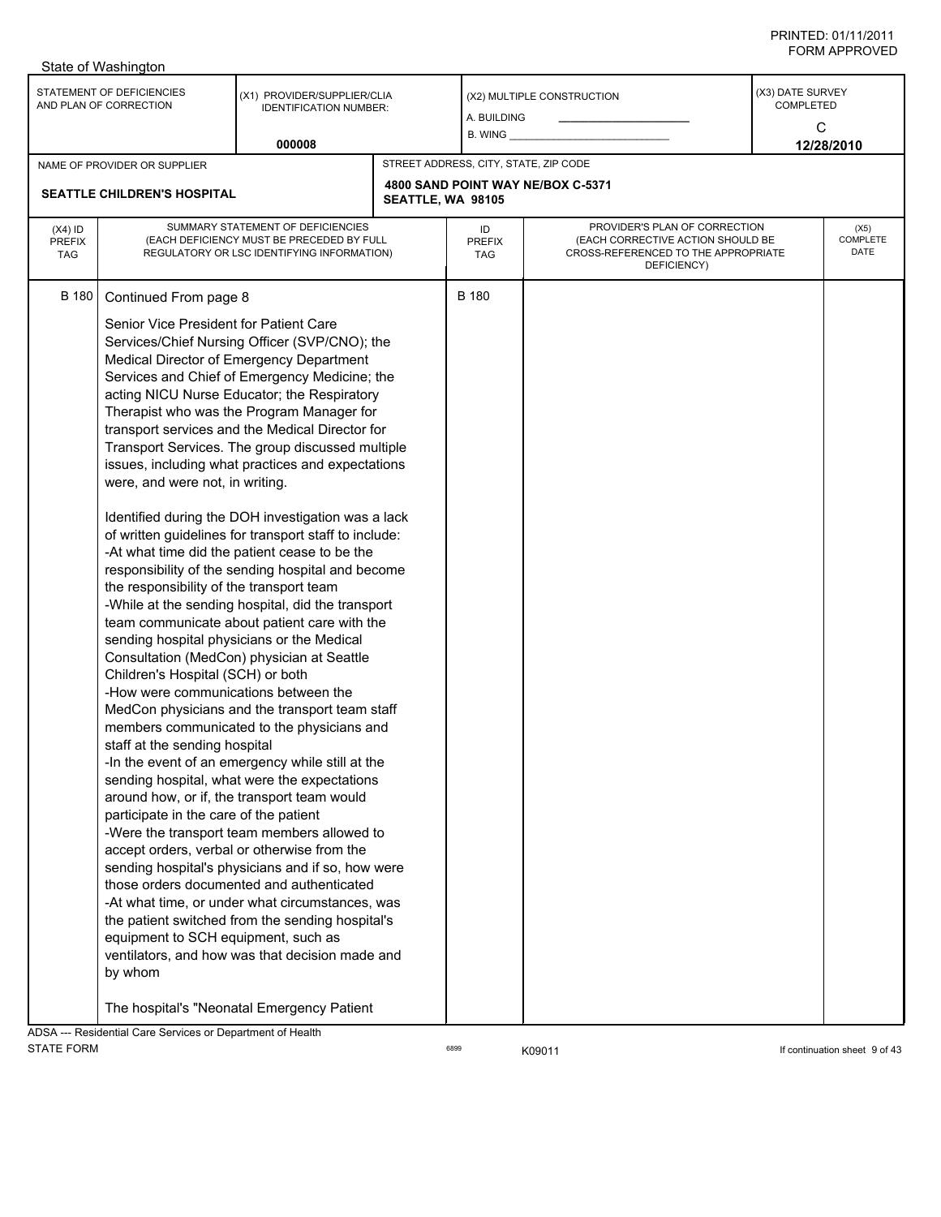State of Washington

| STATEMENT OF DEFICIENCIES AND PLAN OF CORRECTION | (X1) PROVIDER/SUPPLIER/CLIA IDENTIFICATION NUMBER: 000008 | (X2) MULTIPLE CONSTRUCTION A. BUILDING B. WING | (X3) DATE SURVEY COMPLETED C 12/28/2010 |
|---|---|---|---|

| NAME OF PROVIDER OR SUPPLIER | STREET ADDRESS, CITY, STATE, ZIP CODE |
|---|---|
| SEATTLE CHILDREN'S HOSPITAL | 4800 SAND POINT WAY NE/BOX C-5371 SEATTLE, WA 98105 |

| (X4) ID PREFIX TAG | SUMMARY STATEMENT OF DEFICIENCIES (EACH DEFICIENCY MUST BE PRECEDED BY FULL REGULATORY OR LSC IDENTIFYING INFORMATION) | ID PREFIX TAG | PROVIDER'S PLAN OF CORRECTION (EACH CORRECTIVE ACTION SHOULD BE CROSS-REFERENCED TO THE APPROPRIATE DEFICIENCY) | (X5) COMPLETE DATE |
|---|---|---|---|---|
| B 180 | Continued From page 8 | B 180 | | |

Senior Vice President for Patient Care Services/Chief Nursing Officer (SVP/CNO); the Medical Director of Emergency Department Services and Chief of Emergency Medicine; the acting NICU Nurse Educator; the Respiratory Therapist who was the Program Manager for transport services and the Medical Director for Transport Services. The group discussed multiple issues, including what practices and expectations were, and were not, in writing.

Identified during the DOH investigation was a lack of written guidelines for transport staff to include:
-At what time did the patient cease to be the responsibility of the sending hospital and become the responsibility of the transport team
-While at the sending hospital, did the transport team communicate about patient care with the sending hospital physicians or the Medical Consultation (MedCon) physician at Seattle Children's Hospital (SCH) or both
-How were communications between the MedCon physicians and the transport team staff members communicated to the physicians and staff at the sending hospital
-In the event of an emergency while still at the sending hospital, what were the expectations around how, or if, the transport team would participate in the care of the patient
-Were the transport team members allowed to accept orders, verbal or otherwise from the sending hospital's physicians and if so, how were those orders documented and authenticated
-At what time, or under what circumstances, was the patient switched from the sending hospital's equipment to SCH equipment, such as ventilators, and how was that decision made and by whom

The hospital's "Neonatal Emergency Patient

ADSA --- Residential Care Services or Department of Health
STATE FORM 6899 K09011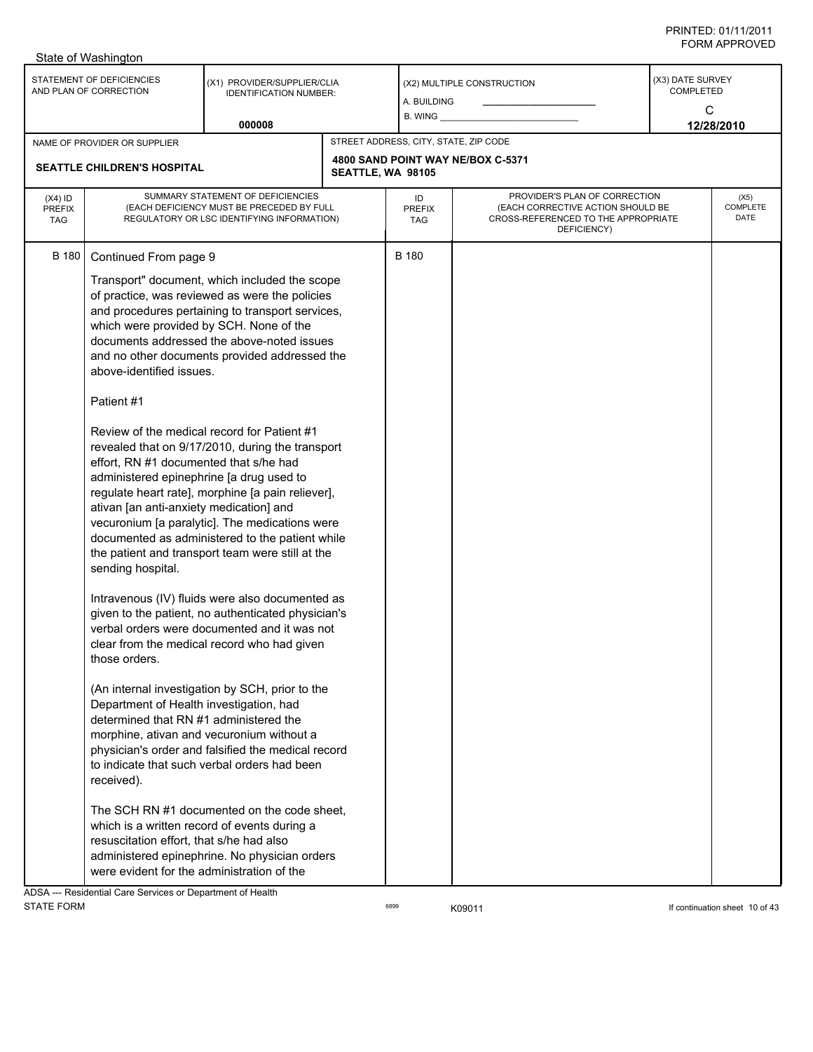State of Washington

| STATEMENT OF DEFICIENCIES AND PLAN OF CORRECTION | (X1) PROVIDER/SUPPLIER/CLIA IDENTIFICATION NUMBER: 000008 | (X2) MULTIPLE CONSTRUCTION A. BUILDING B. WING | (X3) DATE SURVEY COMPLETED C 12/28/2010 |
|---|---|---|---|

| NAME OF PROVIDER OR SUPPLIER | STREET ADDRESS, CITY, STATE, ZIP CODE |
|---|---|
| SEATTLE CHILDREN'S HOSPITAL | 4800 SAND POINT WAY NE/BOX C-5371 SEATTLE, WA 98105 |

| (X4) ID PREFIX TAG | SUMMARY STATEMENT OF DEFICIENCIES (EACH DEFICIENCY MUST BE PRECEDED BY FULL REGULATORY OR LSC IDENTIFYING INFORMATION) | ID PREFIX TAG | PROVIDER'S PLAN OF CORRECTION (EACH CORRECTIVE ACTION SHOULD BE CROSS-REFERENCED TO THE APPROPRIATE DEFICIENCY) | (X5) COMPLETE DATE |
|---|---|---|---|---|
| B 180 | Continued From page 9 | B 180 | | |

Transport" document, which included the scope of practice, was reviewed as were the policies and procedures pertaining to transport services, which were provided by SCH. None of the documents addressed the above-noted issues and no other documents provided addressed the above-identified issues.

Patient #1

Review of the medical record for Patient #1 revealed that on 9/17/2010, during the transport effort, RN #1 documented that s/he had administered epinephrine [a drug used to regulate heart rate], morphine [a pain reliever], ativan [an anti-anxiety medication] and vecuronium [a paralytic]. The medications were documented as administered to the patient while the patient and transport team were still at the sending hospital.

Intravenous (IV) fluids were also documented as given to the patient, no authenticated physician's verbal orders were documented and it was not clear from the medical record who had given those orders.

(An internal investigation by SCH, prior to the Department of Health investigation, had determined that RN #1 administered the morphine, ativan and vecuronium without a physician's order and falsified the medical record to indicate that such verbal orders had been received).

The SCH RN #1 documented on the code sheet, which is a written record of events during a resuscitation effort, that s/he had also administered epinephrine. No physician orders were evident for the administration of the

ADSA --- Residential Care Services or Department of Health
STATE FORM 6899 K09011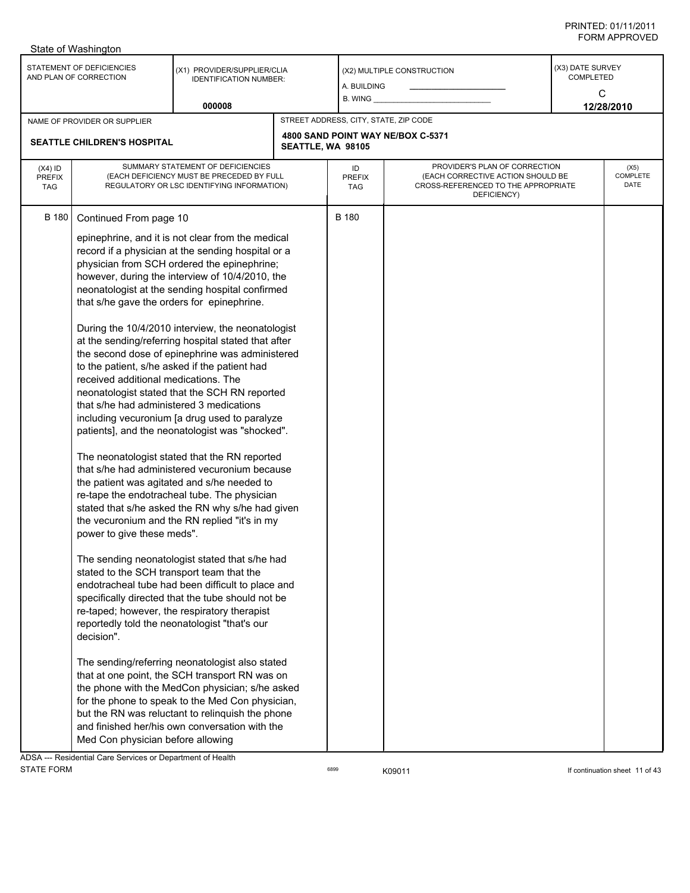State of Washington

| STATEMENT OF DEFICIENCIES AND PLAN OF CORRECTION | (X1) PROVIDER/SUPPLIER/CLIA IDENTIFICATION NUMBER: 000008 | (X2) MULTIPLE CONSTRUCTION A. BUILDING ___ B. WING ___ | (X3) DATE SURVEY COMPLETED C 12/28/2010 |
|---|---|---|---|

| NAME OF PROVIDER OR SUPPLIER | STREET ADDRESS, CITY, STATE, ZIP CODE |
|---|---|
| SEATTLE CHILDREN'S HOSPITAL | 4800 SAND POINT WAY NE/BOX C-5371 SEATTLE, WA 98105 |

| (X4) ID PREFIX TAG | SUMMARY STATEMENT OF DEFICIENCIES (EACH DEFICIENCY MUST BE PRECEDED BY FULL REGULATORY OR LSC IDENTIFYING INFORMATION) | ID PREFIX TAG | PROVIDER'S PLAN OF CORRECTION (EACH CORRECTIVE ACTION SHOULD BE CROSS-REFERENCED TO THE APPROPRIATE DEFICIENCY) | (X5) COMPLETE DATE |
|---|---|---|---|---|
| B 180 | Continued From page 10 | B 180 | | |

epinephrine, and it is not clear from the medical record if a physician at the sending hospital or a physician from SCH ordered the epinephrine; however, during the interview of 10/4/2010, the neonatologist at the sending hospital confirmed that s/he gave the orders for epinephrine.

During the 10/4/2010 interview, the neonatologist at the sending/referring hospital stated that after the second dose of epinephrine was administered to the patient, s/he asked if the patient had received additional medications. The neonatologist stated that the SCH RN reported that s/he had administered 3 medications including vecuronium [a drug used to paralyze patients], and the neonatologist was "shocked".

The neonatologist stated that the RN reported that s/he had administered vecuronium because the patient was agitated and s/he needed to re-tape the endotracheal tube. The physician stated that s/he asked the RN why s/he had given the vecuronium and the RN replied "it's in my power to give these meds".

The sending neonatologist stated that s/he had stated to the SCH transport team that the endotracheal tube had been difficult to place and specifically directed that the tube should not be re-taped; however, the respiratory therapist reportedly told the neonatologist "that's our decision".

The sending/referring neonatologist also stated that at one point, the SCH transport RN was on the phone with the MedCon physician; s/he asked for the phone to speak to the Med Con physician, but the RN was reluctant to relinquish the phone and finished her/his own conversation with the Med Con physician before allowing

ADSA --- Residential Care Services or Department of Health
STATE FORM 6899 K09011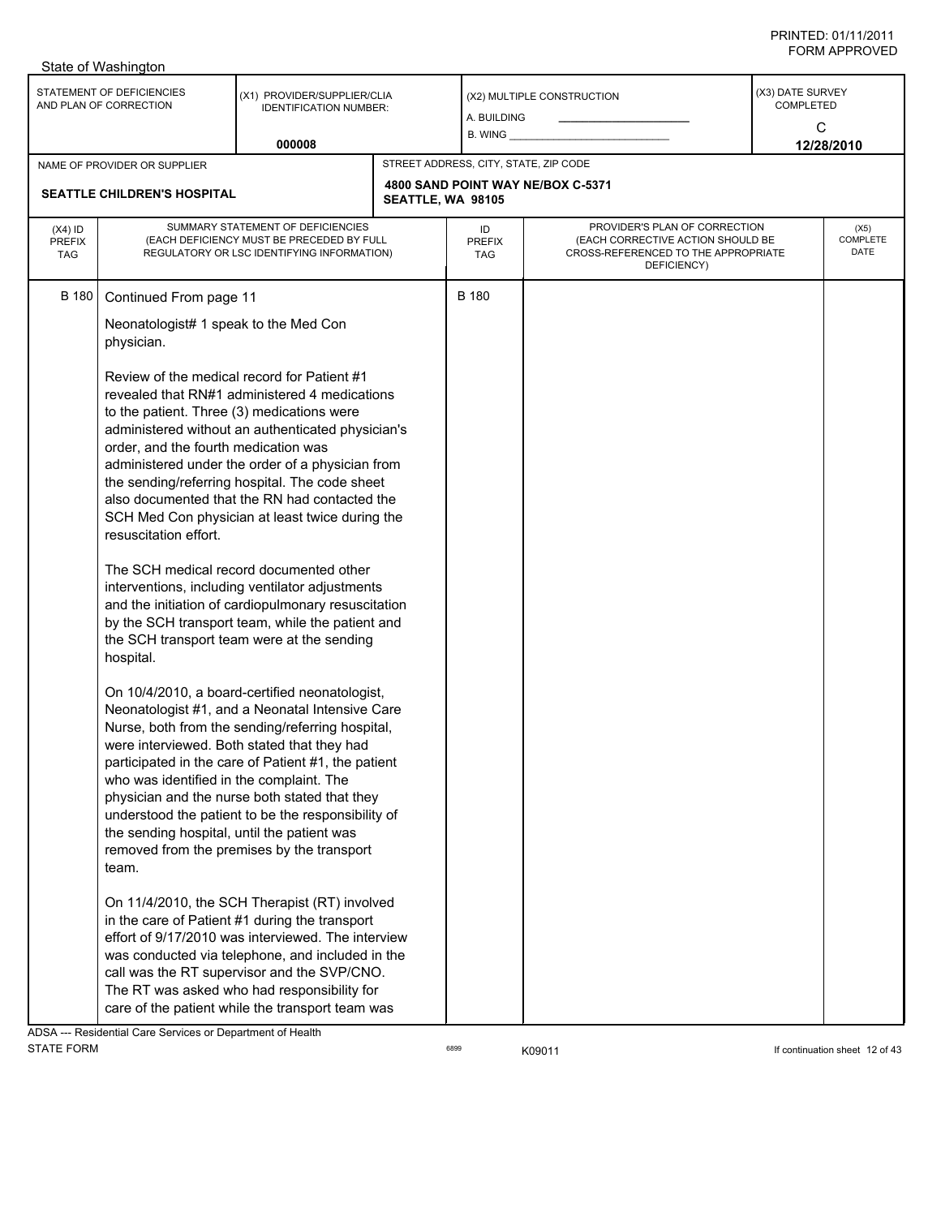State of Washington

| STATEMENT OF DEFICIENCIES AND PLAN OF CORRECTION | (X1) PROVIDER/SUPPLIER/CLIA IDENTIFICATION NUMBER: 000008 | (X2) MULTIPLE CONSTRUCTION A. BUILDING B. WING | (X3) DATE SURVEY COMPLETED C 12/28/2010 |
|---|---|---|---|

| NAME OF PROVIDER OR SUPPLIER | STREET ADDRESS, CITY, STATE, ZIP CODE |
|---|---|
| SEATTLE CHILDREN'S HOSPITAL | 4800 SAND POINT WAY NE/BOX C-5371 SEATTLE, WA 98105 |

| (X4) ID PREFIX TAG | SUMMARY STATEMENT OF DEFICIENCIES (EACH DEFICIENCY MUST BE PRECEDED BY FULL REGULATORY OR LSC IDENTIFYING INFORMATION) | ID PREFIX TAG | PROVIDER'S PLAN OF CORRECTION (EACH CORRECTIVE ACTION SHOULD BE CROSS-REFERENCED TO THE APPROPRIATE DEFICIENCY) | (X5) COMPLETE DATE |
|---|---|---|---|---|
| B 180 | Continued From page 11 | B 180 | | |

Neonatologist# 1 speak to the Med Con physician.

Review of the medical record for Patient #1 revealed that RN#1 administered 4 medications to the patient. Three (3) medications were administered without an authenticated physician's order, and the fourth medication was administered under the order of a physician from the sending/referring hospital. The code sheet also documented that the RN had contacted the SCH Med Con physician at least twice during the resuscitation effort.

The SCH medical record documented other interventions, including ventilator adjustments and the initiation of cardiopulmonary resuscitation by the SCH transport team, while the patient and the SCH transport team were at the sending hospital.

On 10/4/2010, a board-certified neonatologist, Neonatologist #1, and a Neonatal Intensive Care Nurse, both from the sending/referring hospital, were interviewed. Both stated that they had participated in the care of Patient #1, the patient who was identified in the complaint. The physician and the nurse both stated that they understood the patient to be the responsibility of the sending hospital, until the patient was removed from the premises by the transport team.

On 11/4/2010, the SCH Therapist (RT) involved in the care of Patient #1 during the transport effort of 9/17/2010 was interviewed. The interview was conducted via telephone, and included in the call was the RT supervisor and the SVP/CNO. The RT was asked who had responsibility for care of the patient while the transport team was

ADSA --- Residential Care Services or Department of Health
STATE FORM 6899 K09011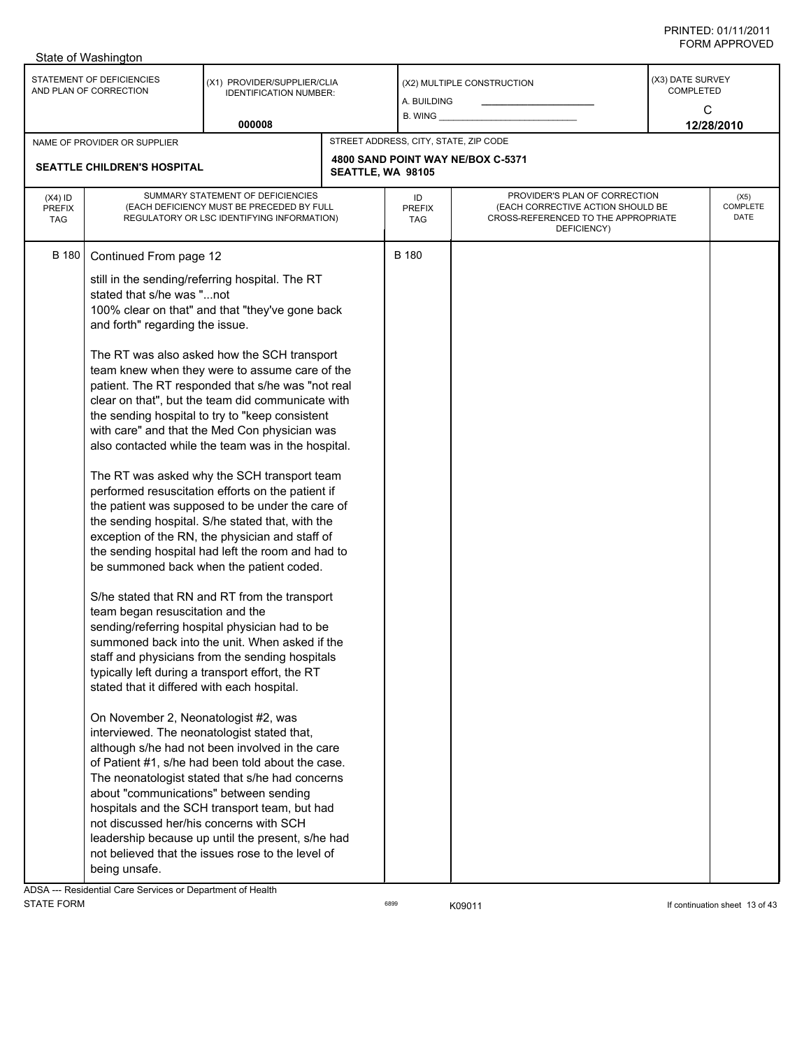State of Washington

| STATEMENT OF DEFICIENCIES AND PLAN OF CORRECTION | (X1) PROVIDER/SUPPLIER/CLIA IDENTIFICATION NUMBER: 000008 | (X2) MULTIPLE CONSTRUCTION A. BUILDING B. WING | (X3) DATE SURVEY COMPLETED C 12/28/2010 |
|---|---|---|---|

| NAME OF PROVIDER OR SUPPLIER | STREET ADDRESS, CITY, STATE, ZIP CODE |
|---|---|
| SEATTLE CHILDREN'S HOSPITAL | 4800 SAND POINT WAY NE/BOX C-5371 SEATTLE, WA 98105 |

| (X4) ID PREFIX TAG | SUMMARY STATEMENT OF DEFICIENCIES (EACH DEFICIENCY MUST BE PRECEDED BY FULL REGULATORY OR LSC IDENTIFYING INFORMATION) | ID PREFIX TAG | PROVIDER'S PLAN OF CORRECTION (EACH CORRECTIVE ACTION SHOULD BE CROSS-REFERENCED TO THE APPROPRIATE DEFICIENCY) | (X5) COMPLETE DATE |
|---|---|---|---|---|
| B 180 | Continued From page 12 | B 180 | | |

still in the sending/referring hospital. The RT stated that s/he was "...not 100% clear on that" and that "they've gone back and forth" regarding the issue.

The RT was also asked how the SCH transport team knew when they were to assume care of the patient. The RT responded that s/he was "not real clear on that", but the team did communicate with the sending hospital to try to "keep consistent with care" and that the Med Con physician was also contacted while the team was in the hospital.

The RT was asked why the SCH transport team performed resuscitation efforts on the patient if the patient was supposed to be under the care of the sending hospital. S/he stated that, with the exception of the RN, the physician and staff of the sending hospital had left the room and had to be summoned back when the patient coded.

S/he stated that RN and RT from the transport team began resuscitation and the sending/referring hospital physician had to be summoned back into the unit. When asked if the staff and physicians from the sending hospitals typically left during a transport effort, the RT stated that it differed with each hospital.

On November 2, Neonatologist #2, was interviewed. The neonatologist stated that, although s/he had not been involved in the care of Patient #1, s/he had been told about the case. The neonatologist stated that s/he had concerns about "communications" between sending hospitals and the SCH transport team, but had not discussed her/his concerns with SCH leadership because up until the present, s/he had not believed that the issues rose to the level of being unsafe.

ADSA --- Residential Care Services or Department of Health
STATE FORM 6899 K09011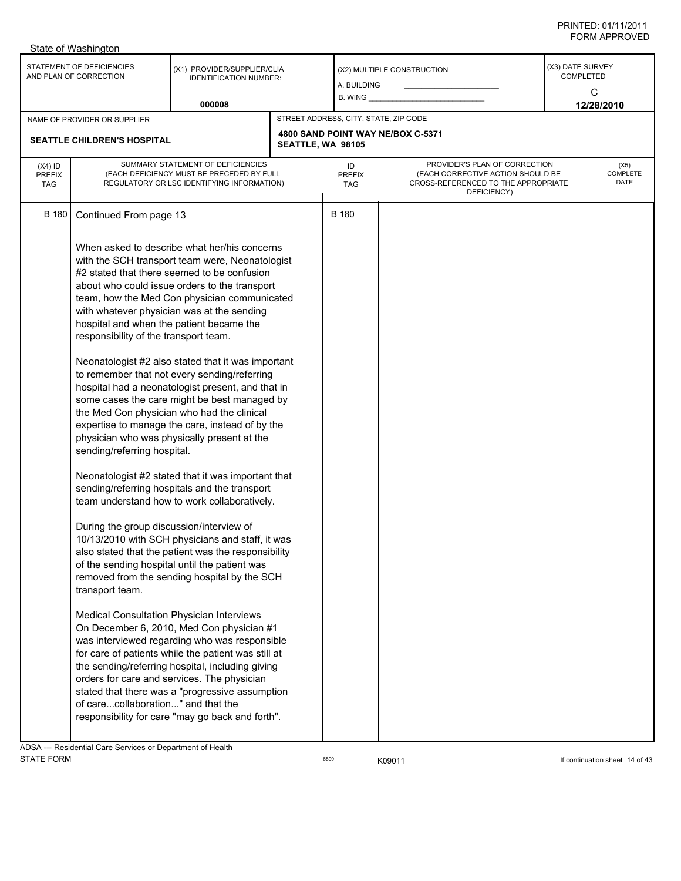State of Washington

| STATEMENT OF DEFICIENCIES AND PLAN OF CORRECTION | (X1) PROVIDER/SUPPLIER/CLIA IDENTIFICATION NUMBER: | (X2) MULTIPLE CONSTRUCTION | (X3) DATE SURVEY COMPLETED |
|---|---|---|---|
| | 000008 | A. BUILDING ___ B. WING ___ | C 12/28/2010 |

| NAME OF PROVIDER OR SUPPLIER | STREET ADDRESS, CITY, STATE, ZIP CODE |
|---|---|
| SEATTLE CHILDREN'S HOSPITAL | 4800 SAND POINT WAY NE/BOX C-5371 SEATTLE, WA 98105 |

| (X4) ID PREFIX TAG | SUMMARY STATEMENT OF DEFICIENCIES (EACH DEFICIENCY MUST BE PRECEDED BY FULL REGULATORY OR LSC IDENTIFYING INFORMATION) | ID PREFIX TAG | PROVIDER'S PLAN OF CORRECTION (EACH CORRECTIVE ACTION SHOULD BE CROSS-REFERENCED TO THE APPROPRIATE DEFICIENCY) | (X5) COMPLETE DATE |
|---|---|---|---|---|
| B 180 | Continued From page 13 | B 180 | | |

When asked to describe what her/his concerns with the SCH transport team were, Neonatologist #2 stated that there seemed to be confusion about who could issue orders to the transport team, how the Med Con physician communicated with whatever physician was at the sending hospital and when the patient became the responsibility of the transport team.

Neonatologist #2 also stated that it was important to remember that not every sending/referring hospital had a neonatologist present, and that in some cases the care might be best managed by the Med Con physician who had the clinical expertise to manage the care, instead of by the physician who was physically present at the sending/referring hospital.

Neonatologist #2 stated that it was important that sending/referring hospitals and the transport team understand how to work collaboratively.

During the group discussion/interview of 10/13/2010 with SCH physicians and staff, it was also stated that the patient was the responsibility of the sending hospital until the patient was removed from the sending hospital by the SCH transport team.

Medical Consultation Physician Interviews
On December 6, 2010, Med Con physician #1 was interviewed regarding who was responsible for care of patients while the patient was still at the sending/referring hospital, including giving orders for care and services. The physician stated that there was a "progressive assumption of care...collaboration..." and that the responsibility for care "may go back and forth".

ADSA --- Residential Care Services or Department of Health
STATE FORM 6899 K09011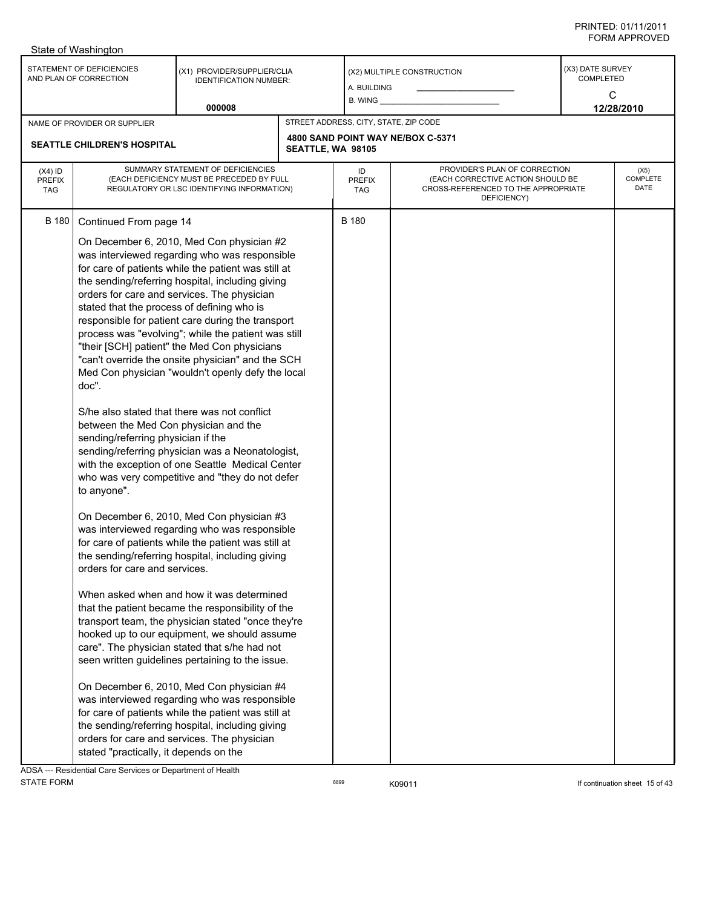State of Washington

| STATEMENT OF DEFICIENCIES AND PLAN OF CORRECTION | (X1) PROVIDER/SUPPLIER/CLIA IDENTIFICATION NUMBER: 000008 | (X2) MULTIPLE CONSTRUCTION A. BUILDING B. WING | (X3) DATE SURVEY COMPLETED C 12/28/2010 |
|---|---|---|---|

| NAME OF PROVIDER OR SUPPLIER | STREET ADDRESS, CITY, STATE, ZIP CODE |
|---|---|
| SEATTLE CHILDREN'S HOSPITAL | 4800 SAND POINT WAY NE/BOX C-5371 SEATTLE, WA 98105 |

| (X4) ID PREFIX TAG | SUMMARY STATEMENT OF DEFICIENCIES (EACH DEFICIENCY MUST BE PRECEDED BY FULL REGULATORY OR LSC IDENTIFYING INFORMATION) | ID PREFIX TAG | PROVIDER'S PLAN OF CORRECTION (EACH CORRECTIVE ACTION SHOULD BE CROSS-REFERENCED TO THE APPROPRIATE DEFICIENCY) | (X5) COMPLETE DATE |
|---|---|---|---|---|
| B 180 | Continued From page 14 | B 180 | | |

On December 6, 2010, Med Con physician #2 was interviewed regarding who was responsible for care of patients while the patient was still at the sending/referring hospital, including giving orders for care and services. The physician stated that the process of defining who is responsible for patient care during the transport process was "evolving"; while the patient was still "their [SCH] patient" the Med Con physicians "can't override the onsite physician" and the SCH Med Con physician "wouldn't openly defy the local doc".

S/he also stated that there was not conflict between the Med Con physician and the sending/referring physician if the sending/referring physician was a Neonatologist, with the exception of one Seattle Medical Center who was very competitive and "they do not defer to anyone".

On December 6, 2010, Med Con physician #3 was interviewed regarding who was responsible for care of patients while the patient was still at the sending/referring hospital, including giving orders for care and services.

When asked when and how it was determined that the patient became the responsibility of the transport team, the physician stated "once they're hooked up to our equipment, we should assume care". The physician stated that s/he had not seen written guidelines pertaining to the issue.

On December 6, 2010, Med Con physician #4 was interviewed regarding who was responsible for care of patients while the patient was still at the sending/referring hospital, including giving orders for care and services. The physician stated "practically, it depends on the

ADSA --- Residential Care Services or Department of Health
STATE FORM 6899 K09011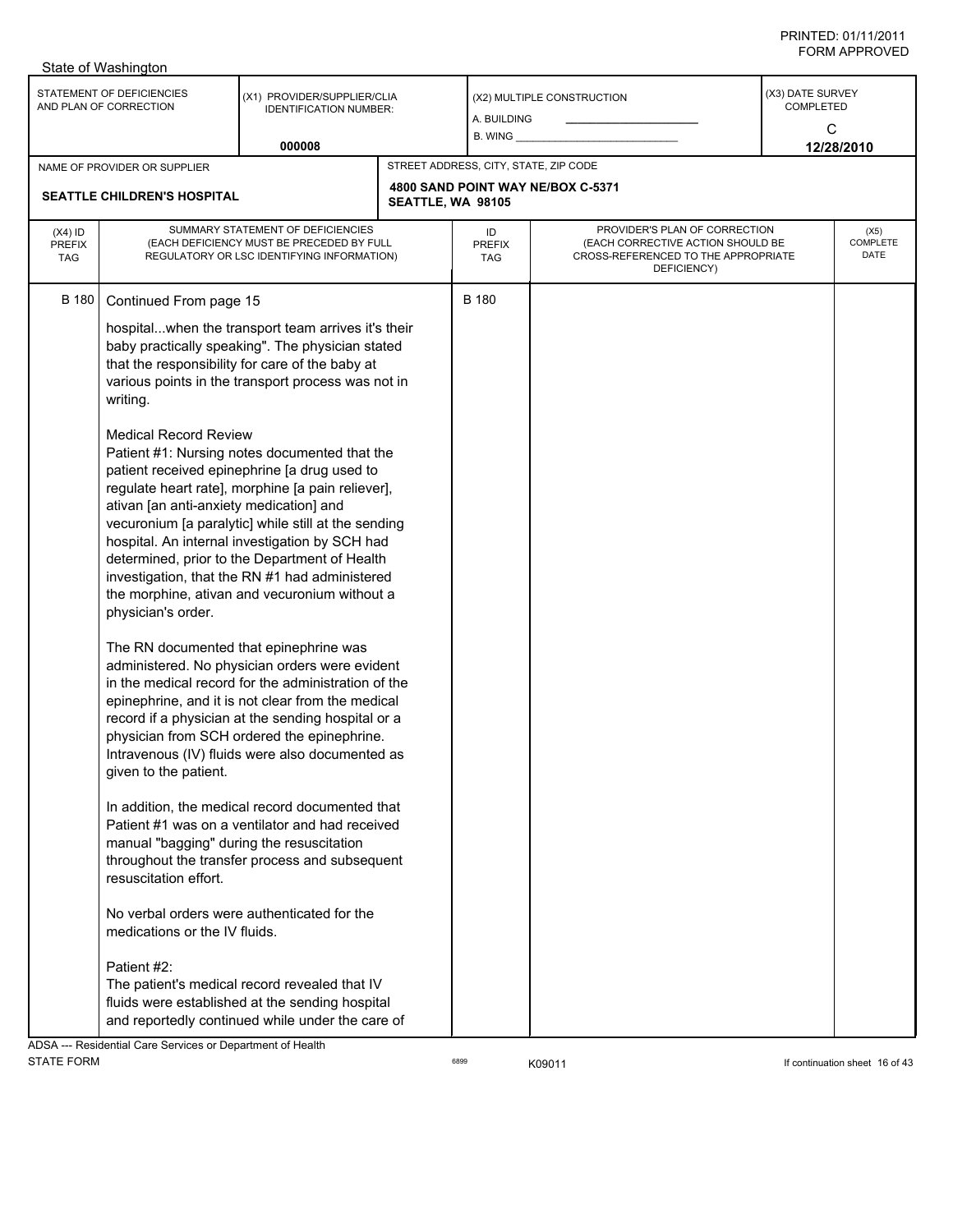State of Washington

| STATEMENT OF DEFICIENCIES AND PLAN OF CORRECTION | (X1) PROVIDER/SUPPLIER/CLIA IDENTIFICATION NUMBER: | (X2) MULTIPLE CONSTRUCTION | (X3) DATE SURVEY COMPLETED |
|---|---|---|---|
| | 000008 | A. BUILDING ___ B. WING ___ | C 12/28/2010 |

| NAME OF PROVIDER OR SUPPLIER | STREET ADDRESS, CITY, STATE, ZIP CODE |
|---|---|
| SEATTLE CHILDREN'S HOSPITAL | 4800 SAND POINT WAY NE/BOX C-5371 SEATTLE, WA 98105 |

| (X4) ID PREFIX TAG | SUMMARY STATEMENT OF DEFICIENCIES (EACH DEFICIENCY MUST BE PRECEDED BY FULL REGULATORY OR LSC IDENTIFYING INFORMATION) | ID PREFIX TAG | PROVIDER'S PLAN OF CORRECTION (EACH CORRECTIVE ACTION SHOULD BE CROSS-REFERENCED TO THE APPROPRIATE DEFICIENCY) | (X5) COMPLETE DATE |
|---|---|---|---|---|
| B 180 | Continued From page 15 | B 180 | | |

hospital...when the transport team arrives it's their baby practically speaking". The physician stated that the responsibility for care of the baby at various points in the transport process was not in writing.

Medical Record Review
Patient #1: Nursing notes documented that the patient received epinephrine [a drug used to regulate heart rate], morphine [a pain reliever], ativan [an anti-anxiety medication] and vecuronium [a paralytic] while still at the sending hospital. An internal investigation by SCH had determined, prior to the Department of Health investigation, that the RN #1 had administered the morphine, ativan and vecuronium without a physician's order.

The RN documented that epinephrine was administered. No physician orders were evident in the medical record for the administration of the epinephrine, and it is not clear from the medical record if a physician at the sending hospital or a physician from SCH ordered the epinephrine. Intravenous (IV) fluids were also documented as given to the patient.

In addition, the medical record documented that Patient #1 was on a ventilator and had received manual "bagging" during the resuscitation throughout the transfer process and subsequent resuscitation effort.

No verbal orders were authenticated for the medications or the IV fluids.

Patient #2:
The patient's medical record revealed that IV fluids were established at the sending hospital and reportedly continued while under the care of

ADSA --- Residential Care Services or Department of Health
STATE FORM 6899 K09011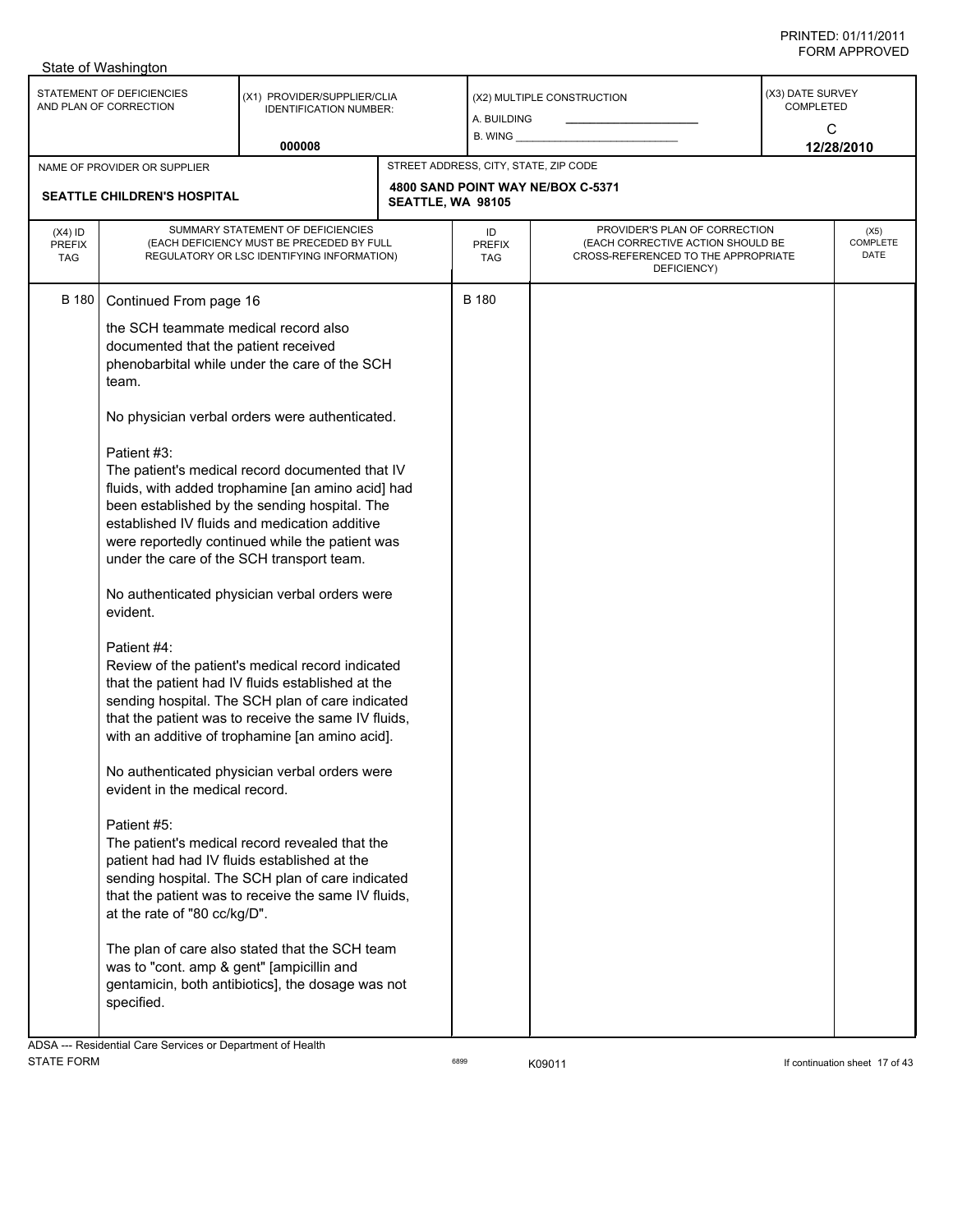State of Washington

| STATEMENT OF DEFICIENCIES AND PLAN OF CORRECTION | (X1) PROVIDER/SUPPLIER/CLIA IDENTIFICATION NUMBER: 000008 | (X2) MULTIPLE CONSTRUCTION A. BUILDING B. WING | (X3) DATE SURVEY COMPLETED C 12/28/2010 |
|---|---|---|---|

| NAME OF PROVIDER OR SUPPLIER | STREET ADDRESS, CITY, STATE, ZIP CODE |
|---|---|
| SEATTLE CHILDREN'S HOSPITAL | 4800 SAND POINT WAY NE/BOX C-5371 SEATTLE, WA 98105 |

| (X4) ID PREFIX TAG | SUMMARY STATEMENT OF DEFICIENCIES (EACH DEFICIENCY MUST BE PRECEDED BY FULL REGULATORY OR LSC IDENTIFYING INFORMATION) | ID PREFIX TAG | PROVIDER'S PLAN OF CORRECTION (EACH CORRECTIVE ACTION SHOULD BE CROSS-REFERENCED TO THE APPROPRIATE DEFICIENCY) | (X5) COMPLETE DATE |
|---|---|---|---|---|
| B 180 | Continued From page 16 | B 180 | | |

the SCH teammate medical record also documented that the patient received phenobarbital while under the care of the SCH team.

No physician verbal orders were authenticated.

Patient #3:
The patient's medical record documented that IV fluids, with added trophamine [an amino acid] had been established by the sending hospital. The established IV fluids and medication additive were reportedly continued while the patient was under the care of the SCH transport team.

No authenticated physician verbal orders were evident.

Patient #4:
Review of the patient's medical record indicated that the patient had IV fluids established at the sending hospital. The SCH plan of care indicated that the patient was to receive the same IV fluids, with an additive of trophamine [an amino acid].

No authenticated physician verbal orders were evident in the medical record.

Patient #5:
The patient's medical record revealed that the patient had had IV fluids established at the sending hospital. The SCH plan of care indicated that the patient was to receive the same IV fluids, at the rate of "80 cc/kg/D".

The plan of care also stated that the SCH team was to "cont. amp & gent" [ampicillin and gentamicin, both antibiotics], the dosage was not specified.

ADSA --- Residential Care Services or Department of Health
STATE FORM 6899 K09011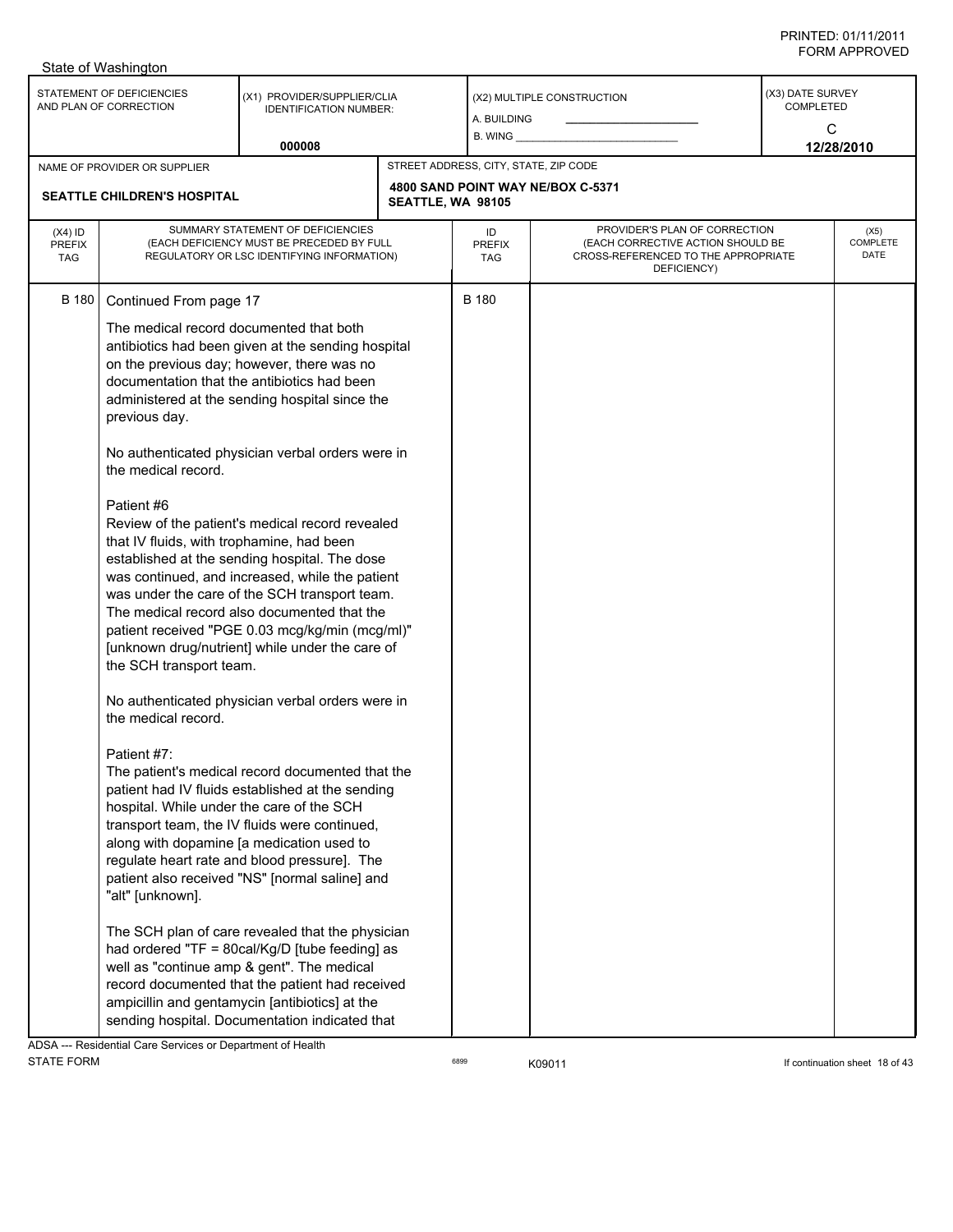State of Washington

| STATEMENT OF DEFICIENCIES AND PLAN OF CORRECTION | (X1) PROVIDER/SUPPLIER/CLIA IDENTIFICATION NUMBER: 000008 | (X2) MULTIPLE CONSTRUCTION A. BUILDING B. WING | (X3) DATE SURVEY COMPLETED C 12/28/2010 |
|---|---|---|---|

| NAME OF PROVIDER OR SUPPLIER | STREET ADDRESS, CITY, STATE, ZIP CODE |
|---|---|
| SEATTLE CHILDREN'S HOSPITAL | 4800 SAND POINT WAY NE/BOX C-5371 SEATTLE, WA 98105 |

| (X4) ID PREFIX TAG | SUMMARY STATEMENT OF DEFICIENCIES (EACH DEFICIENCY MUST BE PRECEDED BY FULL REGULATORY OR LSC IDENTIFYING INFORMATION) | ID PREFIX TAG | PROVIDER'S PLAN OF CORRECTION (EACH CORRECTIVE ACTION SHOULD BE CROSS-REFERENCED TO THE APPROPRIATE DEFICIENCY) | (X5) COMPLETE DATE |
|---|---|---|---|---|
| B 180 | Continued From page 17 | B 180 | | |

The medical record documented that both antibiotics had been given at the sending hospital on the previous day; however, there was no documentation that the antibiotics had been administered at the sending hospital since the previous day.

No authenticated physician verbal orders were in the medical record.

Patient #6
Review of the patient's medical record revealed that IV fluids, with trophamine, had been established at the sending hospital. The dose was continued, and increased, while the patient was under the care of the SCH transport team. The medical record also documented that the patient received "PGE 0.03 mcg/kg/min (mcg/ml)" [unknown drug/nutrient] while under the care of the SCH transport team.

No authenticated physician verbal orders were in the medical record.

Patient #7:
The patient's medical record documented that the patient had IV fluids established at the sending hospital. While under the care of the SCH transport team, the IV fluids were continued, along with dopamine [a medication used to regulate heart rate and blood pressure]. The patient also received "NS" [normal saline] and "alt" [unknown].

The SCH plan of care revealed that the physician had ordered "TF = 80cal/Kg/D [tube feeding] as well as "continue amp & gent". The medical record documented that the patient had received ampicillin and gentamycin [antibiotics] at the sending hospital. Documentation indicated that

ADSA --- Residential Care Services or Department of Health
STATE FORM 6899 K09011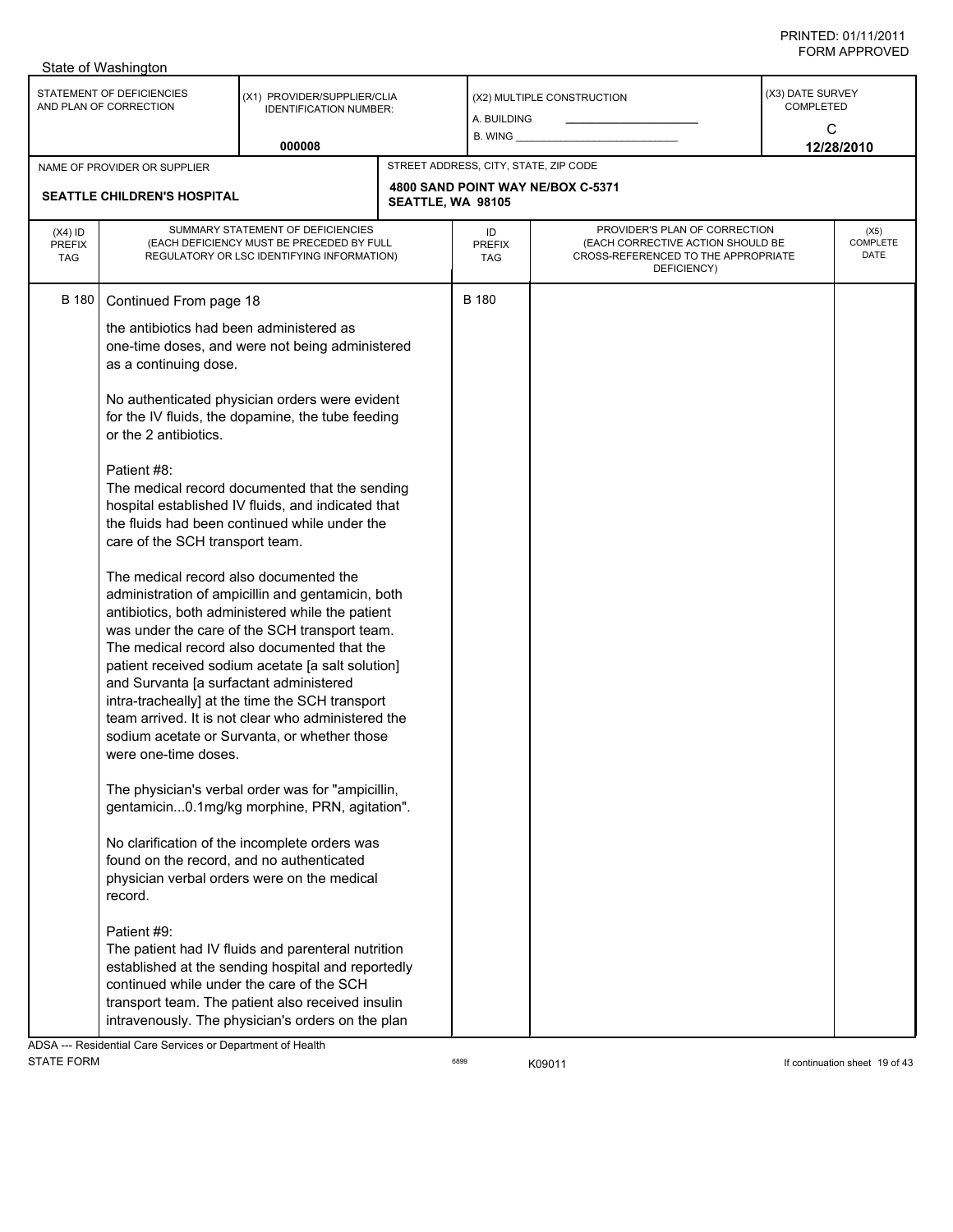State of Washington

| STATEMENT OF DEFICIENCIES AND PLAN OF CORRECTION | (X1) PROVIDER/SUPPLIER/CLIA IDENTIFICATION NUMBER: 000008 | (X2) MULTIPLE CONSTRUCTION A. BUILDING B. WING | (X3) DATE SURVEY COMPLETED C 12/28/2010 |
|---|---|---|---|

| NAME OF PROVIDER OR SUPPLIER | STREET ADDRESS, CITY, STATE, ZIP CODE |
|---|---|
| SEATTLE CHILDREN'S HOSPITAL | 4800 SAND POINT WAY NE/BOX C-5371 SEATTLE, WA 98105 |

| (X4) ID PREFIX TAG | SUMMARY STATEMENT OF DEFICIENCIES (EACH DEFICIENCY MUST BE PRECEDED BY FULL REGULATORY OR LSC IDENTIFYING INFORMATION) | ID PREFIX TAG | PROVIDER'S PLAN OF CORRECTION (EACH CORRECTIVE ACTION SHOULD BE CROSS-REFERENCED TO THE APPROPRIATE DEFICIENCY) | (X5) COMPLETE DATE |
|---|---|---|---|---|
| B 180 | Continued From page 18 | B 180 | | |

the antibiotics had been administered as one-time doses, and were not being administered as a continuing dose.

No authenticated physician orders were evident for the IV fluids, the dopamine, the tube feeding or the 2 antibiotics.

Patient #8:
The medical record documented that the sending hospital established IV fluids, and indicated that the fluids had been continued while under the care of the SCH transport team.

The medical record also documented the administration of ampicillin and gentamicin, both antibiotics, both administered while the patient was under the care of the SCH transport team. The medical record also documented that the patient received sodium acetate [a salt solution] and Survanta [a surfactant administered intra-tracheally] at the time the SCH transport team arrived. It is not clear who administered the sodium acetate or Survanta, or whether those were one-time doses.

The physician's verbal order was for "ampicillin, gentamicin...0.1mg/kg morphine, PRN, agitation".

No clarification of the incomplete orders was found on the record, and no authenticated physician verbal orders were on the medical record.

Patient #9:
The patient had IV fluids and parenteral nutrition established at the sending hospital and reportedly continued while under the care of the SCH transport team. The patient also received insulin intravenously. The physician's orders on the plan

ADSA --- Residential Care Services or Department of Health
STATE FORM 6899 K09011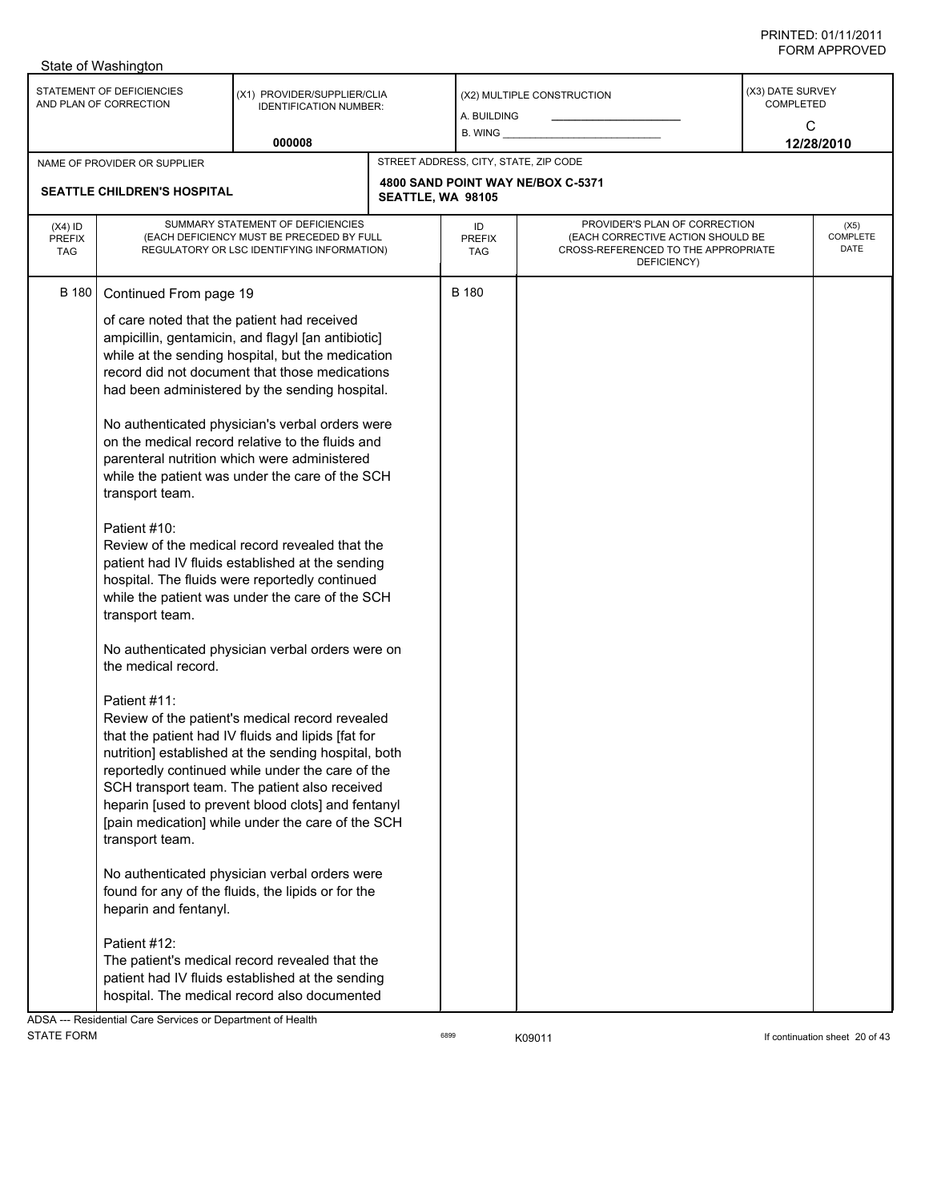State of Washington

| STATEMENT OF DEFICIENCIES AND PLAN OF CORRECTION | (X1) PROVIDER/SUPPLIER/CLIA IDENTIFICATION NUMBER: 000008 | (X2) MULTIPLE CONSTRUCTION A. BUILDING B. WING | (X3) DATE SURVEY COMPLETED C 12/28/2010 |
|---|---|---|---|

| NAME OF PROVIDER OR SUPPLIER | STREET ADDRESS, CITY, STATE, ZIP CODE |
|---|---|
| SEATTLE CHILDREN'S HOSPITAL | 4800 SAND POINT WAY NE/BOX C-5371 SEATTLE, WA 98105 |

| (X4) ID PREFIX TAG | SUMMARY STATEMENT OF DEFICIENCIES (EACH DEFICIENCY MUST BE PRECEDED BY FULL REGULATORY OR LSC IDENTIFYING INFORMATION) | ID PREFIX TAG | PROVIDER'S PLAN OF CORRECTION (EACH CORRECTIVE ACTION SHOULD BE CROSS-REFERENCED TO THE APPROPRIATE DEFICIENCY) | (X5) COMPLETE DATE |
|---|---|---|---|---|
| B 180 | Continued From page 19 | B 180 | | |

of care noted that the patient had received ampicillin, gentamicin, and flagyl [an antibiotic] while at the sending hospital, but the medication record did not document that those medications had been administered by the sending hospital.

No authenticated physician's verbal orders were on the medical record relative to the fluids and parenteral nutrition which were administered while the patient was under the care of the SCH transport team.

Patient #10:
Review of the medical record revealed that the patient had IV fluids established at the sending hospital. The fluids were reportedly continued while the patient was under the care of the SCH transport team.

No authenticated physician verbal orders were on the medical record.

Patient #11:
Review of the patient's medical record revealed that the patient had IV fluids and lipids [fat for nutrition] established at the sending hospital, both reportedly continued while under the care of the SCH transport team. The patient also received heparin [used to prevent blood clots] and fentanyl [pain medication] while under the care of the SCH transport team.

No authenticated physician verbal orders were found for any of the fluids, the lipids or for the heparin and fentanyl.

Patient #12:
The patient's medical record revealed that the patient had IV fluids established at the sending hospital. The medical record also documented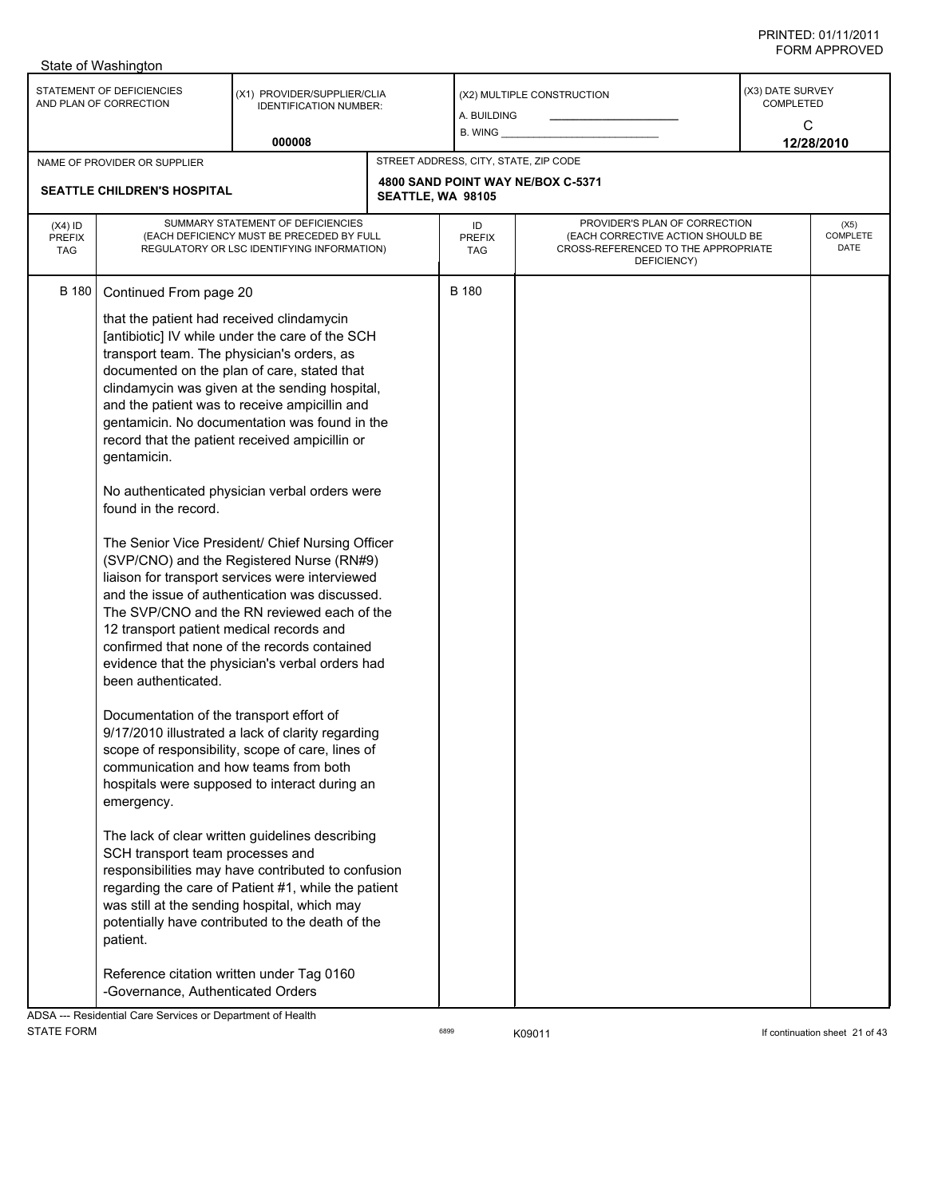B 180 Continued From page 20

that the patient had received clindamycin [antibiotic] IV while under the care of the SCH transport team. The physician's orders, as documented on the plan of care, stated that clindamycin was given at the sending hospital, and the patient was to receive ampicillin and gentamicin. No documentation was found in the record that the patient received ampicillin or gentamicin.

No authenticated physician verbal orders were found in the record.

The Senior Vice President/ Chief Nursing Officer (SVP/CNO) and the Registered Nurse (RN#9) liaison for transport services were interviewed and the issue of authentication was discussed. The SVP/CNO and the RN reviewed each of the 12 transport patient medical records and confirmed that none of the records contained evidence that the physician's verbal orders had been authenticated.

Documentation of the transport effort of 9/17/2010 illustrated a lack of clarity regarding scope of responsibility, scope of care, lines of communication and how teams from both hospitals were supposed to interact during an emergency.

The lack of clear written guidelines describing SCH transport team processes and responsibilities may have contributed to confusion regarding the care of Patient #1, while the patient was still at the sending hospital, which may potentially have contributed to the death of the patient.

Reference citation written under Tag 0160 -Governance, Authenticated Orders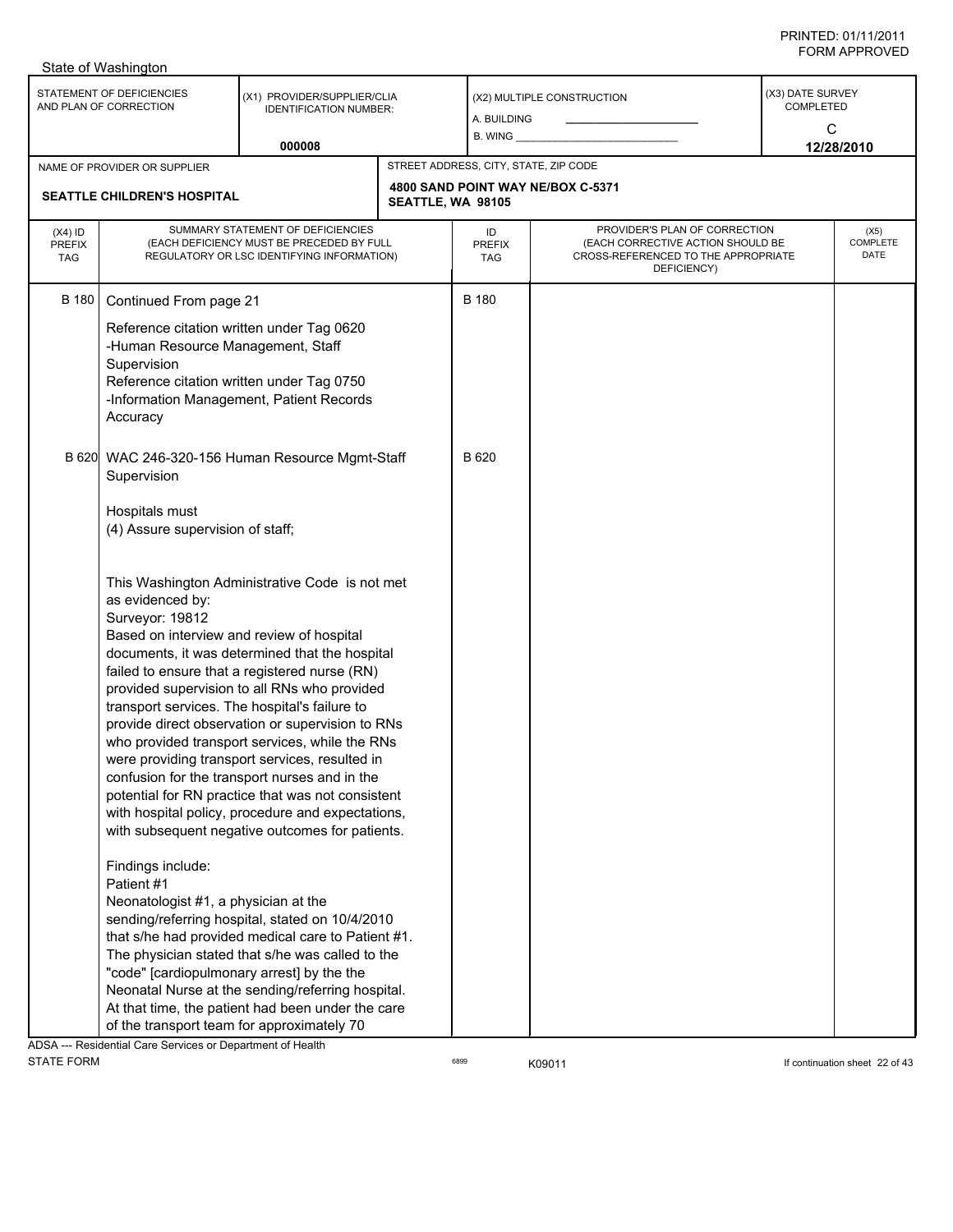State of Washington

| STATEMENT OF DEFICIENCIES AND PLAN OF CORRECTION | (X1) PROVIDER/SUPPLIER/CLIA IDENTIFICATION NUMBER: | (X2) MULTIPLE CONSTRUCTION | (X3) DATE SURVEY COMPLETED |
|---|---|---|---|
| | 000008 | A. BUILDING B. WING | C 12/28/2010 |

| NAME OF PROVIDER OR SUPPLIER | STREET ADDRESS, CITY, STATE, ZIP CODE |
|---|---|
| SEATTLE CHILDREN'S HOSPITAL | 4800 SAND POINT WAY NE/BOX C-5371 SEATTLE, WA 98105 |

| (X4) ID PREFIX TAG | SUMMARY STATEMENT OF DEFICIENCIES (EACH DEFICIENCY MUST BE PRECEDED BY FULL REGULATORY OR LSC IDENTIFYING INFORMATION) | ID PREFIX TAG | PROVIDER'S PLAN OF CORRECTION (EACH CORRECTIVE ACTION SHOULD BE CROSS-REFERENCED TO THE APPROPRIATE DEFICIENCY) | (X5) COMPLETE DATE |
|---|---|---|---|---|
| B 180 | Continued From page 21 | B 180 | | |

Reference citation written under Tag 0620 -Human Resource Management, Staff Supervision
Reference citation written under Tag 0750 -Information Management, Patient Records Accuracy

**B 620** WAC 246-320-156 Human Resource Mgmt-Staff Supervision — **B 620**

Hospitals must
(4) Assure supervision of staff;

This Washington Administrative Code is not met as evidenced by:
Surveyor: 19812
Based on interview and review of hospital documents, it was determined that the hospital failed to ensure that a registered nurse (RN) provided supervision to all RNs who provided transport services. The hospital's failure to provide direct observation or supervision to RNs who provided transport services, while the RNs were providing transport services, resulted in confusion for the transport nurses and in the potential for RN practice that was not consistent with hospital policy, procedure and expectations, with subsequent negative outcomes for patients.

Findings include:
Patient #1
Neonatologist #1, a physician at the sending/referring hospital, stated on 10/4/2010 that s/he had provided medical care to Patient #1. The physician stated that s/he was called to the "code" [cardiopulmonary arrest] by the the Neonatal Nurse at the sending/referring hospital. At that time, the patient had been under the care of the transport team for approximately 70

ADSA --- Residential Care Services or Department of Health
STATE FORM 6899 K09011 If continuation sheet 22 of 43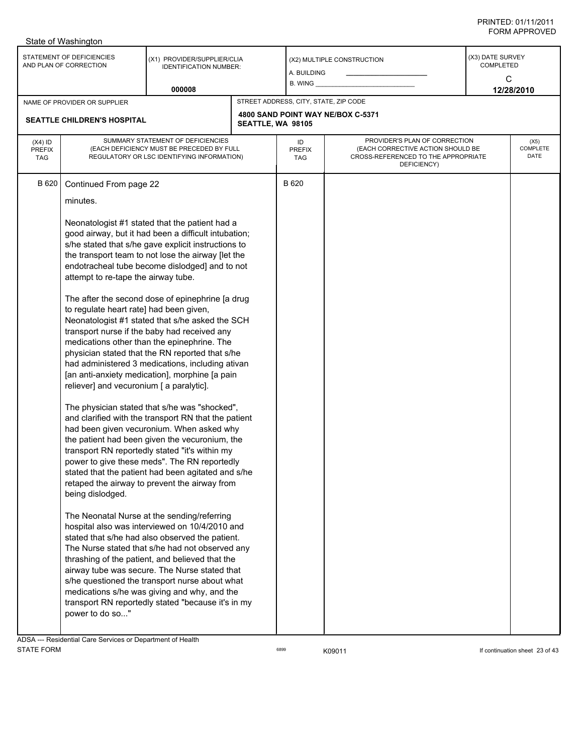State of Washington

| STATEMENT OF DEFICIENCIES AND PLAN OF CORRECTION | (X1) PROVIDER/SUPPLIER/CLIA IDENTIFICATION NUMBER: 000008 | (X2) MULTIPLE CONSTRUCTION A. BUILDING B. WING | (X3) DATE SURVEY COMPLETED C 12/28/2010 |
|---|---|---|---|

| NAME OF PROVIDER OR SUPPLIER | STREET ADDRESS, CITY, STATE, ZIP CODE |
|---|---|
| SEATTLE CHILDREN'S HOSPITAL | 4800 SAND POINT WAY NE/BOX C-5371 SEATTLE, WA 98105 |

| (X4) ID PREFIX TAG | SUMMARY STATEMENT OF DEFICIENCIES (EACH DEFICIENCY MUST BE PRECEDED BY FULL REGULATORY OR LSC IDENTIFYING INFORMATION) | ID PREFIX TAG | PROVIDER'S PLAN OF CORRECTION (EACH CORRECTIVE ACTION SHOULD BE CROSS-REFERENCED TO THE APPROPRIATE DEFICIENCY) | (X5) COMPLETE DATE |
|---|---|---|---|---|
| B 620 | Continued From page 22 | B 620 | | |

minutes.

Neonatologist #1 stated that the patient had a good airway, but it had been a difficult intubation; s/he stated that s/he gave explicit instructions to the transport team to not lose the airway [let the endotracheal tube become dislodged] and to not attempt to re-tape the airway tube.

The after the second dose of epinephrine [a drug to regulate heart rate] had been given, Neonatologist #1 stated that s/he asked the SCH transport nurse if the baby had received any medications other than the epinephrine. The physician stated that the RN reported that s/he had administered 3 medications, including ativan [an anti-anxiety medication], morphine [a pain reliever] and vecuronium [ a paralytic].

The physician stated that s/he was "shocked", and clarified with the transport RN that the patient had been given vecuronium. When asked why the patient had been given the vecuronium, the transport RN reportedly stated "it's within my power to give these meds". The RN reportedly stated that the patient had been agitated and s/he retaped the airway to prevent the airway from being dislodged.

The Neonatal Nurse at the sending/referring hospital also was interviewed on 10/4/2010 and stated that s/he had also observed the patient. The Nurse stated that s/he had not observed any thrashing of the patient, and believed that the airway tube was secure. The Nurse stated that s/he questioned the transport nurse about what medications s/he was giving and why, and the transport RN reportedly stated "because it's in my power to do so..."

ADSA --- Residential Care Services or Department of Health
STATE FORM 6899 K09011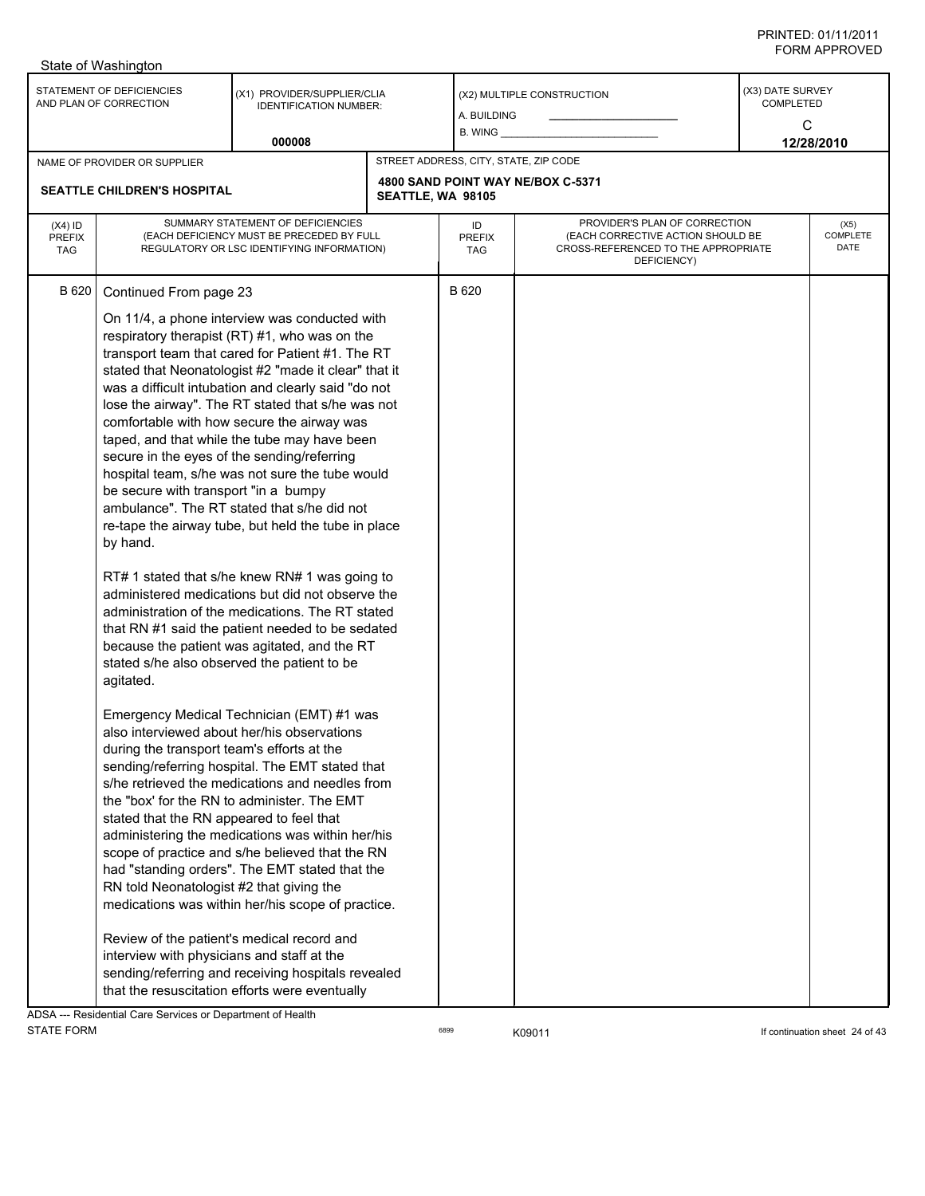State of Washington

| STATEMENT OF DEFICIENCIES AND PLAN OF CORRECTION | (X1) PROVIDER/SUPPLIER/CLIA IDENTIFICATION NUMBER: 000008 | (X2) MULTIPLE CONSTRUCTION A. BUILDING B. WING | (X3) DATE SURVEY COMPLETED C 12/28/2010 |
| --- | --- | --- | --- |
| NAME OF PROVIDER OR SUPPLIER: SEATTLE CHILDREN'S HOSPITAL | | STREET ADDRESS, CITY, STATE, ZIP CODE: 4800 SAND POINT WAY NE/BOX C-5371 SEATTLE, WA 98105 | |

| (X4) ID PREFIX TAG | SUMMARY STATEMENT OF DEFICIENCIES (EACH DEFICIENCY MUST BE PRECEDED BY FULL REGULATORY OR LSC IDENTIFYING INFORMATION) | ID PREFIX TAG | PROVIDER'S PLAN OF CORRECTION (EACH CORRECTIVE ACTION SHOULD BE CROSS-REFERENCED TO THE APPROPRIATE DEFICIENCY) | (X5) COMPLETE DATE |
| --- | --- | --- | --- | --- |
| B 620 | Continued From page 23 | B 620 | | |

On 11/4, a phone interview was conducted with respiratory therapist (RT) #1, who was on the transport team that cared for Patient #1. The RT stated that Neonatologist #2 "made it clear" that it was a difficult intubation and clearly said "do not lose the airway". The RT stated that s/he was not comfortable with how secure the airway was taped, and that while the tube may have been secure in the eyes of the sending/referring hospital team, s/he was not sure the tube would be secure with transport "in a bumpy ambulance". The RT stated that s/he did not re-tape the airway tube, but held the tube in place by hand.

RT# 1 stated that s/he knew RN# 1 was going to administered medications but did not observe the administration of the medications. The RT stated that RN #1 said the patient needed to be sedated because the patient was agitated, and the RT stated s/he also observed the patient to be agitated.

Emergency Medical Technician (EMT) #1 was also interviewed about her/his observations during the transport team's efforts at the sending/referring hospital. The EMT stated that s/he retrieved the medications and needles from the "box' for the RN to administer. The EMT stated that the RN appeared to feel that administering the medications was within her/his scope of practice and s/he believed that the RN had "standing orders". The EMT stated that the RN told Neonatologist #2 that giving the medications was within her/his scope of practice.

Review of the patient's medical record and interview with physicians and staff at the sending/referring and receiving hospitals revealed that the resuscitation efforts were eventually

ADSA --- Residential Care Services or Department of Health
STATE FORM 6899 K09011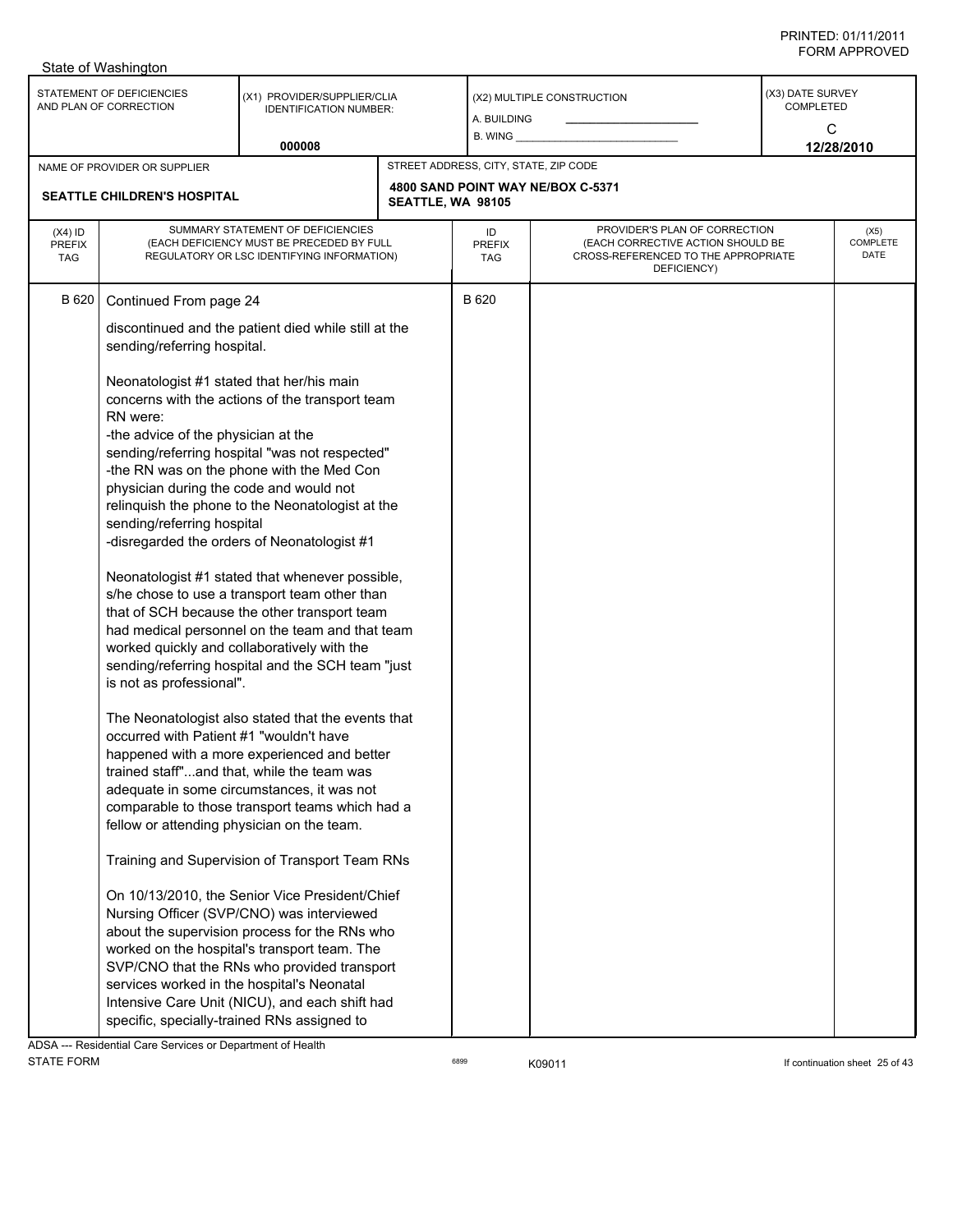State of Washington

| STATEMENT OF DEFICIENCIES AND PLAN OF CORRECTION | (X1) PROVIDER/SUPPLIER/CLIA IDENTIFICATION NUMBER: | (X2) MULTIPLE CONSTRUCTION | (X3) DATE SURVEY COMPLETED |
|---|---|---|---|
| | 000008 | A. BUILDING ____ B. WING ____ | C 12/28/2010 |

| NAME OF PROVIDER OR SUPPLIER | STREET ADDRESS, CITY, STATE, ZIP CODE |
|---|---|
| SEATTLE CHILDREN'S HOSPITAL | 4800 SAND POINT WAY NE/BOX C-5371 SEATTLE, WA 98105 |

| (X4) ID PREFIX TAG | SUMMARY STATEMENT OF DEFICIENCIES (EACH DEFICIENCY MUST BE PRECEDED BY FULL REGULATORY OR LSC IDENTIFYING INFORMATION) | ID PREFIX TAG | PROVIDER'S PLAN OF CORRECTION (EACH CORRECTIVE ACTION SHOULD BE CROSS-REFERENCED TO THE APPROPRIATE DEFICIENCY) | (X5) COMPLETE DATE |
|---|---|---|---|---|
| B 620 | Continued From page 24 | B 620 | | |

discontinued and the patient died while still at the sending/referring hospital.

Neonatologist #1 stated that her/his main concerns with the actions of the transport team RN were:
-the advice of the physician at the sending/referring hospital "was not respected"
-the RN was on the phone with the Med Con physician during the code and would not relinquish the phone to the Neonatologist at the sending/referring hospital
-disregarded the orders of Neonatologist #1

Neonatologist #1 stated that whenever possible, s/he chose to use a transport team other than that of SCH because the other transport team had medical personnel on the team and that team worked quickly and collaboratively with the sending/referring hospital and the SCH team "just is not as professional".

The Neonatologist also stated that the events that occurred with Patient #1 "wouldn't have happened with a more experienced and better trained staff"...and that, while the team was adequate in some circumstances, it was not comparable to those transport teams which had a fellow or attending physician on the team.

Training and Supervision of Transport Team RNs

On 10/13/2010, the Senior Vice President/Chief Nursing Officer (SVP/CNO) was interviewed about the supervision process for the RNs who worked on the hospital's transport team. The SVP/CNO that the RNs who provided transport services worked in the hospital's Neonatal Intensive Care Unit (NICU), and each shift had specific, specially-trained RNs assigned to

ADSA --- Residential Care Services or Department of Health
STATE FORM 6899 K09011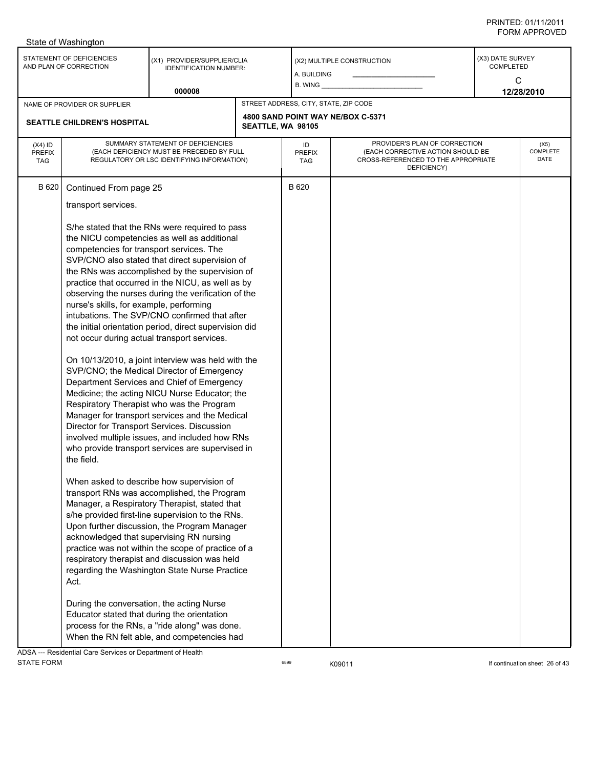State of Washington

| STATEMENT OF DEFICIENCIES AND PLAN OF CORRECTION | (X1) PROVIDER/SUPPLIER/CLIA IDENTIFICATION NUMBER: 000008 | (X2) MULTIPLE CONSTRUCTION A. BUILDING B. WING | (X3) DATE SURVEY COMPLETED C 12/28/2010 |
|---|---|---|---|

| NAME OF PROVIDER OR SUPPLIER | STREET ADDRESS, CITY, STATE, ZIP CODE |
|---|---|
| SEATTLE CHILDREN'S HOSPITAL | 4800 SAND POINT WAY NE/BOX C-5371 SEATTLE, WA 98105 |

| (X4) ID PREFIX TAG | SUMMARY STATEMENT OF DEFICIENCIES (EACH DEFICIENCY MUST BE PRECEDED BY FULL REGULATORY OR LSC IDENTIFYING INFORMATION) | ID PREFIX TAG | PROVIDER'S PLAN OF CORRECTION (EACH CORRECTIVE ACTION SHOULD BE CROSS-REFERENCED TO THE APPROPRIATE DEFICIENCY) | (X5) COMPLETE DATE |
|---|---|---|---|---|
| B 620 | Continued From page 25 | B 620 | | |

transport services.

S/he stated that the RNs were required to pass the NICU competencies as well as additional competencies for transport services. The SVP/CNO also stated that direct supervision of the RNs was accomplished by the supervision of practice that occurred in the NICU, as well as by observing the nurses during the verification of the nurse's skills, for example, performing intubations. The SVP/CNO confirmed that after the initial orientation period, direct supervision did not occur during actual transport services.

On 10/13/2010, a joint interview was held with the SVP/CNO; the Medical Director of Emergency Department Services and Chief of Emergency Medicine; the acting NICU Nurse Educator; the Respiratory Therapist who was the Program Manager for transport services and the Medical Director for Transport Services. Discussion involved multiple issues, and included how RNs who provide transport services are supervised in the field.

When asked to describe how supervision of transport RNs was accomplished, the Program Manager, a Respiratory Therapist, stated that s/he provided first-line supervision to the RNs. Upon further discussion, the Program Manager acknowledged that supervising RN nursing practice was not within the scope of practice of a respiratory therapist and discussion was held regarding the Washington State Nurse Practice Act.

During the conversation, the acting Nurse Educator stated that during the orientation process for the RNs, a "ride along" was done. When the RN felt able, and competencies had

ADSA --- Residential Care Services or Department of Health
STATE FORM 6899 K09011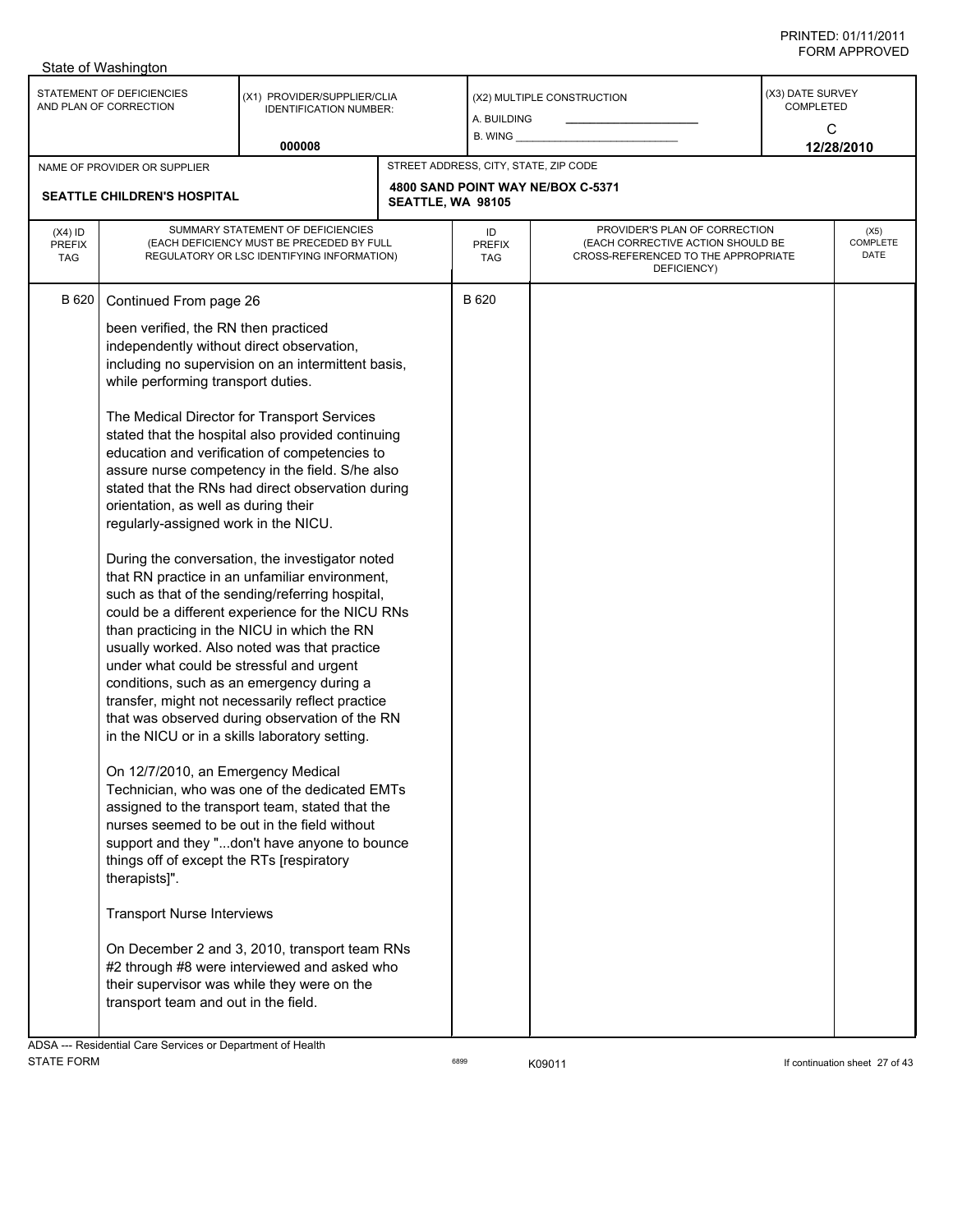State of Washington

| STATEMENT OF DEFICIENCIES AND PLAN OF CORRECTION | (X1) PROVIDER/SUPPLIER/CLIA IDENTIFICATION NUMBER: | (X2) MULTIPLE CONSTRUCTION | (X3) DATE SURVEY COMPLETED |
|---|---|---|---|
| | 000008 | A. BUILDING ____ B. WING ____ | C 12/28/2010 |

| NAME OF PROVIDER OR SUPPLIER | STREET ADDRESS, CITY, STATE, ZIP CODE |
|---|---|
| SEATTLE CHILDREN'S HOSPITAL | 4800 SAND POINT WAY NE/BOX C-5371 SEATTLE, WA 98105 |

| (X4) ID PREFIX TAG | SUMMARY STATEMENT OF DEFICIENCIES (EACH DEFICIENCY MUST BE PRECEDED BY FULL REGULATORY OR LSC IDENTIFYING INFORMATION) | ID PREFIX TAG | PROVIDER'S PLAN OF CORRECTION (EACH CORRECTIVE ACTION SHOULD BE CROSS-REFERENCED TO THE APPROPRIATE DEFICIENCY) | (X5) COMPLETE DATE |
|---|---|---|---|---|
| B 620 | Continued From page 26 | B 620 | | |

been verified, the RN then practiced independently without direct observation, including no supervision on an intermittent basis, while performing transport duties.

The Medical Director for Transport Services stated that the hospital also provided continuing education and verification of competencies to assure nurse competency in the field. S/he also stated that the RNs had direct observation during orientation, as well as during their regularly-assigned work in the NICU.

During the conversation, the investigator noted that RN practice in an unfamiliar environment, such as that of the sending/referring hospital, could be a different experience for the NICU RNs than practicing in the NICU in which the RN usually worked. Also noted was that practice under what could be stressful and urgent conditions, such as an emergency during a transfer, might not necessarily reflect practice that was observed during observation of the RN in the NICU or in a skills laboratory setting.

On 12/7/2010, an Emergency Medical Technician, who was one of the dedicated EMTs assigned to the transport team, stated that the nurses seemed to be out in the field without support and they "...don't have anyone to bounce things off of except the RTs [respiratory therapists]".

Transport Nurse Interviews

On December 2 and 3, 2010, transport team RNs #2 through #8 were interviewed and asked who their supervisor was while they were on the transport team and out in the field.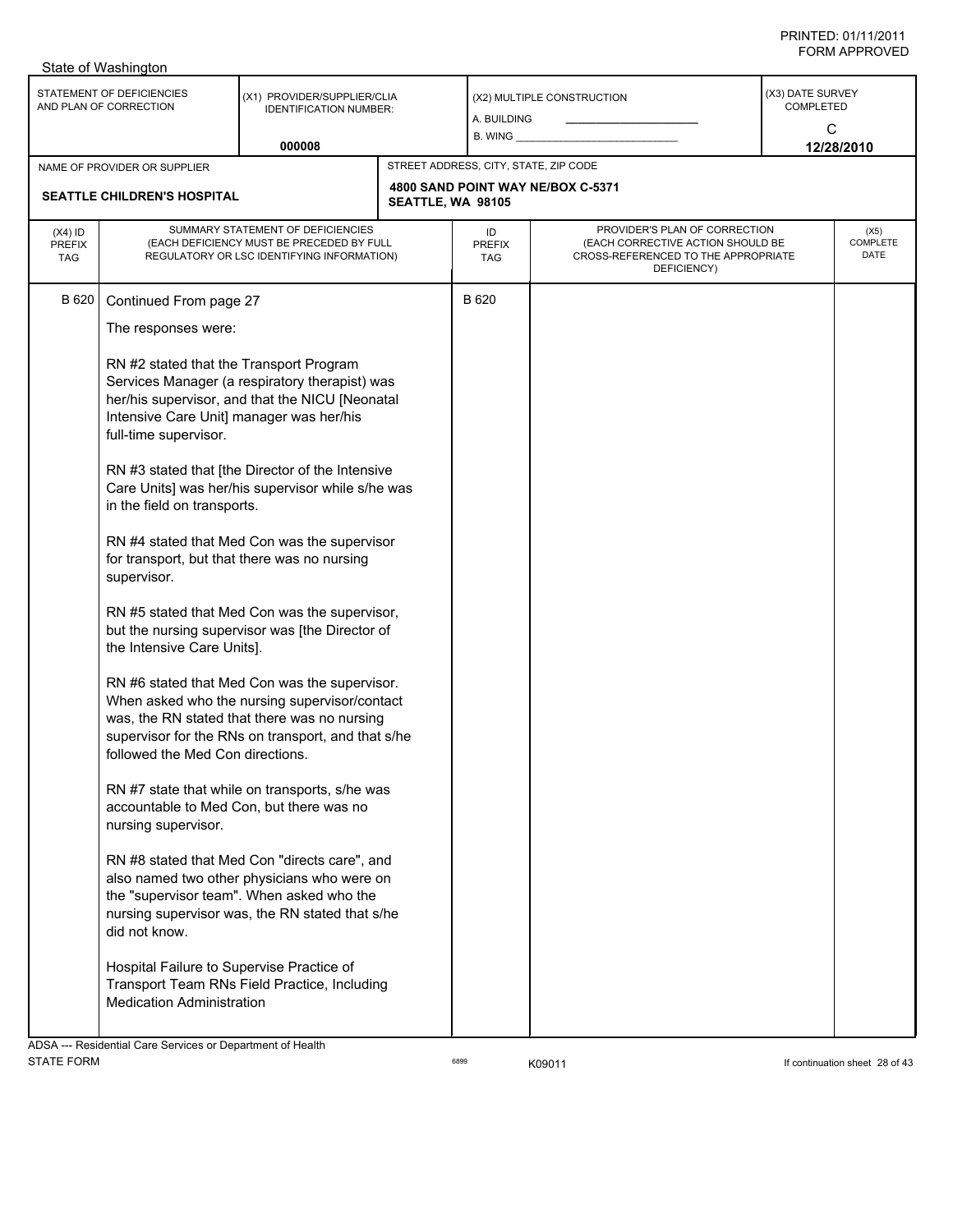State of Washington

| STATEMENT OF DEFICIENCIES AND PLAN OF CORRECTION | (X1) PROVIDER/SUPPLIER/CLIA IDENTIFICATION NUMBER: | (X2) MULTIPLE CONSTRUCTION | (X3) DATE SURVEY COMPLETED |
|---|---|---|---|
| | 000008 | A. BUILDING ______ B. WING ______ | C 12/28/2010 |

| NAME OF PROVIDER OR SUPPLIER | STREET ADDRESS, CITY, STATE, ZIP CODE |
|---|---|
| SEATTLE CHILDREN'S HOSPITAL | 4800 SAND POINT WAY NE/BOX C-5371 SEATTLE, WA 98105 |

| (X4) ID PREFIX TAG | SUMMARY STATEMENT OF DEFICIENCIES (EACH DEFICIENCY MUST BE PRECEDED BY FULL REGULATORY OR LSC IDENTIFYING INFORMATION) | ID PREFIX TAG | PROVIDER'S PLAN OF CORRECTION (EACH CORRECTIVE ACTION SHOULD BE CROSS-REFERENCED TO THE APPROPRIATE DEFICIENCY) | (X5) COMPLETE DATE |
|---|---|---|---|---|
| B 620 | Continued From page 27 | B 620 | | |

The responses were:

RN #2 stated that the Transport Program Services Manager (a respiratory therapist) was her/his supervisor, and that the NICU [Neonatal Intensive Care Unit] manager was her/his full-time supervisor.

RN #3 stated that [the Director of the Intensive Care Units] was her/his supervisor while s/he was in the field on transports.

RN #4 stated that Med Con was the supervisor for transport, but that there was no nursing supervisor.

RN #5 stated that Med Con was the supervisor, but the nursing supervisor was [the Director of the Intensive Care Units].

RN #6 stated that Med Con was the supervisor. When asked who the nursing supervisor/contact was, the RN stated that there was no nursing supervisor for the RNs on transport, and that s/he followed the Med Con directions.

RN #7 state that while on transports, s/he was accountable to Med Con, but there was no nursing supervisor.

RN #8 stated that Med Con "directs care", and also named two other physicians who were on the "supervisor team". When asked who the nursing supervisor was, the RN stated that s/he did not know.

Hospital Failure to Supervise Practice of Transport Team RNs Field Practice, Including Medication Administration

ADSA --- Residential Care Services or Department of Health
STATE FORM 6899 K09011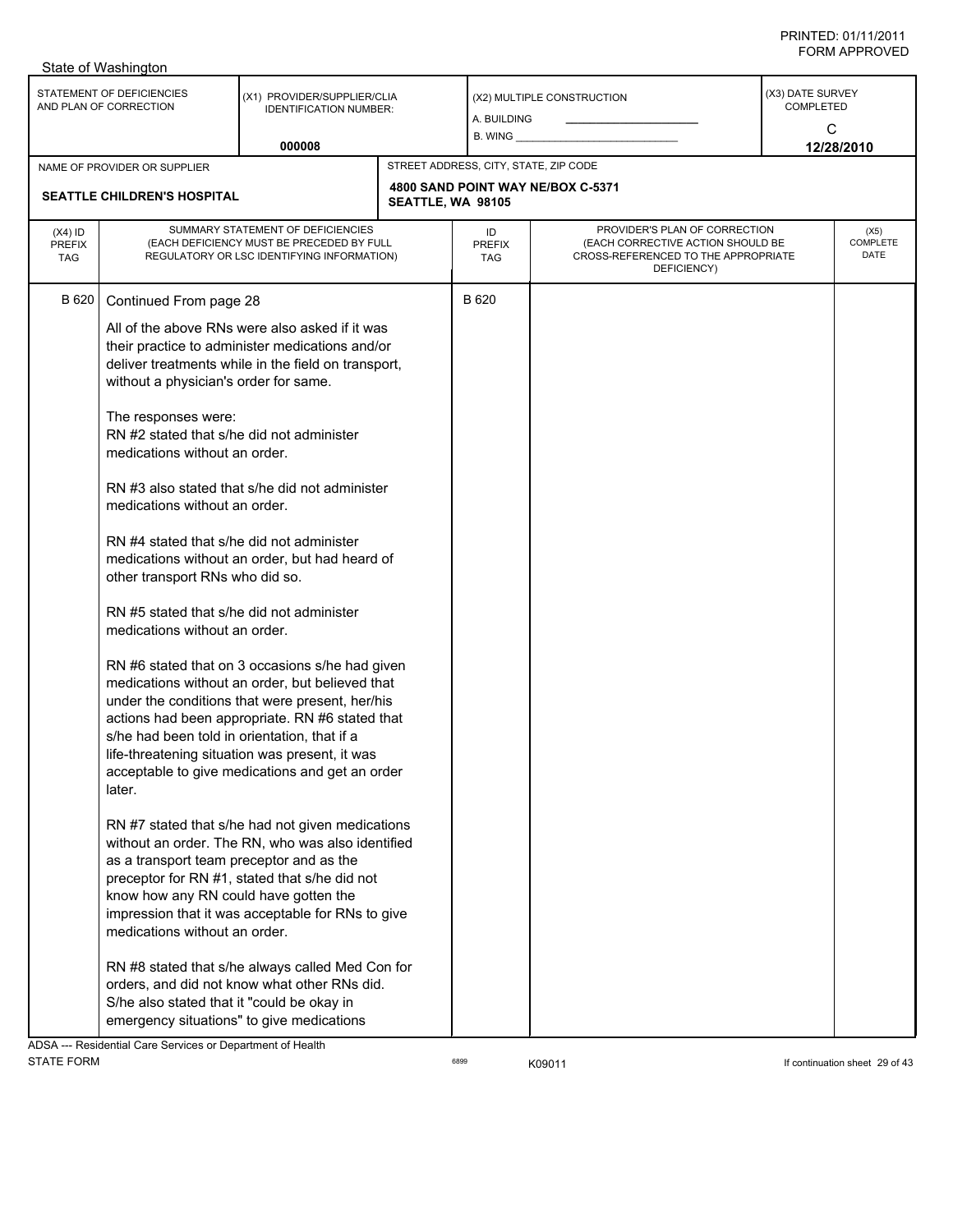State of Washington

| STATEMENT OF DEFICIENCIES AND PLAN OF CORRECTION | (X1) PROVIDER/SUPPLIER/CLIA IDENTIFICATION NUMBER: 000008 | (X2) MULTIPLE CONSTRUCTION A. BUILDING B. WING | (X3) DATE SURVEY COMPLETED C 12/28/2010 |
|---|---|---|---|

| NAME OF PROVIDER OR SUPPLIER | STREET ADDRESS, CITY, STATE, ZIP CODE |
|---|---|
| SEATTLE CHILDREN'S HOSPITAL | 4800 SAND POINT WAY NE/BOX C-5371 SEATTLE, WA 98105 |

| (X4) ID PREFIX TAG | SUMMARY STATEMENT OF DEFICIENCIES (EACH DEFICIENCY MUST BE PRECEDED BY FULL REGULATORY OR LSC IDENTIFYING INFORMATION) | ID PREFIX TAG | PROVIDER'S PLAN OF CORRECTION (EACH CORRECTIVE ACTION SHOULD BE CROSS-REFERENCED TO THE APPROPRIATE DEFICIENCY) | (X5) COMPLETE DATE |
|---|---|---|---|---|
| B 620 | Continued From page 28 | B 620 | | |

All of the above RNs were also asked if it was their practice to administer medications and/or deliver treatments while in the field on transport, without a physician's order for same.

The responses were:
RN #2 stated that s/he did not administer medications without an order.

RN #3 also stated that s/he did not administer medications without an order.

RN #4 stated that s/he did not administer medications without an order, but had heard of other transport RNs who did so.

RN #5 stated that s/he did not administer medications without an order.

RN #6 stated that on 3 occasions s/he had given medications without an order, but believed that under the conditions that were present, her/his actions had been appropriate. RN #6 stated that s/he had been told in orientation, that if a life-threatening situation was present, it was acceptable to give medications and get an order later.

RN #7 stated that s/he had not given medications without an order. The RN, who was also identified as a transport team preceptor and as the preceptor for RN #1, stated that s/he did not know how any RN could have gotten the impression that it was acceptable for RNs to give medications without an order.

RN #8 stated that s/he always called Med Con for orders, and did not know what other RNs did. S/he also stated that it "could be okay in emergency situations" to give medications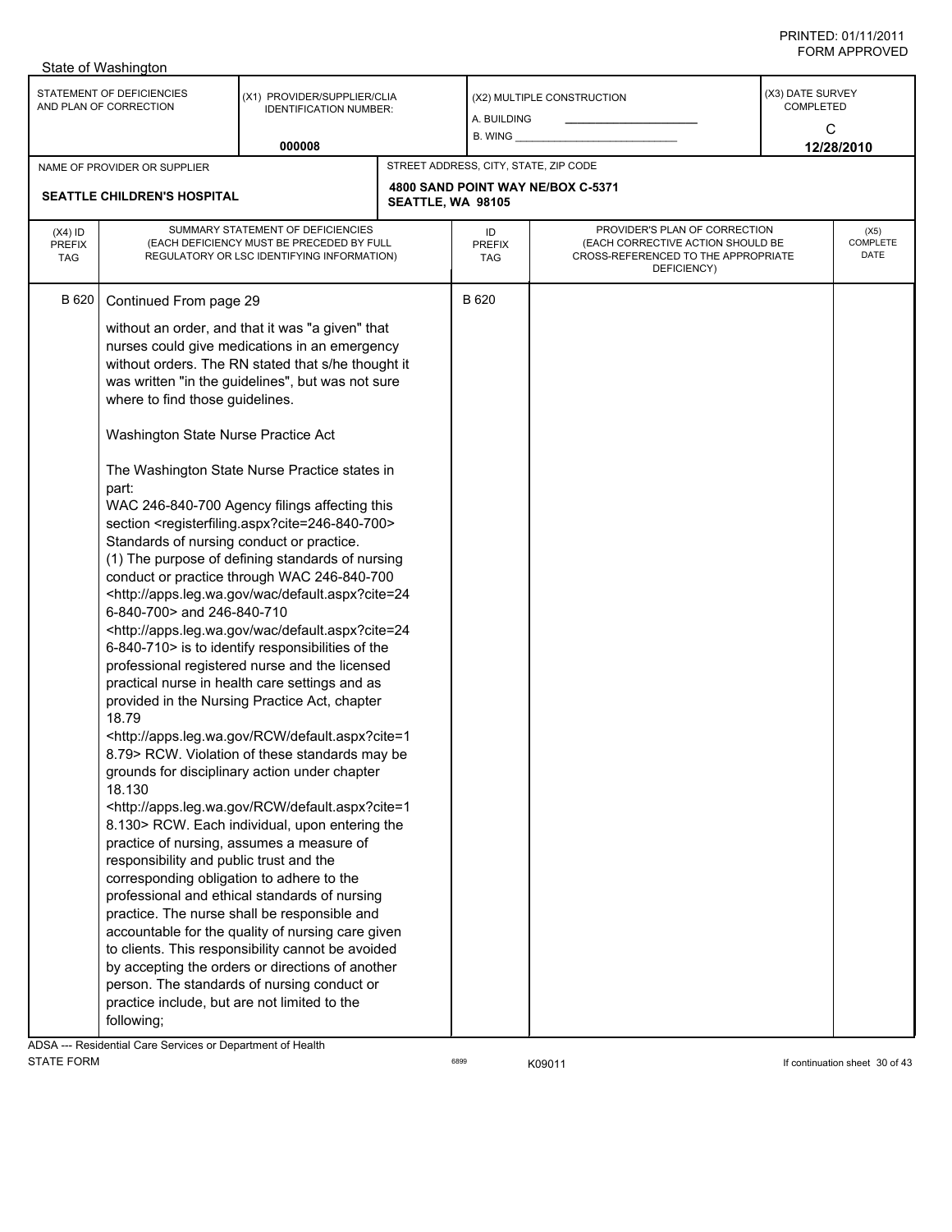State of Washington

| STATEMENT OF DEFICIENCIES AND PLAN OF CORRECTION | (X1) PROVIDER/SUPPLIER/CLIA IDENTIFICATION NUMBER: | (X2) MULTIPLE CONSTRUCTION | (X3) DATE SURVEY COMPLETED |
|---|---|---|---|
| | 000008 | A. BUILDING ______ B. WING ______ | C 12/28/2010 |

| NAME OF PROVIDER OR SUPPLIER | STREET ADDRESS, CITY, STATE, ZIP CODE |
|---|---|
| SEATTLE CHILDREN'S HOSPITAL | 4800 SAND POINT WAY NE/BOX C-5371 SEATTLE, WA 98105 |

| (X4) ID PREFIX TAG | SUMMARY STATEMENT OF DEFICIENCIES (EACH DEFICIENCY MUST BE PRECEDED BY FULL REGULATORY OR LSC IDENTIFYING INFORMATION) | ID PREFIX TAG | PROVIDER'S PLAN OF CORRECTION (EACH CORRECTIVE ACTION SHOULD BE CROSS-REFERENCED TO THE APPROPRIATE DEFICIENCY) | (X5) COMPLETE DATE |
|---|---|---|---|---|
| B 620 | Continued From page 29 | B 620 | | |

without an order, and that it was "a given" that nurses could give medications in an emergency without orders. The RN stated that s/he thought it was written "in the guidelines", but was not sure where to find those guidelines.

Washington State Nurse Practice Act

The Washington State Nurse Practice states in part:
WAC 246-840-700 Agency filings affecting this section <registerfiling.aspx?cite=246-840-700>
Standards of nursing conduct or practice.
(1) The purpose of defining standards of nursing conduct or practice through WAC 246-840-700 <http://apps.leg.wa.gov/wac/default.aspx?cite=246-840-700> and 246-840-710 <http://apps.leg.wa.gov/wac/default.aspx?cite=246-840-710> is to identify responsibilities of the professional registered nurse and the licensed practical nurse in health care settings and as provided in the Nursing Practice Act, chapter 18.79 <http://apps.leg.wa.gov/RCW/default.aspx?cite=18.79> RCW. Violation of these standards may be grounds for disciplinary action under chapter 18.130 <http://apps.leg.wa.gov/RCW/default.aspx?cite=18.130> RCW. Each individual, upon entering the practice of nursing, assumes a measure of responsibility and public trust and the corresponding obligation to adhere to the professional and ethical standards of nursing practice. The nurse shall be responsible and accountable for the quality of nursing care given to clients. This responsibility cannot be avoided by accepting the orders or directions of another person. The standards of nursing conduct or practice include, but are not limited to the following;

ADSA --- Residential Care Services or Department of Health
STATE FORM 6899 K09011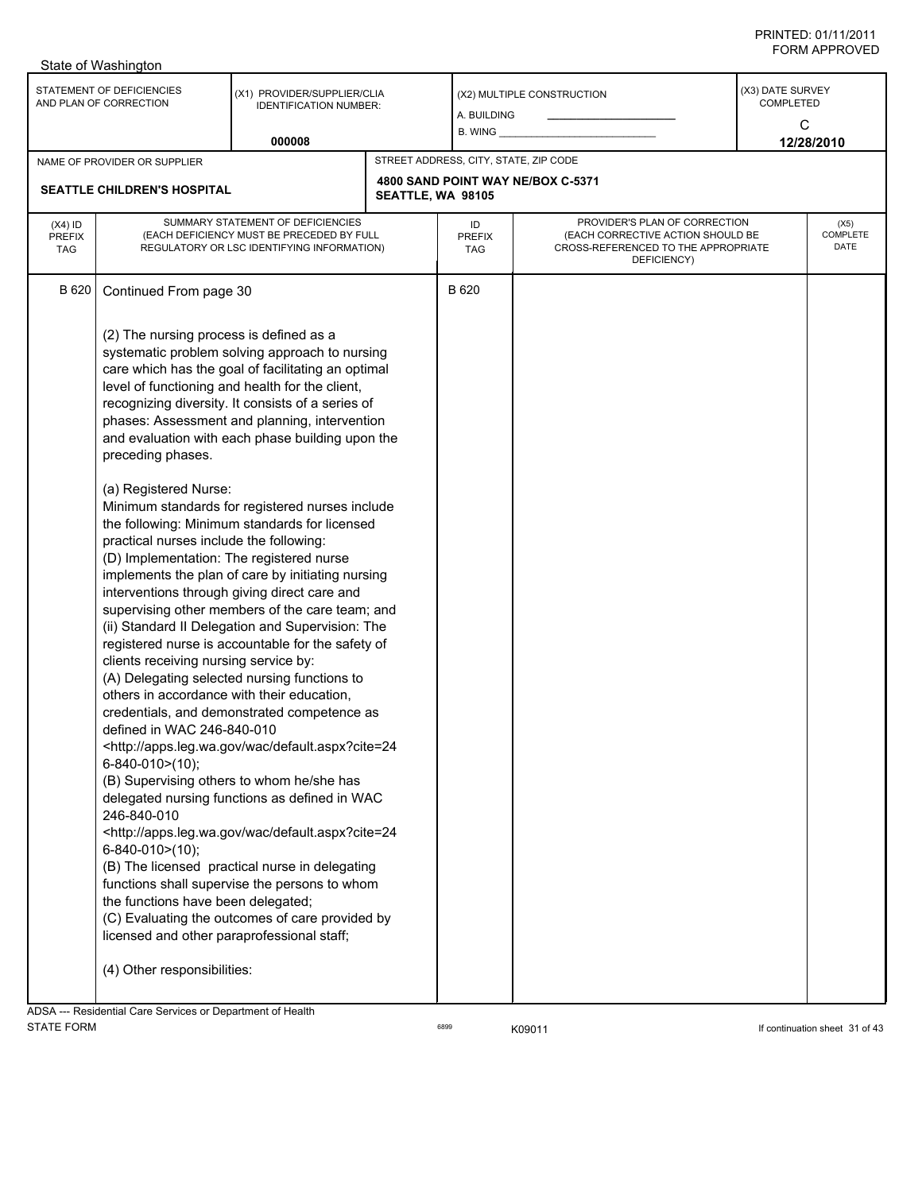| (X4) ID PREFIX TAG | SUMMARY STATEMENT OF DEFICIENCIES (EACH DEFICIENCY MUST BE PRECEDED BY FULL REGULATORY OR LSC IDENTIFYING INFORMATION) | ID PREFIX TAG | PROVIDER'S PLAN OF CORRECTION (EACH CORRECTIVE ACTION SHOULD BE CROSS-REFERENCED TO THE APPROPRIATE DEFICIENCY) | (X5) COMPLETE DATE |
|---|---|---|---|---|
| B 620 | Continued From page 30 | B 620 | | |

(2) The nursing process is defined as a systematic problem solving approach to nursing care which has the goal of facilitating an optimal level of functioning and health for the client, recognizing diversity. It consists of a series of phases: Assessment and planning, intervention and evaluation with each phase building upon the preceding phases.

(a) Registered Nurse:
Minimum standards for registered nurses include the following: Minimum standards for licensed practical nurses include the following:
(D) Implementation: The registered nurse implements the plan of care by initiating nursing interventions through giving direct care and supervising other members of the care team; and
(ii) Standard II Delegation and Supervision: The registered nurse is accountable for the safety of clients receiving nursing service by:
(A) Delegating selected nursing functions to others in accordance with their education, credentials, and demonstrated competence as defined in WAC 246-840-010 <http://apps.leg.wa.gov/wac/default.aspx?cite=246-840-010>(10);
(B) Supervising others to whom he/she has delegated nursing functions as defined in WAC 246-840-010 <http://apps.leg.wa.gov/wac/default.aspx?cite=246-840-010>(10);
(B) The licensed practical nurse in delegating functions shall supervise the persons to whom the functions have been delegated;
(C) Evaluating the outcomes of care provided by licensed and other paraprofessional staff;

(4) Other responsibilities: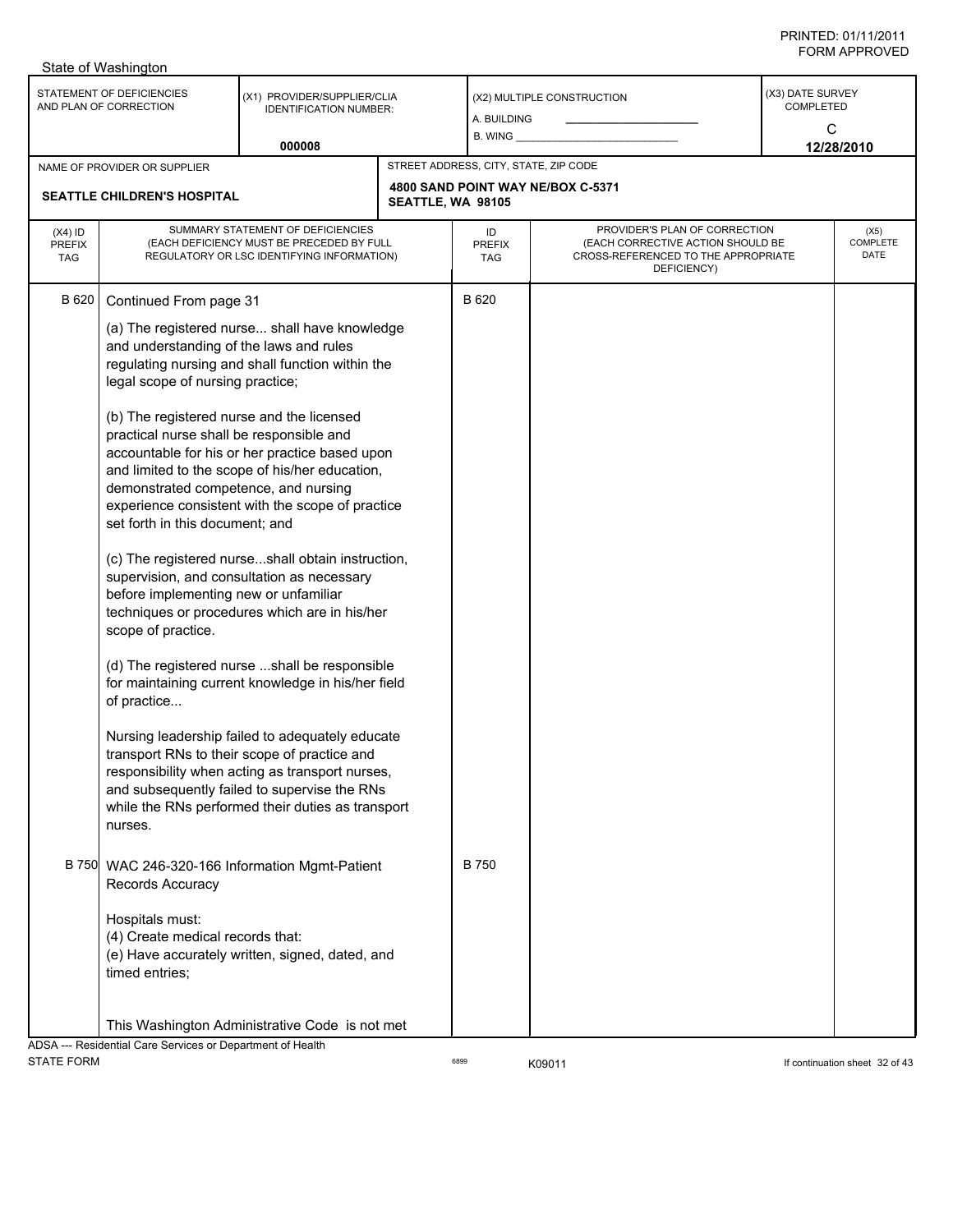State of Washington

| STATEMENT OF DEFICIENCIES AND PLAN OF CORRECTION | (X1) PROVIDER/SUPPLIER/CLIA IDENTIFICATION NUMBER: | (X2) MULTIPLE CONSTRUCTION | (X3) DATE SURVEY COMPLETED |
|---|---|---|---|
| | 000008 | A. BUILDING<br>B. WING | C<br>12/28/2010 |

| NAME OF PROVIDER OR SUPPLIER | STREET ADDRESS, CITY, STATE, ZIP CODE |
|---|---|
| SEATTLE CHILDREN'S HOSPITAL | 4800 SAND POINT WAY NE/BOX C-5371<br>SEATTLE, WA 98105 |

| (X4) ID PREFIX TAG | SUMMARY STATEMENT OF DEFICIENCIES (EACH DEFICIENCY MUST BE PRECEDED BY FULL REGULATORY OR LSC IDENTIFYING INFORMATION) | ID PREFIX TAG | PROVIDER'S PLAN OF CORRECTION (EACH CORRECTIVE ACTION SHOULD BE CROSS-REFERENCED TO THE APPROPRIATE DEFICIENCY) | (X5) COMPLETE DATE |
|---|---|---|---|---|
| B 620 | Continued From page 31<br><br>(a) The registered nurse... shall have knowledge and understanding of the laws and rules regulating nursing and shall function within the legal scope of nursing practice;<br><br>(b) The registered nurse and the licensed practical nurse shall be responsible and accountable for his or her practice based upon and limited to the scope of his/her education, demonstrated competence, and nursing experience consistent with the scope of practice set forth in this document; and<br><br>(c) The registered nurse...shall obtain instruction, supervision, and consultation as necessary before implementing new or unfamiliar techniques or procedures which are in his/her scope of practice.<br><br>(d) The registered nurse ...shall be responsible for maintaining current knowledge in his/her field of practice...<br><br>Nursing leadership failed to adequately educate transport RNs to their scope of practice and responsibility when acting as transport nurses, and subsequently failed to supervise the RNs while the RNs performed their duties as transport nurses. | B 620 | | |
| B 750 | WAC 246-320-166 Information Mgmt-Patient Records Accuracy<br><br>Hospitals must:<br>(4) Create medical records that:<br>(e) Have accurately written, signed, dated, and timed entries;<br><br>This Washington Administrative Code is not met | B 750 | | |

ADSA --- Residential Care Services or Department of Health
STATE FORM 6899 K09011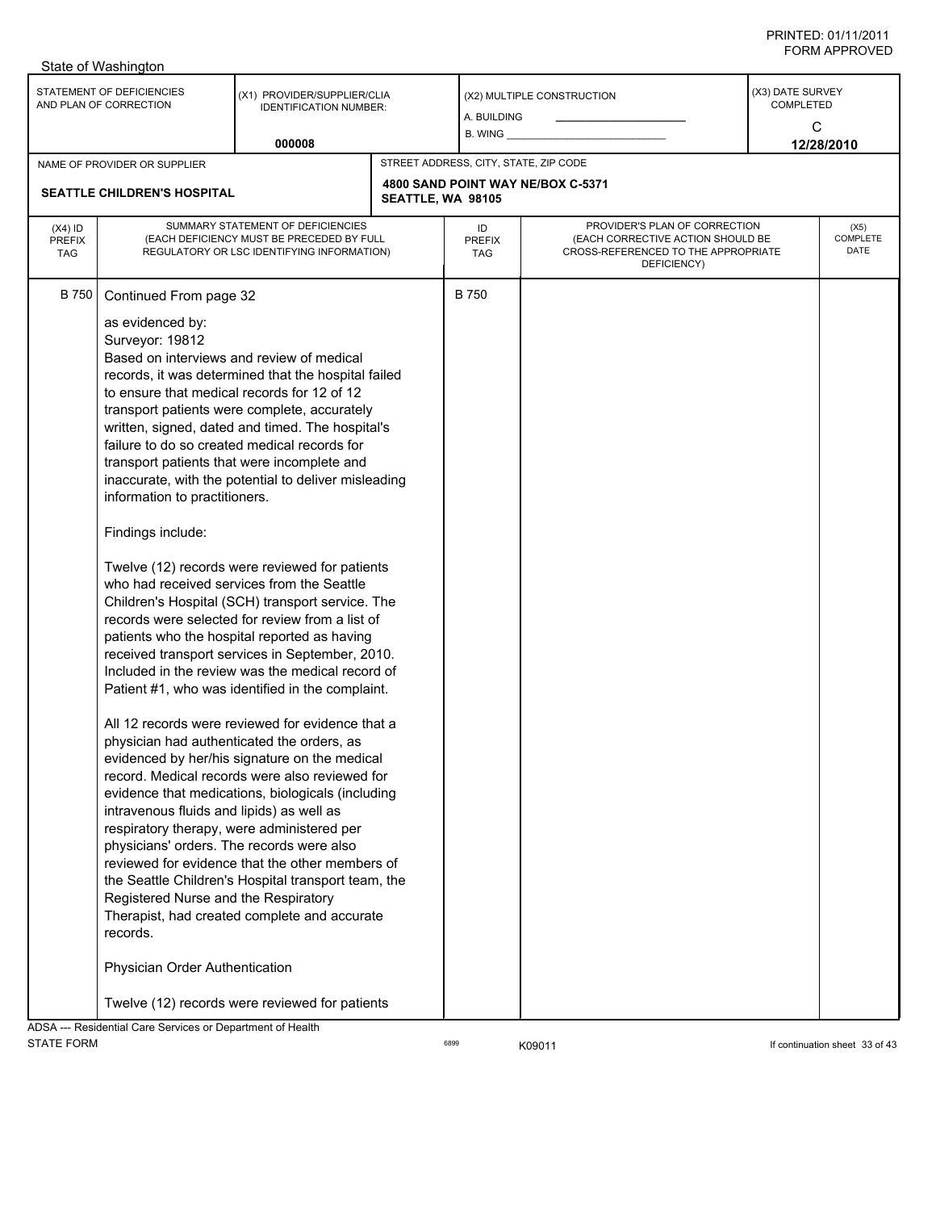| (X4) ID PREFIX TAG | SUMMARY STATEMENT OF DEFICIENCIES (EACH DEFICIENCY MUST BE PRECEDED BY FULL REGULATORY OR LSC IDENTIFYING INFORMATION) | ID PREFIX TAG | PROVIDER'S PLAN OF CORRECTION (EACH CORRECTIVE ACTION SHOULD BE CROSS-REFERENCED TO THE APPROPRIATE DEFICIENCY) | (X5) COMPLETE DATE |
|---|---|---|---|---|
| B 750 | Continued From page 32 | B 750 | | |

as evidenced by:
Surveyor: 19812
Based on interviews and review of medical records, it was determined that the hospital failed to ensure that medical records for 12 of 12 transport patients were complete, accurately written, signed, dated and timed. The hospital's failure to do so created medical records for transport patients that were incomplete and inaccurate, with the potential to deliver misleading information to practitioners.

Findings include:

Twelve (12) records were reviewed for patients who had received services from the Seattle Children's Hospital (SCH) transport service. The records were selected for review from a list of patients who the hospital reported as having received transport services in September, 2010. Included in the review was the medical record of Patient #1, who was identified in the complaint.

All 12 records were reviewed for evidence that a physician had authenticated the orders, as evidenced by her/his signature on the medical record. Medical records were also reviewed for evidence that medications, biologicals (including intravenous fluids and lipids) as well as respiratory therapy, were administered per physicians' orders. The records were also reviewed for evidence that the other members of the Seattle Children's Hospital transport team, the Registered Nurse and the Respiratory Therapist, had created complete and accurate records.

Physician Order Authentication

Twelve (12) records were reviewed for patients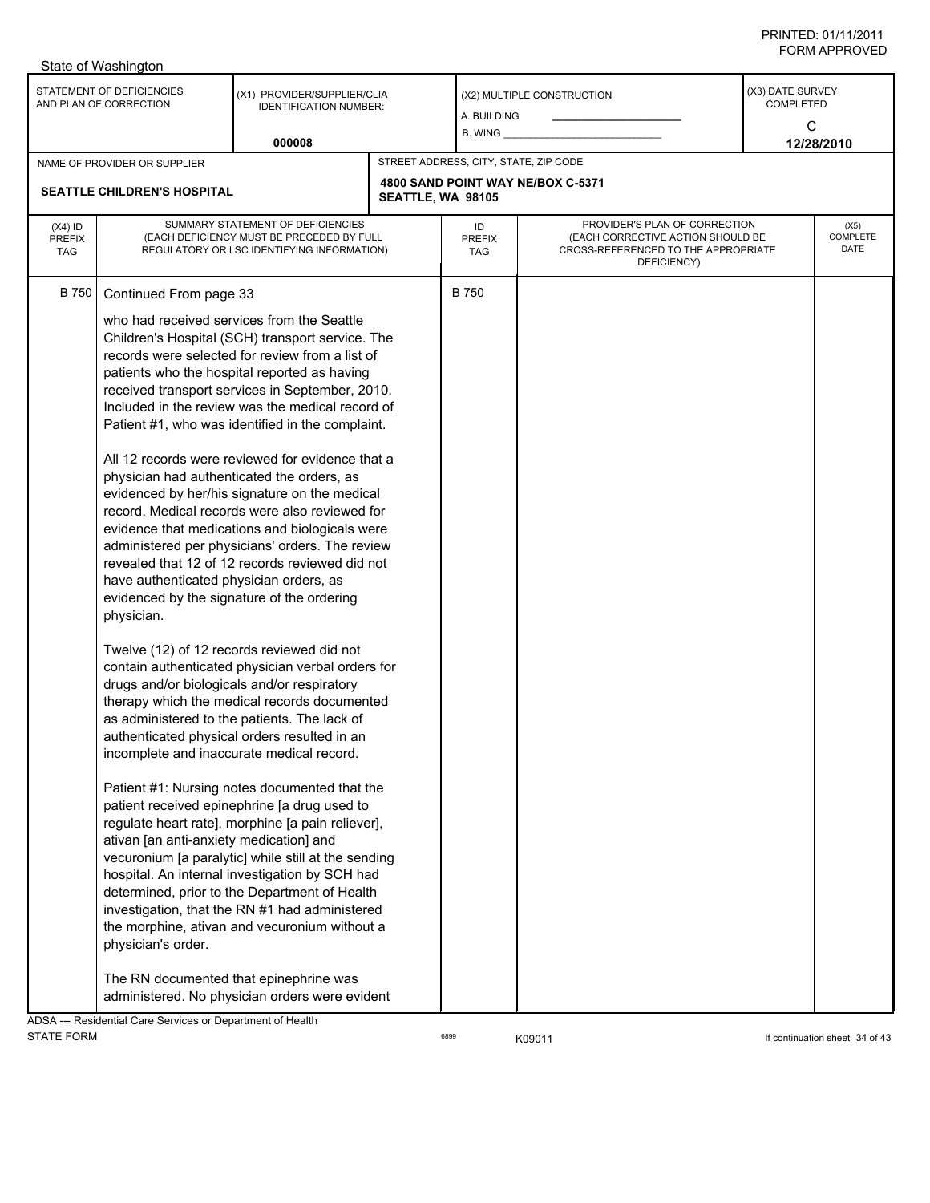State of Washington

PRINTED: 01/11/2011
FORM APPROVED

| STATEMENT OF DEFICIENCIES AND PLAN OF CORRECTION | (X1) PROVIDER/SUPPLIER/CLIA IDENTIFICATION NUMBER: 000008 | (X2) MULTIPLE CONSTRUCTION A. BUILDING B. WING | (X3) DATE SURVEY COMPLETED C 12/28/2010 |
|---|---|---|---|
| NAME OF PROVIDER OR SUPPLIER: SEATTLE CHILDREN'S HOSPITAL | STREET ADDRESS, CITY, STATE, ZIP CODE: 4800 SAND POINT WAY NE/BOX C-5371 SEATTLE, WA 98105 | | |

| (X4) ID PREFIX TAG | SUMMARY STATEMENT OF DEFICIENCIES (EACH DEFICIENCY MUST BE PRECEDED BY FULL REGULATORY OR LSC IDENTIFYING INFORMATION) | ID PREFIX TAG | PROVIDER'S PLAN OF CORRECTION (EACH CORRECTIVE ACTION SHOULD BE CROSS-REFERENCED TO THE APPROPRIATE DEFICIENCY) | (X5) COMPLETE DATE |
|---|---|---|---|---|
| B 750 | Continued From page 33 | B 750 | | |

who had received services from the Seattle Children's Hospital (SCH) transport service. The records were selected for review from a list of patients who the hospital reported as having received transport services in September, 2010. Included in the review was the medical record of Patient #1, who was identified in the complaint.

All 12 records were reviewed for evidence that a physician had authenticated the orders, as evidenced by her/his signature on the medical record. Medical records were also reviewed for evidence that medications and biologicals were administered per physicians' orders. The review revealed that 12 of 12 records reviewed did not have authenticated physician orders, as evidenced by the signature of the ordering physician.

Twelve (12) of 12 records reviewed did not contain authenticated physician verbal orders for drugs and/or biologicals and/or respiratory therapy which the medical records documented as administered to the patients. The lack of authenticated physical orders resulted in an incomplete and inaccurate medical record.

Patient #1: Nursing notes documented that the patient received epinephrine [a drug used to regulate heart rate], morphine [a pain reliever], ativan [an anti-anxiety medication] and vecuronium [a paralytic] while still at the sending hospital. An internal investigation by SCH had determined, prior to the Department of Health investigation, that the RN #1 had administered the morphine, ativan and vecuronium without a physician's order.

The RN documented that epinephrine was administered. No physician orders were evident

ADSA --- Residential Care Services or Department of Health
STATE FORM 6899 K09011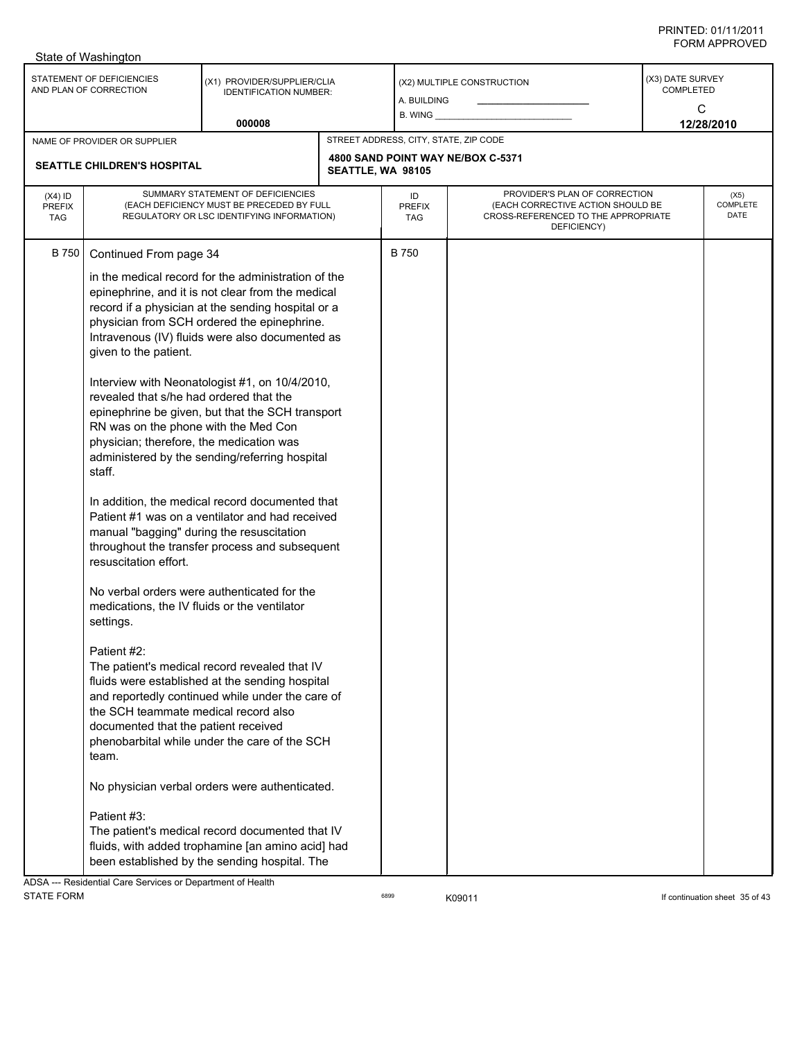State of Washington

| STATEMENT OF DEFICIENCIES AND PLAN OF CORRECTION | (X1) PROVIDER/SUPPLIER/CLIA IDENTIFICATION NUMBER: 000008 | (X2) MULTIPLE CONSTRUCTION A. BUILDING B. WING | (X3) DATE SURVEY COMPLETED C 12/28/2010 |
|---|---|---|---|

| NAME OF PROVIDER OR SUPPLIER | STREET ADDRESS, CITY, STATE, ZIP CODE |
|---|---|
| SEATTLE CHILDREN'S HOSPITAL | 4800 SAND POINT WAY NE/BOX C-5371 SEATTLE, WA 98105 |

| (X4) ID PREFIX TAG | SUMMARY STATEMENT OF DEFICIENCIES (EACH DEFICIENCY MUST BE PRECEDED BY FULL REGULATORY OR LSC IDENTIFYING INFORMATION) | ID PREFIX TAG | PROVIDER'S PLAN OF CORRECTION (EACH CORRECTIVE ACTION SHOULD BE CROSS-REFERENCED TO THE APPROPRIATE DEFICIENCY) | (X5) COMPLETE DATE |
|---|---|---|---|---|
| B 750 | Continued From page 34 | B 750 | | |

in the medical record for the administration of the epinephrine, and it is not clear from the medical record if a physician at the sending hospital or a physician from SCH ordered the epinephrine. Intravenous (IV) fluids were also documented as given to the patient.

Interview with Neonatologist #1, on 10/4/2010, revealed that s/he had ordered that the epinephrine be given, but that the SCH transport RN was on the phone with the Med Con physician; therefore, the medication was administered by the sending/referring hospital staff.

In addition, the medical record documented that Patient #1 was on a ventilator and had received manual "bagging" during the resuscitation throughout the transfer process and subsequent resuscitation effort.

No verbal orders were authenticated for the medications, the IV fluids or the ventilator settings.

Patient #2:
The patient's medical record revealed that IV fluids were established at the sending hospital and reportedly continued while under the care of the SCH teammate medical record also documented that the patient received phenobarbital while under the care of the SCH team.

No physician verbal orders were authenticated.

Patient #3:
The patient's medical record documented that IV fluids, with added trophamine [an amino acid] had been established by the sending hospital. The

ADSA --- Residential Care Services or Department of Health
STATE FORM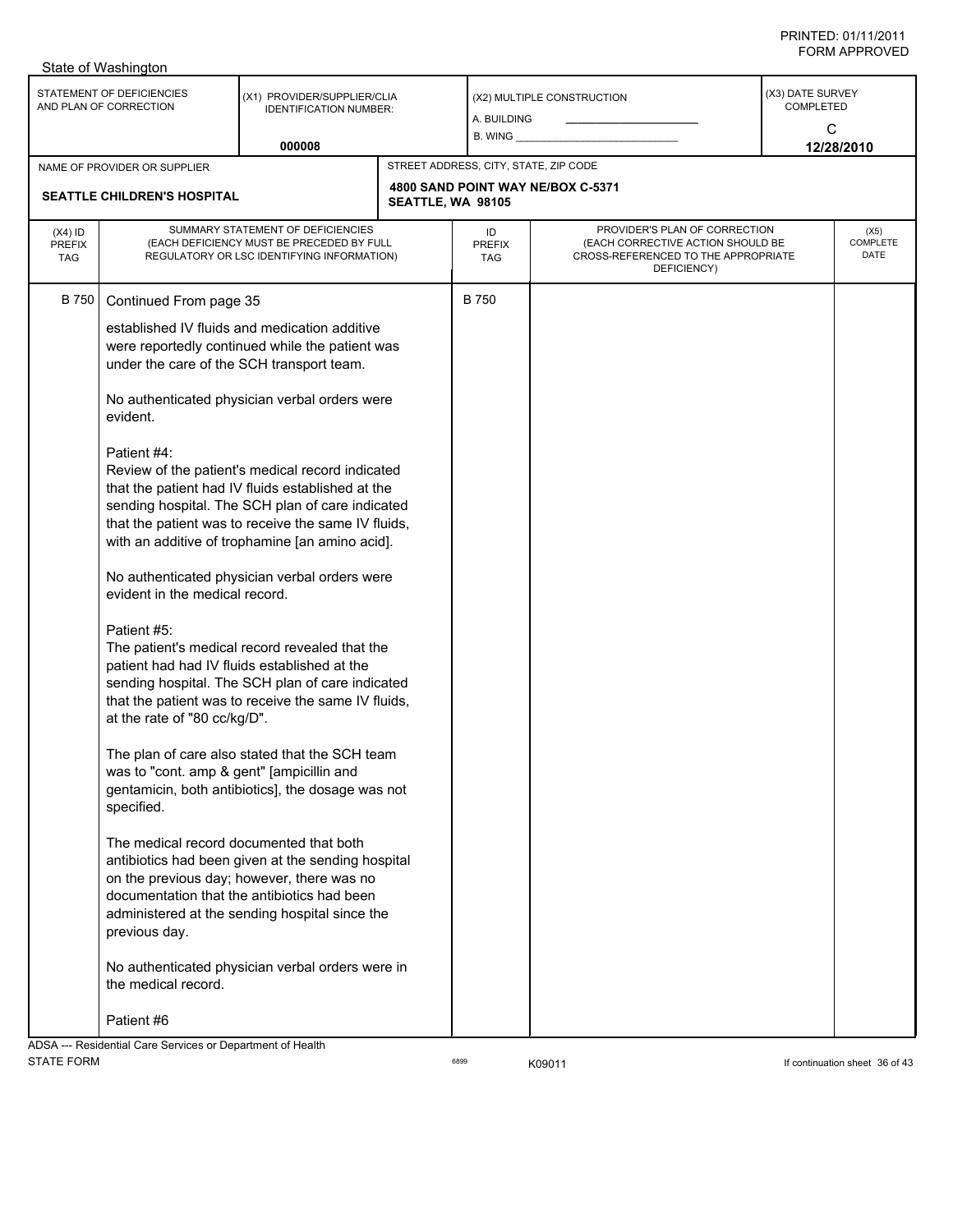State of Washington

| STATEMENT OF DEFICIENCIES AND PLAN OF CORRECTION | (X1) PROVIDER/SUPPLIER/CLIA IDENTIFICATION NUMBER: 000008 | (X2) MULTIPLE CONSTRUCTION A. BUILDING B. WING | (X3) DATE SURVEY COMPLETED C 12/28/2010 |
|---|---|---|---|

| NAME OF PROVIDER OR SUPPLIER | STREET ADDRESS, CITY, STATE, ZIP CODE |
|---|---|
| SEATTLE CHILDREN'S HOSPITAL | 4800 SAND POINT WAY NE/BOX C-5371 SEATTLE, WA 98105 |

| (X4) ID PREFIX TAG | SUMMARY STATEMENT OF DEFICIENCIES (EACH DEFICIENCY MUST BE PRECEDED BY FULL REGULATORY OR LSC IDENTIFYING INFORMATION) | ID PREFIX TAG | PROVIDER'S PLAN OF CORRECTION (EACH CORRECTIVE ACTION SHOULD BE CROSS-REFERENCED TO THE APPROPRIATE DEFICIENCY) | (X5) COMPLETE DATE |
|---|---|---|---|---|
| B 750 | Continued From page 35 | B 750 | | |

established IV fluids and medication additive were reportedly continued while the patient was under the care of the SCH transport team.

No authenticated physician verbal orders were evident.

Patient #4:
Review of the patient's medical record indicated that the patient had IV fluids established at the sending hospital. The SCH plan of care indicated that the patient was to receive the same IV fluids, with an additive of trophamine [an amino acid].

No authenticated physician verbal orders were evident in the medical record.

Patient #5:
The patient's medical record revealed that the patient had had IV fluids established at the sending hospital. The SCH plan of care indicated that the patient was to receive the same IV fluids, at the rate of "80 cc/kg/D".

The plan of care also stated that the SCH team was to "cont. amp & gent" [ampicillin and gentamicin, both antibiotics], the dosage was not specified.

The medical record documented that both antibiotics had been given at the sending hospital on the previous day; however, there was no documentation that the antibiotics had been administered at the sending hospital since the previous day.

No authenticated physician verbal orders were in the medical record.

Patient #6

ADSA --- Residential Care Services or Department of Health
STATE FORM 6899 K09011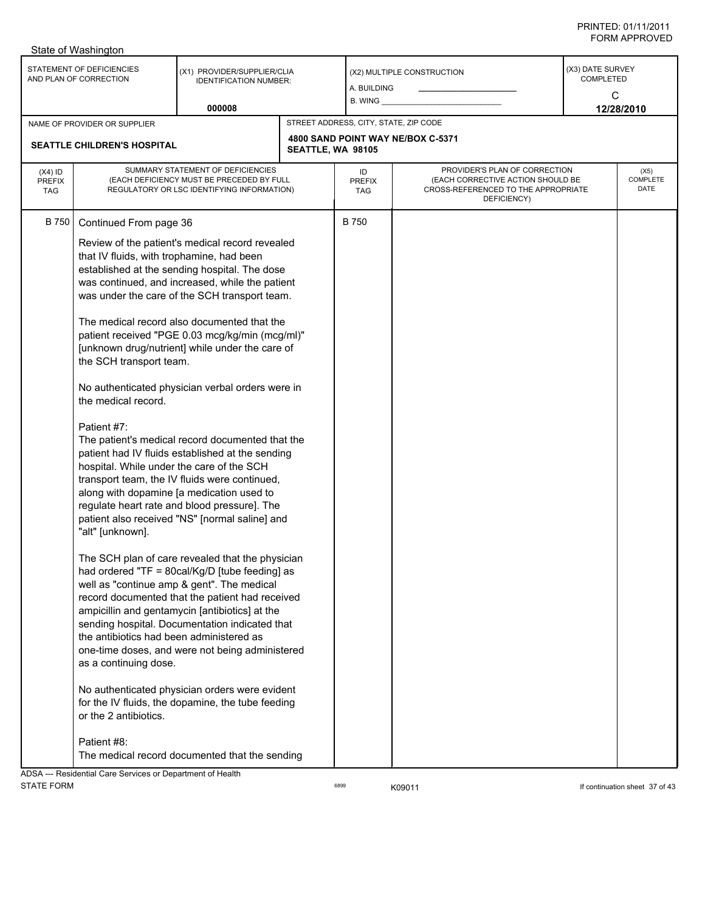State of Washington

| STATEMENT OF DEFICIENCIES AND PLAN OF CORRECTION | (X1) PROVIDER/SUPPLIER/CLIA IDENTIFICATION NUMBER: | (X2) MULTIPLE CONSTRUCTION | (X3) DATE SURVEY COMPLETED |
|---|---|---|---|
| | 000008 | A. BUILDING<br>B. WING | C<br>12/28/2010 |

| NAME OF PROVIDER OR SUPPLIER | STREET ADDRESS, CITY, STATE, ZIP CODE |
|---|---|
| SEATTLE CHILDREN'S HOSPITAL | 4800 SAND POINT WAY NE/BOX C-5371<br>SEATTLE, WA 98105 |

| (X4) ID PREFIX TAG | SUMMARY STATEMENT OF DEFICIENCIES (EACH DEFICIENCY MUST BE PRECEDED BY FULL REGULATORY OR LSC IDENTIFYING INFORMATION) | ID PREFIX TAG | PROVIDER'S PLAN OF CORRECTION (EACH CORRECTIVE ACTION SHOULD BE CROSS-REFERENCED TO THE APPROPRIATE DEFICIENCY) | (X5) COMPLETE DATE |
|---|---|---|---|---|
| B 750 | Continued From page 36 | B 750 | | |

Review of the patient's medical record revealed that IV fluids, with trophamine, had been established at the sending hospital. The dose was continued, and increased, while the patient was under the care of the SCH transport team.

The medical record also documented that the patient received "PGE 0.03 mcg/kg/min (mcg/ml)" [unknown drug/nutrient] while under the care of the SCH transport team.

No authenticated physician verbal orders were in the medical record.

Patient #7:
The patient's medical record documented that the patient had IV fluids established at the sending hospital. While under the care of the SCH transport team, the IV fluids were continued, along with dopamine [a medication used to regulate heart rate and blood pressure]. The patient also received "NS" [normal saline] and "alt" [unknown].

The SCH plan of care revealed that the physician had ordered "TF = 80cal/Kg/D [tube feeding] as well as "continue amp & gent". The medical record documented that the patient had received ampicillin and gentamycin [antibiotics] at the sending hospital. Documentation indicated that the antibiotics had been administered as one-time doses, and were not being administered as a continuing dose.

No authenticated physician orders were evident for the IV fluids, the dopamine, the tube feeding or the 2 antibiotics.

Patient #8:
The medical record documented that the sending

ADSA --- Residential Care Services or Department of Health
STATE FORM 6899 K09011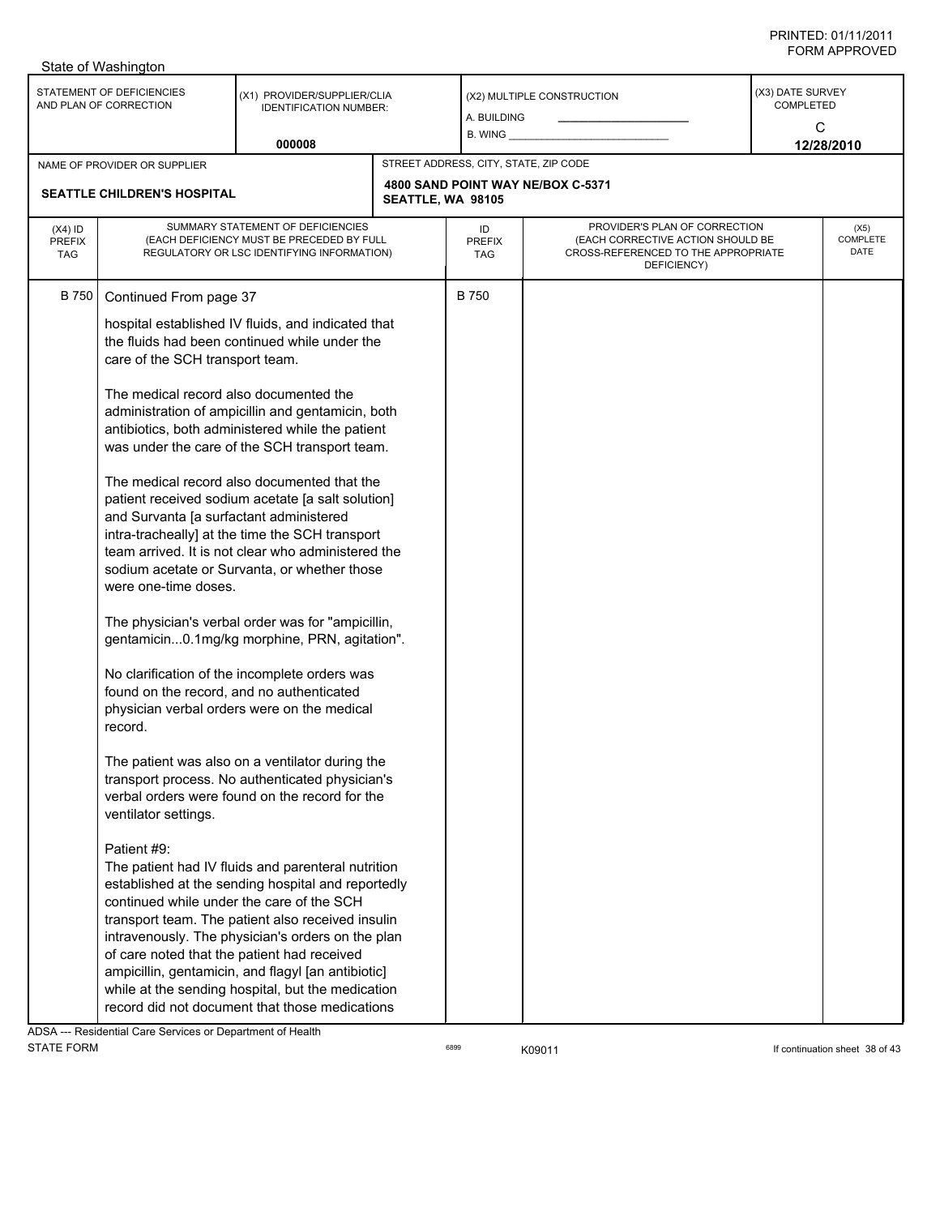State of Washington

| STATEMENT OF DEFICIENCIES AND PLAN OF CORRECTION | (X1) PROVIDER/SUPPLIER/CLIA IDENTIFICATION NUMBER: 000008 | (X2) MULTIPLE CONSTRUCTION A. BUILDING B. WING | (X3) DATE SURVEY COMPLETED C 12/28/2010 |
|---|---|---|---|

| NAME OF PROVIDER OR SUPPLIER | STREET ADDRESS, CITY, STATE, ZIP CODE |
|---|---|
| SEATTLE CHILDREN'S HOSPITAL | 4800 SAND POINT WAY NE/BOX C-5371 SEATTLE, WA 98105 |

| (X4) ID PREFIX TAG | SUMMARY STATEMENT OF DEFICIENCIES (EACH DEFICIENCY MUST BE PRECEDED BY FULL REGULATORY OR LSC IDENTIFYING INFORMATION) | ID PREFIX TAG | PROVIDER'S PLAN OF CORRECTION (EACH CORRECTIVE ACTION SHOULD BE CROSS-REFERENCED TO THE APPROPRIATE DEFICIENCY) | (X5) COMPLETE DATE |
|---|---|---|---|---|
| B 750 | Continued From page 37 | B 750 | | |

hospital established IV fluids, and indicated that the fluids had been continued while under the care of the SCH transport team.

The medical record also documented the administration of ampicillin and gentamicin, both antibiotics, both administered while the patient was under the care of the SCH transport team.

The medical record also documented that the patient received sodium acetate [a salt solution] and Survanta [a surfactant administered intra-tracheally] at the time the SCH transport team arrived. It is not clear who administered the sodium acetate or Survanta, or whether those were one-time doses.

The physician's verbal order was for "ampicillin, gentamicin...0.1mg/kg morphine, PRN, agitation".

No clarification of the incomplete orders was found on the record, and no authenticated physician verbal orders were on the medical record.

The patient was also on a ventilator during the transport process. No authenticated physician's verbal orders were found on the record for the ventilator settings.

Patient #9:
The patient had IV fluids and parenteral nutrition established at the sending hospital and reportedly continued while under the care of the SCH transport team. The patient also received insulin intravenously. The physician's orders on the plan of care noted that the patient had received ampicillin, gentamicin, and flagyl [an antibiotic] while at the sending hospital, but the medication record did not document that those medications

ADSA --- Residential Care Services or Department of Health
STATE FORM 6899 K09011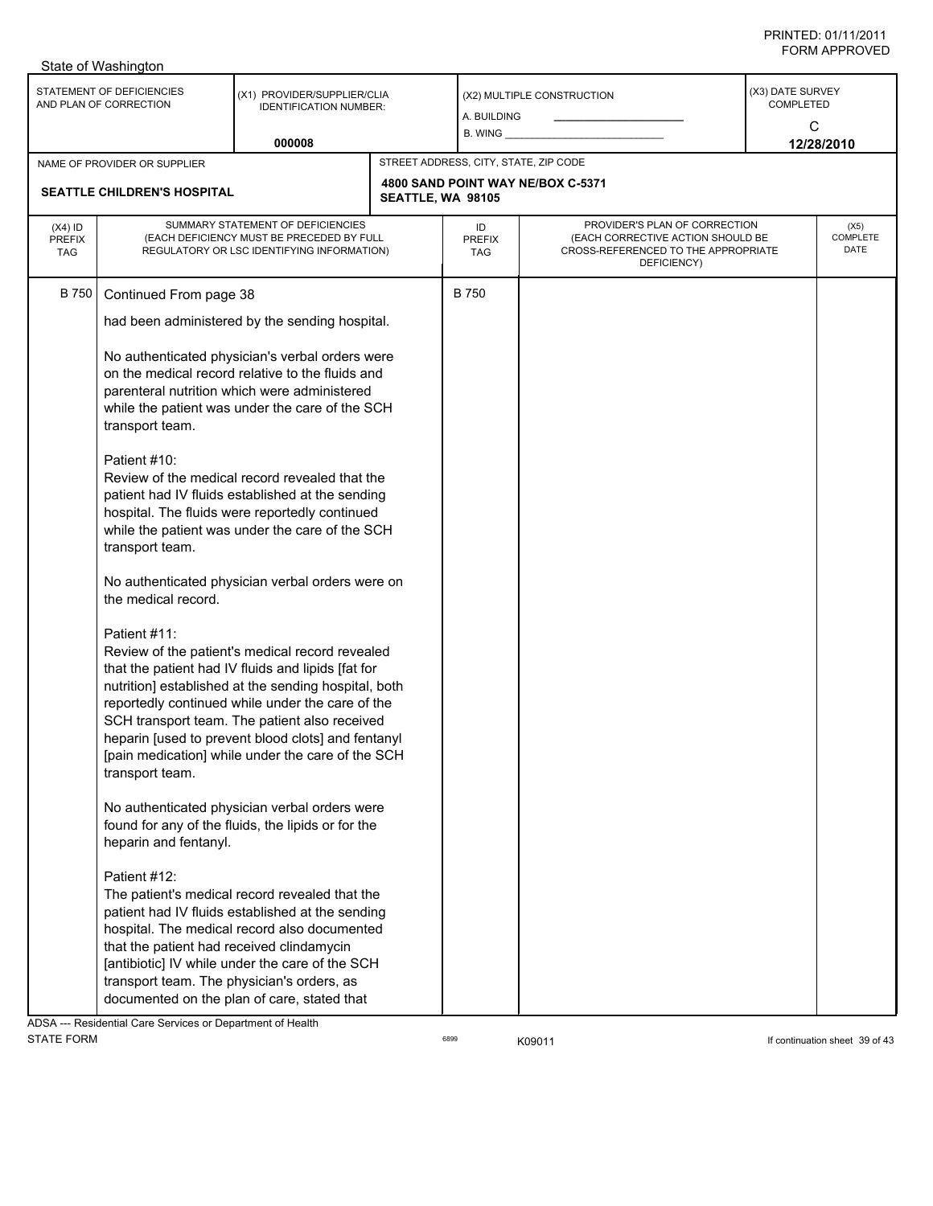| STATEMENT OF DEFICIENCIES AND PLAN OF CORRECTION | (X1) PROVIDER/SUPPLIER/CLIA IDENTIFICATION NUMBER: 000008 | (X2) MULTIPLE CONSTRUCTION A. BUILDING B. WING | (X3) DATE SURVEY COMPLETED C 12/28/2010 |
|---|---|---|---|

| NAME OF PROVIDER OR SUPPLIER | STREET ADDRESS, CITY, STATE, ZIP CODE |
|---|---|
| SEATTLE CHILDREN'S HOSPITAL | 4800 SAND POINT WAY NE/BOX C-5371 SEATTLE, WA 98105 |

| (X4) ID PREFIX TAG | SUMMARY STATEMENT OF DEFICIENCIES (EACH DEFICIENCY MUST BE PRECEDED BY FULL REGULATORY OR LSC IDENTIFYING INFORMATION) | ID PREFIX TAG | PROVIDER'S PLAN OF CORRECTION (EACH CORRECTIVE ACTION SHOULD BE CROSS-REFERENCED TO THE APPROPRIATE DEFICIENCY) | (X5) COMPLETE DATE |
|---|---|---|---|---|
| B 750 | Continued From page 38 | B 750 | | |

had been administered by the sending hospital.

No authenticated physician's verbal orders were on the medical record relative to the fluids and parenteral nutrition which were administered while the patient was under the care of the SCH transport team.

Patient #10:
Review of the medical record revealed that the patient had IV fluids established at the sending hospital. The fluids were reportedly continued while the patient was under the care of the SCH transport team.

No authenticated physician verbal orders were on the medical record.

Patient #11:
Review of the patient's medical record revealed that the patient had IV fluids and lipids [fat for nutrition] established at the sending hospital, both reportedly continued while under the care of the SCH transport team. The patient also received heparin [used to prevent blood clots] and fentanyl [pain medication] while under the care of the SCH transport team.

No authenticated physician verbal orders were found for any of the fluids, the lipids or for the heparin and fentanyl.

Patient #12:
The patient's medical record revealed that the patient had IV fluids established at the sending hospital. The medical record also documented that the patient had received clindamycin [antibiotic] IV while under the care of the SCH transport team. The physician's orders, as documented on the plan of care, stated that

ADSA --- Residential Care Services or Department of Health
STATE FORM 6899 K09011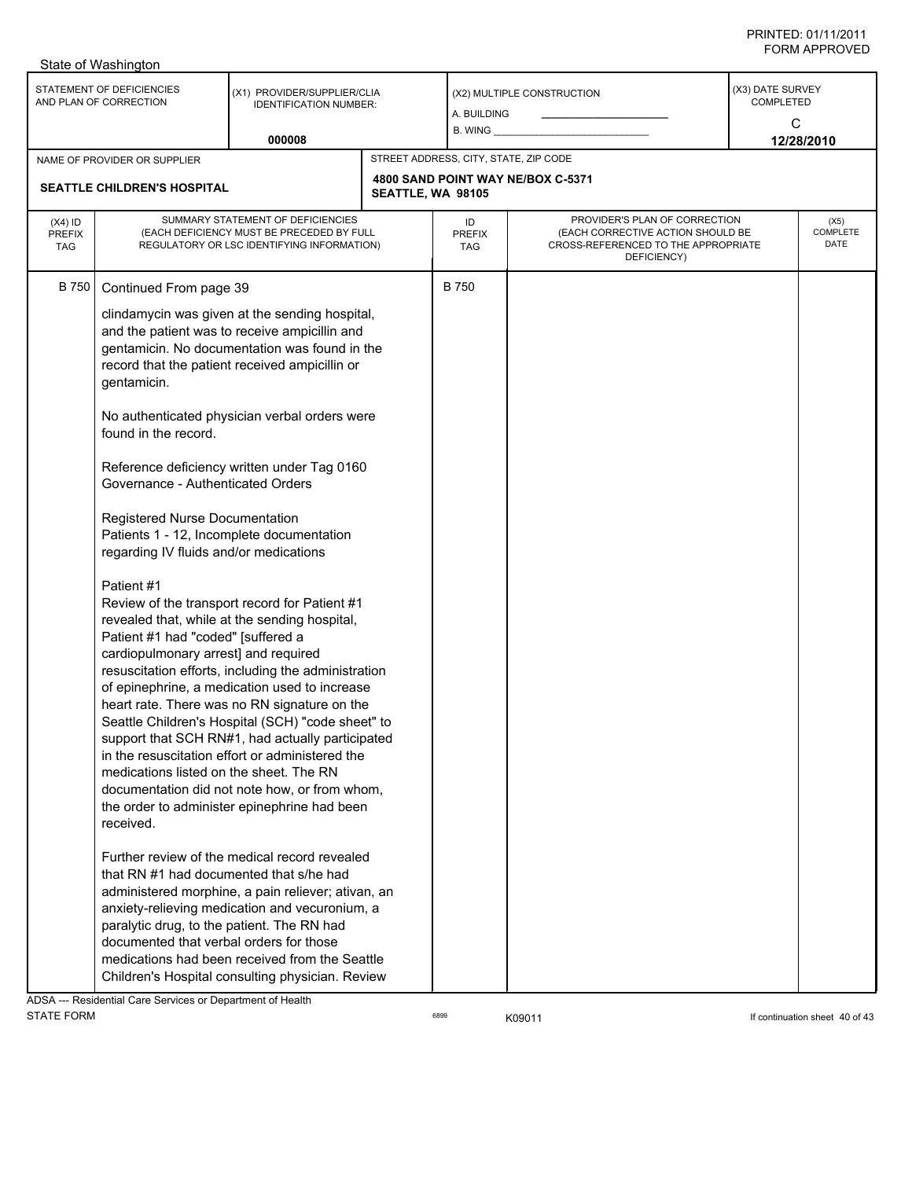State of Washington

| STATEMENT OF DEFICIENCIES AND PLAN OF CORRECTION | (X1) PROVIDER/SUPPLIER/CLIA IDENTIFICATION NUMBER: | (X2) MULTIPLE CONSTRUCTION | (X3) DATE SURVEY COMPLETED |
|---|---|---|---|
| | 000008 | A. BUILDING<br>B. WING | C<br>12/28/2010 |

| NAME OF PROVIDER OR SUPPLIER | STREET ADDRESS, CITY, STATE, ZIP CODE |
|---|---|
| SEATTLE CHILDREN'S HOSPITAL | 4800 SAND POINT WAY NE/BOX C-5371<br>SEATTLE, WA 98105 |

| (X4) ID PREFIX TAG | SUMMARY STATEMENT OF DEFICIENCIES (EACH DEFICIENCY MUST BE PRECEDED BY FULL REGULATORY OR LSC IDENTIFYING INFORMATION) | ID PREFIX TAG | PROVIDER'S PLAN OF CORRECTION (EACH CORRECTIVE ACTION SHOULD BE CROSS-REFERENCED TO THE APPROPRIATE DEFICIENCY) | (X5) COMPLETE DATE |
|---|---|---|---|---|
| B 750 | Continued From page 39 | B 750 | | |

clindamycin was given at the sending hospital, and the patient was to receive ampicillin and gentamicin. No documentation was found in the record that the patient received ampicillin or gentamicin.

No authenticated physician verbal orders were found in the record.

Reference deficiency written under Tag 0160 Governance - Authenticated Orders

Registered Nurse Documentation
Patients 1 - 12, Incomplete documentation regarding IV fluids and/or medications

Patient #1
Review of the transport record for Patient #1 revealed that, while at the sending hospital, Patient #1 had "coded" [suffered a cardiopulmonary arrest] and required resuscitation efforts, including the administration of epinephrine, a medication used to increase heart rate. There was no RN signature on the Seattle Children's Hospital (SCH) "code sheet" to support that SCH RN#1, had actually participated in the resuscitation effort or administered the medications listed on the sheet. The RN documentation did not note how, or from whom, the order to administer epinephrine had been received.

Further review of the medical record revealed that RN #1 had documented that s/he had administered morphine, a pain reliever; ativan, an anxiety-relieving medication and vecuronium, a paralytic drug, to the patient. The RN had documented that verbal orders for those medications had been received from the Seattle Children's Hospital consulting physician. Review

ADSA --- Residential Care Services or Department of Health
STATE FORM 6899 K09011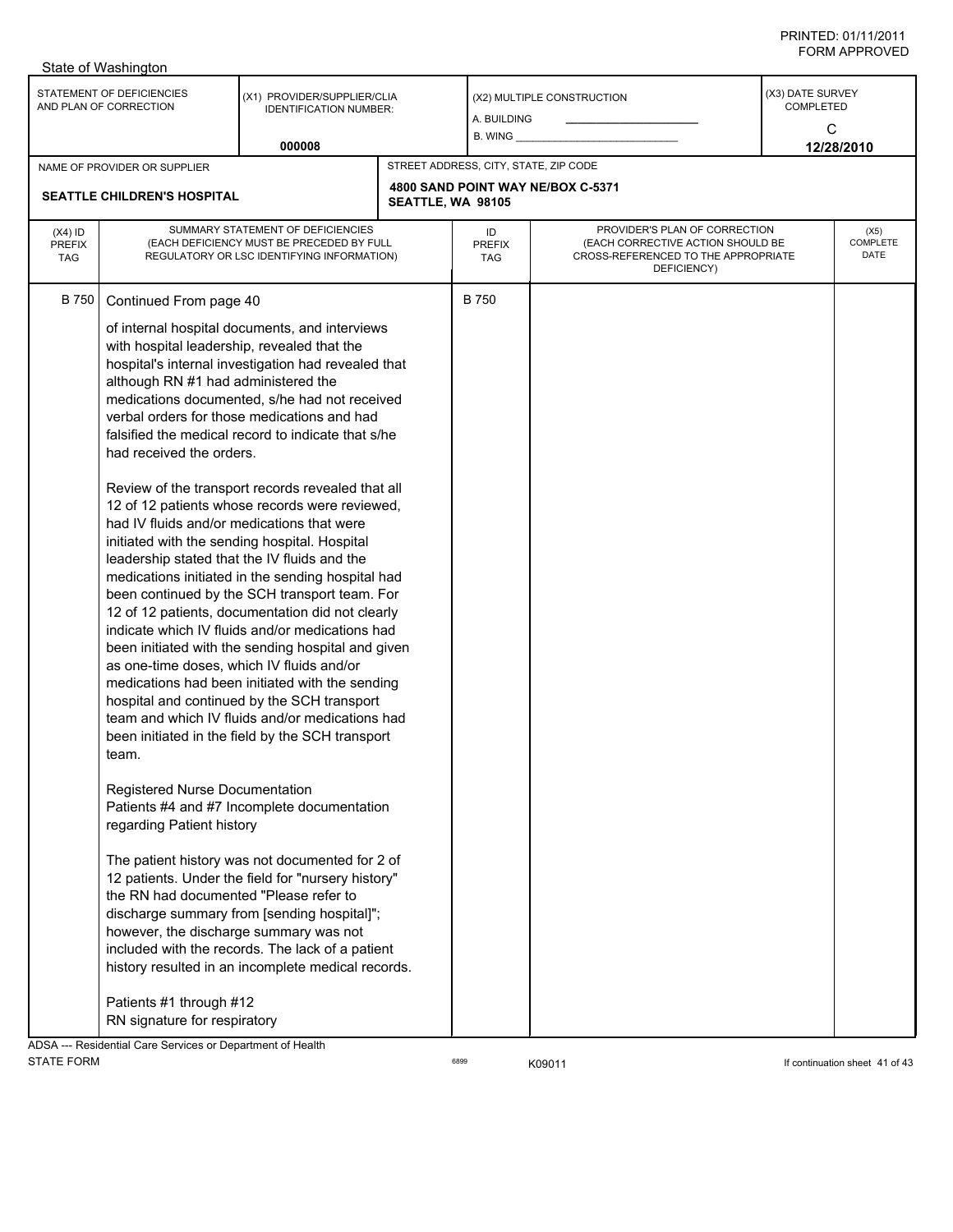State of Washington

| STATEMENT OF DEFICIENCIES AND PLAN OF CORRECTION | (X1) PROVIDER/SUPPLIER/CLIA IDENTIFICATION NUMBER: 000008 | (X2) MULTIPLE CONSTRUCTION A. BUILDING B. WING | (X3) DATE SURVEY COMPLETED C 12/28/2010 |
|---|---|---|---|

| NAME OF PROVIDER OR SUPPLIER | STREET ADDRESS, CITY, STATE, ZIP CODE |
|---|---|
| SEATTLE CHILDREN'S HOSPITAL | 4800 SAND POINT WAY NE/BOX C-5371 SEATTLE, WA 98105 |

| (X4) ID PREFIX TAG | SUMMARY STATEMENT OF DEFICIENCIES (EACH DEFICIENCY MUST BE PRECEDED BY FULL REGULATORY OR LSC IDENTIFYING INFORMATION) | ID PREFIX TAG | PROVIDER'S PLAN OF CORRECTION (EACH CORRECTIVE ACTION SHOULD BE CROSS-REFERENCED TO THE APPROPRIATE DEFICIENCY) | (X5) COMPLETE DATE |
|---|---|---|---|---|
| B 750 | Continued From page 40 | B 750 | | |

of internal hospital documents, and interviews with hospital leadership, revealed that the hospital's internal investigation had revealed that although RN #1 had administered the medications documented, s/he had not received verbal orders for those medications and had falsified the medical record to indicate that s/he had received the orders.

Review of the transport records revealed that all 12 of 12 patients whose records were reviewed, had IV fluids and/or medications that were initiated with the sending hospital. Hospital leadership stated that the IV fluids and the medications initiated in the sending hospital had been continued by the SCH transport team. For 12 of 12 patients, documentation did not clearly indicate which IV fluids and/or medications had been initiated with the sending hospital and given as one-time doses, which IV fluids and/or medications had been initiated with the sending hospital and continued by the SCH transport team and which IV fluids and/or medications had been initiated in the field by the SCH transport team.

Registered Nurse Documentation
Patients #4 and #7 Incomplete documentation regarding Patient history

The patient history was not documented for 2 of 12 patients. Under the field for "nursery history" the RN had documented "Please refer to discharge summary from [sending hospital]"; however, the discharge summary was not included with the records. The lack of a patient history resulted in an incomplete medical records.

Patients #1 through #12
RN signature for respiratory

ADSA --- Residential Care Services or Department of Health
STATE FORM 6899 K09011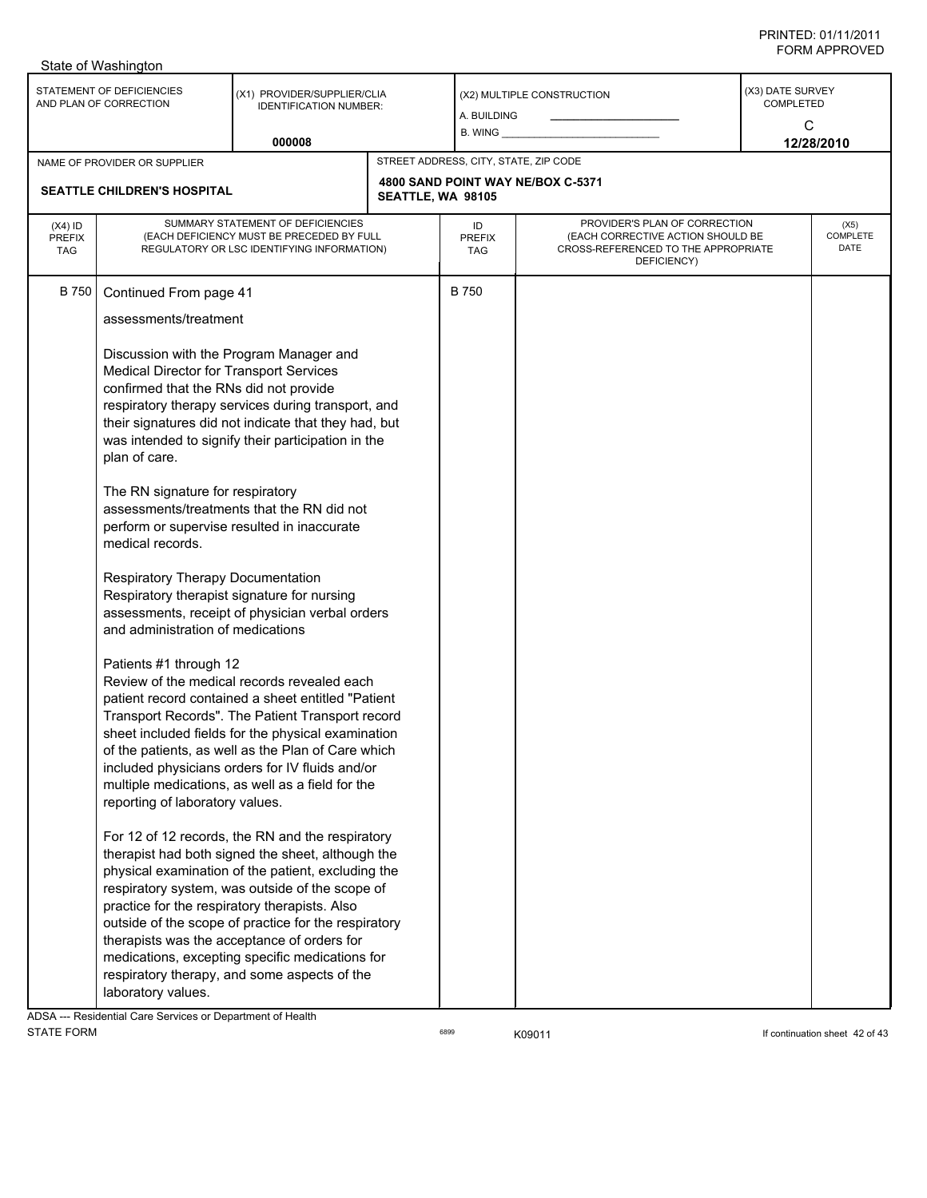State of Washington

| STATEMENT OF DEFICIENCIES AND PLAN OF CORRECTION | (X1) PROVIDER/SUPPLIER/CLIA IDENTIFICATION NUMBER: | (X2) MULTIPLE CONSTRUCTION | (X3) DATE SURVEY COMPLETED |
|---|---|---|---|
| | 000008 | A. BUILDING ___ B. WING ___ | C 12/28/2010 |

| NAME OF PROVIDER OR SUPPLIER | STREET ADDRESS, CITY, STATE, ZIP CODE |
|---|---|
| SEATTLE CHILDREN'S HOSPITAL | 4800 SAND POINT WAY NE/BOX C-5371 SEATTLE, WA 98105 |

| (X4) ID PREFIX TAG | SUMMARY STATEMENT OF DEFICIENCIES (EACH DEFICIENCY MUST BE PRECEDED BY FULL REGULATORY OR LSC IDENTIFYING INFORMATION) | ID PREFIX TAG | PROVIDER'S PLAN OF CORRECTION (EACH CORRECTIVE ACTION SHOULD BE CROSS-REFERENCED TO THE APPROPRIATE DEFICIENCY) | (X5) COMPLETE DATE |
|---|---|---|---|---|
| B 750 | Continued From page 41 | B 750 | | |

assessments/treatment

Discussion with the Program Manager and Medical Director for Transport Services confirmed that the RNs did not provide respiratory therapy services during transport, and their signatures did not indicate that they had, but was intended to signify their participation in the plan of care.

The RN signature for respiratory assessments/treatments that the RN did not perform or supervise resulted in inaccurate medical records.

Respiratory Therapy Documentation
Respiratory therapist signature for nursing assessments, receipt of physician verbal orders and administration of medications

Patients #1 through 12
Review of the medical records revealed each patient record contained a sheet entitled "Patient Transport Records". The Patient Transport record sheet included fields for the physical examination of the patients, as well as the Plan of Care which included physicians orders for IV fluids and/or multiple medications, as well as a field for the reporting of laboratory values.

For 12 of 12 records, the RN and the respiratory therapist had both signed the sheet, although the physical examination of the patient, excluding the respiratory system, was outside of the scope of practice for the respiratory therapists. Also outside of the scope of practice for the respiratory therapists was the acceptance of orders for medications, excepting specific medications for respiratory therapy, and some aspects of the laboratory values.

ADSA --- Residential Care Services or Department of Health
STATE FORM 6899 K09011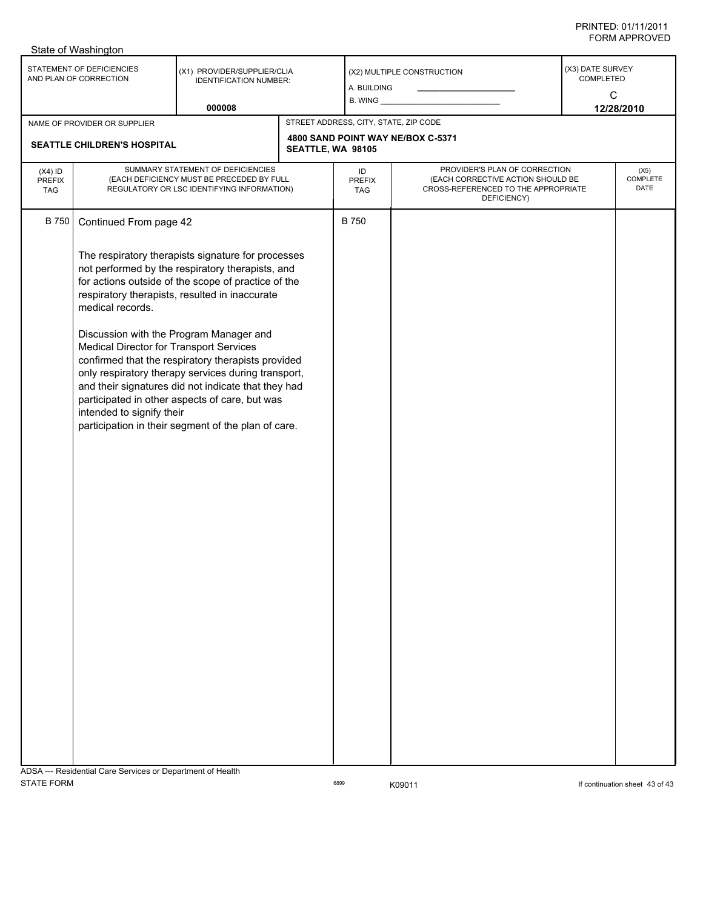State of Washington

| STATEMENT OF DEFICIENCIES AND PLAN OF CORRECTION | (X1) PROVIDER/SUPPLIER/CLIA IDENTIFICATION NUMBER: 000008 | (X2) MULTIPLE CONSTRUCTION A. BUILDING B. WING | (X3) DATE SURVEY COMPLETED C 12/28/2010 |
|---|---|---|---|

NAME OF PROVIDER OR SUPPLIER: **SEATTLE CHILDREN'S HOSPITAL**

STREET ADDRESS, CITY, STATE, ZIP CODE: **4800 SAND POINT WAY NE/BOX C-5371 SEATTLE, WA 98105**

| (X4) ID PREFIX TAG | SUMMARY STATEMENT OF DEFICIENCIES (EACH DEFICIENCY MUST BE PRECEDED BY FULL REGULATORY OR LSC IDENTIFYING INFORMATION) | ID PREFIX TAG | PROVIDER'S PLAN OF CORRECTION (EACH CORRECTIVE ACTION SHOULD BE CROSS-REFERENCED TO THE APPROPRIATE DEFICIENCY) | (X5) COMPLETE DATE |
|---|---|---|---|---|
| B 750 | Continued From page 42<br><br>The respiratory therapists signature for processes not performed by the respiratory therapists, and for actions outside of the scope of practice of the respiratory therapists, resulted in inaccurate medical records.<br><br>Discussion with the Program Manager and Medical Director for Transport Services confirmed that the respiratory therapists provided only respiratory therapy services during transport, and their signatures did not indicate that they had participated in other aspects of care, but was intended to signify their participation in their segment of the plan of care. | B 750 | | |

ADSA --- Residential Care Services or Department of Health
STATE FORM 6899 K09011